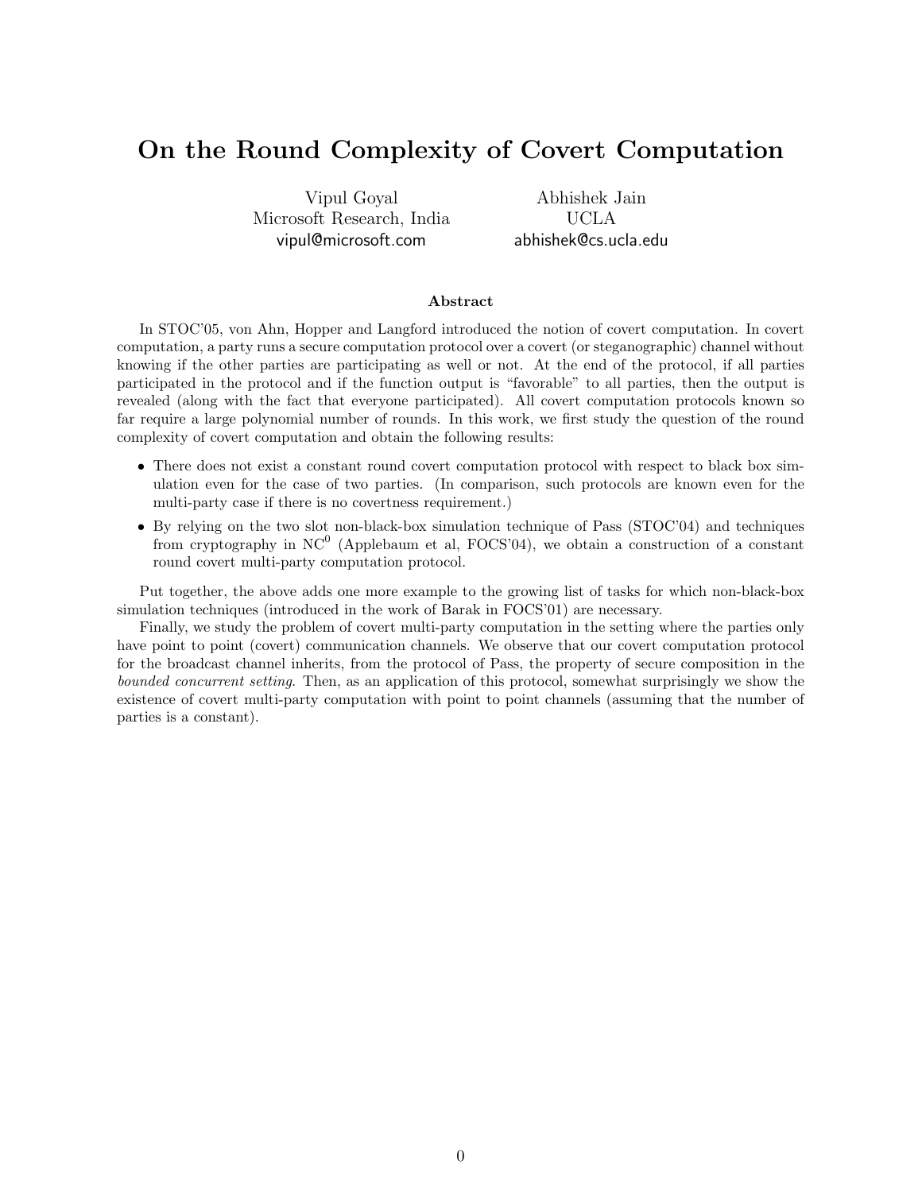# On the Round Complexity of Covert Computation

Vipul Goyal
Microsoft Research, India
vipul@microsoft.com

Abhishek Jain
UCLA
abhishek@cs.ucla.edu

### Abstract

In STOC'05, von Ahn, Hopper and Langford introduced the notion of covert computation. In covert computation, a party runs a secure computation protocol over a covert (or steganographic) channel without knowing if the other parties are participating as well or not. At the end of the protocol, if all parties participated in the protocol and if the function output is "favorable" to all parties, then the output is revealed (along with the fact that everyone participated). All covert computation protocols known so far require a large polynomial number of rounds. In this work, we first study the question of the round complexity of covert computation and obtain the following results:

- There does not exist a constant round covert computation protocol with respect to black box simulation even for the case of two parties. (In comparison, such protocols are known even for the multi-party case if there is no covertness requirement.)
- By relying on the two slot non-black-box simulation technique of Pass (STOC'04) and techniques from cryptography in $NC^0$ (Applebaum et al, FOCS'04), we obtain a construction of a constant round covert multi-party computation protocol.

Put together, the above adds one more example to the growing list of tasks for which non-black-box simulation techniques (introduced in the work of Barak in FOCS'01) are necessary.

Finally, we study the problem of covert multi-party computation in the setting where the parties only have point to point (covert) communication channels. We observe that our covert computation protocol for the broadcast channel inherits, from the protocol of Pass, the property of secure composition in the *bounded concurrent setting*. Then, as an application of this protocol, somewhat surprisingly we show the existence of covert multi-party computation with point to point channels (assuming that the number of parties is a constant).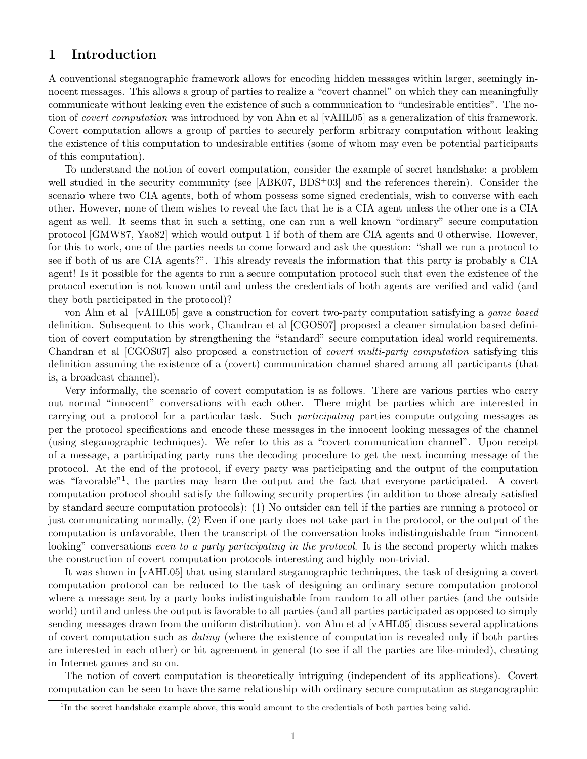# 1 Introduction

A conventional steganographic framework allows for encoding hidden messages within larger, seemingly innocent messages. This allows a group of parties to realize a "covert channel" on which they can meaningfully communicate without leaking even the existence of such a communication to "undesirable entities". The notion of *covert computation* was introduced by von Ahn et al [vAHL05] as a generalization of this framework. Covert computation allows a group of parties to securely perform arbitrary computation without leaking the existence of this computation to undesirable entities (some of whom may even be potential participants of this computation).

To understand the notion of covert computation, consider the example of secret handshake: a problem well studied in the security community (see [ABK07, BDS+03] and the references therein). Consider the scenario where two CIA agents, both of whom possess some signed credentials, wish to converse with each other. However, none of them wishes to reveal the fact that he is a CIA agent unless the other one is a CIA agent as well. It seems that in such a setting, one can run a well known "ordinary" secure computation protocol [GMW87, Yao82] which would output 1 if both of them are CIA agents and 0 otherwise. However, for this to work, one of the parties needs to come forward and ask the question: "shall we run a protocol to see if both of us are CIA agents?". This already reveals the information that this party is probably a CIA agent! Is it possible for the agents to run a secure computation protocol such that even the existence of the protocol execution is not known until and unless the credentials of both agents are verified and valid (and they both participated in the protocol)?

von Ahn et al [vAHL05] gave a construction for covert two-party computation satisfying a *game based* definition. Subsequent to this work, Chandran et al [CGOS07] proposed a cleaner simulation based definition of covert computation by strengthening the "standard" secure computation ideal world requirements. Chandran et al [CGOS07] also proposed a construction of *covert multi-party computation* satisfying this definition assuming the existence of a (covert) communication channel shared among all participants (that is, a broadcast channel).

Very informally, the scenario of covert computation is as follows. There are various parties who carry out normal "innocent" conversations with each other. There might be parties which are interested in carrying out a protocol for a particular task. Such *participating* parties compute outgoing messages as per the protocol specifications and encode these messages in the innocent looking messages of the channel (using steganographic techniques). We refer to this as a "covert communication channel". Upon receipt of a message, a participating party runs the decoding procedure to get the next incoming message of the protocol. At the end of the protocol, if every party was participating and the output of the computation was "favorable"[1], the parties may learn the output and the fact that everyone participated. A covert computation protocol should satisfy the following security properties (in addition to those already satisfied by standard secure computation protocols): (1) No outsider can tell if the parties are running a protocol or just communicating normally, (2) Even if one party does not take part in the protocol, or the output of the computation is unfavorable, then the transcript of the conversation looks indistinguishable from "innocent looking" conversations *even to a party participating in the protocol*. It is the second property which makes the construction of covert computation protocols interesting and highly non-trivial.

It was shown in [vAHL05] that using standard steganographic techniques, the task of designing a covert computation protocol can be reduced to the task of designing an ordinary secure computation protocol where a message sent by a party looks indistinguishable from random to all other parties (and the outside world) until and unless the output is favorable to all parties (and all parties participated as opposed to simply sending messages drawn from the uniform distribution). von Ahn et al [vAHL05] discuss several applications of covert computation such as *dating* (where the existence of computation is revealed only if both parties are interested in each other) or bit agreement in general (to see if all the parties are like-minded), cheating in Internet games and so on.

The notion of covert computation is theoretically intriguing (independent of its applications). Covert computation can be seen to have the same relationship with ordinary secure computation as steganographic

[1] In the secret handshake example above, this would amount to the credentials of both parties being valid.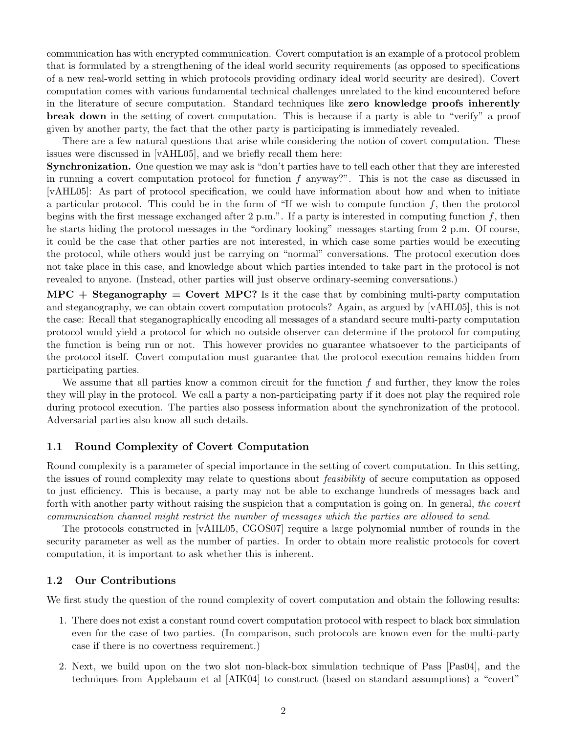communication has with encrypted communication. Covert computation is an example of a protocol problem that is formulated by a strengthening of the ideal world security requirements (as opposed to specifications of a new real-world setting in which protocols providing ordinary ideal world security are desired). Covert computation comes with various fundamental technical challenges unrelated to the kind encountered before in the literature of secure computation. Standard techniques like **zero knowledge proofs inherently break down** in the setting of covert computation. This is because if a party is able to "verify" a proof given by another party, the fact that the other party is participating is immediately revealed.

There are a few natural questions that arise while considering the notion of covert computation. These issues were discussed in [vAHL05], and we briefly recall them here:

**Synchronization.** One question we may ask is "don't parties have to tell each other that they are interested in running a covert computation protocol for function $f$ anyway?". This is not the case as discussed in [vAHL05]: As part of protocol specification, we could have information about how and when to initiate a particular protocol. This could be in the form of "If we wish to compute function $f$, then the protocol begins with the first message exchanged after 2 p.m.". If a party is interested in computing function $f$, then he starts hiding the protocol messages in the "ordinary looking" messages starting from 2 p.m. Of course, it could be the case that other parties are not interested, in which case some parties would be executing the protocol, while others would just be carrying on "normal" conversations. The protocol execution does not take place in this case, and knowledge about which parties intended to take part in the protocol is not revealed to anyone. (Instead, other parties will just observe ordinary-seeming conversations.)

**MPC + Steganography = Covert MPC?** Is it the case that by combining multi-party computation and steganography, we can obtain covert computation protocols? Again, as argued by [vAHL05], this is not the case: Recall that steganographically encoding all messages of a standard secure multi-party computation protocol would yield a protocol for which no outside observer can determine if the protocol for computing the function is being run or not. This however provides no guarantee whatsoever to the participants of the protocol itself. Covert computation must guarantee that the protocol execution remains hidden from participating parties.

We assume that all parties know a common circuit for the function $f$ and further, they know the roles they will play in the protocol. We call a party a non-participating party if it does not play the required role during protocol execution. The parties also possess information about the synchronization of the protocol. Adversarial parties also know all such details.

## 1.1 Round Complexity of Covert Computation

Round complexity is a parameter of special importance in the setting of covert computation. In this setting, the issues of round complexity may relate to questions about *feasibility* of secure computation as opposed to just efficiency. This is because, a party may not be able to exchange hundreds of messages back and forth with another party without raising the suspicion that a computation is going on. In general, *the covert communication channel might restrict the number of messages which the parties are allowed to send.*

The protocols constructed in [vAHL05, CGOS07] require a large polynomial number of rounds in the security parameter as well as the number of parties. In order to obtain more realistic protocols for covert computation, it is important to ask whether this is inherent.

## 1.2 Our Contributions

We first study the question of the round complexity of covert computation and obtain the following results:

1. There does not exist a constant round covert computation protocol with respect to black box simulation even for the case of two parties. (In comparison, such protocols are known even for the multi-party case if there is no covertness requirement.)

2. Next, we build upon on the two slot non-black-box simulation technique of Pass [Pas04], and the techniques from Applebaum et al [AIK04] to construct (based on standard assumptions) a "covert"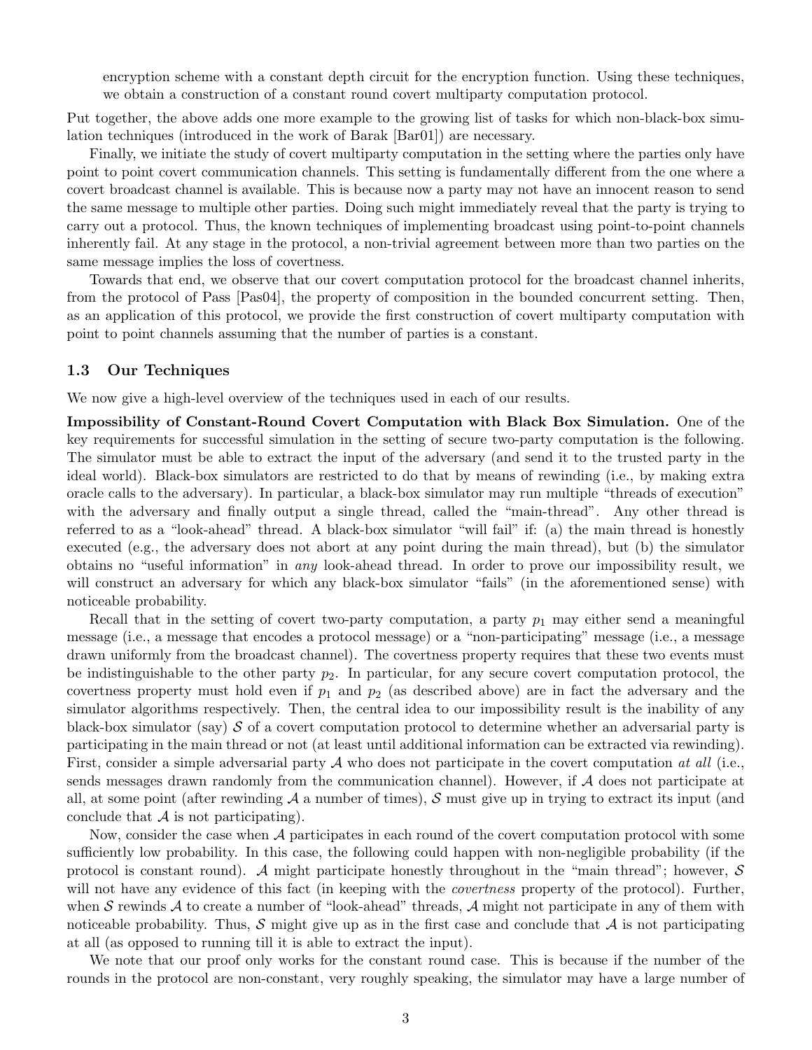encryption scheme with a constant depth circuit for the encryption function. Using these techniques, we obtain a construction of a constant round covert multiparty computation protocol.

Put together, the above adds one more example to the growing list of tasks for which non-black-box simulation techniques (introduced in the work of Barak [Bar01]) are necessary.

Finally, we initiate the study of covert multiparty computation in the setting where the parties only have point to point covert communication channels. This setting is fundamentally different from the one where a covert broadcast channel is available. This is because now a party may not have an innocent reason to send the same message to multiple other parties. Doing such might immediately reveal that the party is trying to carry out a protocol. Thus, the known techniques of implementing broadcast using point-to-point channels inherently fail. At any stage in the protocol, a non-trivial agreement between more than two parties on the same message implies the loss of covertness.

Towards that end, we observe that our covert computation protocol for the broadcast channel inherits, from the protocol of Pass [Pas04], the property of composition in the bounded concurrent setting. Then, as an application of this protocol, we provide the first construction of covert multiparty computation with point to point channels assuming that the number of parties is a constant.

### 1.3 Our Techniques

We now give a high-level overview of the techniques used in each of our results.

**Impossibility of Constant-Round Covert Computation with Black Box Simulation.** One of the key requirements for successful simulation in the setting of secure two-party computation is the following. The simulator must be able to extract the input of the adversary (and send it to the trusted party in the ideal world). Black-box simulators are restricted to do that by means of rewinding (i.e., by making extra oracle calls to the adversary). In particular, a black-box simulator may run multiple "threads of execution" with the adversary and finally output a single thread, called the "main-thread". Any other thread is referred to as a "look-ahead" thread. A black-box simulator "will fail" if: (a) the main thread is honestly executed (e.g., the adversary does not abort at any point during the main thread), but (b) the simulator obtains no "useful information" in *any* look-ahead thread. In order to prove our impossibility result, we will construct an adversary for which any black-box simulator "fails" (in the aforementioned sense) with noticeable probability.

Recall that in the setting of covert two-party computation, a party $p_1$ may either send a meaningful message (i.e., a message that encodes a protocol message) or a "non-participating" message (i.e., a message drawn uniformly from the broadcast channel). The covertness property requires that these two events must be indistinguishable to the other party $p_2$. In particular, for any secure covert computation protocol, the covertness property must hold even if $p_1$ and $p_2$ (as described above) are in fact the adversary and the simulator algorithms respectively. Then, the central idea to our impossibility result is the inability of any black-box simulator (say) $\mathcal{S}$ of a covert computation protocol to determine whether an adversarial party is participating in the main thread or not (at least until additional information can be extracted via rewinding). First, consider a simple adversarial party $\mathcal{A}$ who does not participate in the covert computation *at all* (i.e., sends messages drawn randomly from the communication channel). However, if $\mathcal{A}$ does not participate at all, at some point (after rewinding $\mathcal{A}$ a number of times), $\mathcal{S}$ must give up in trying to extract its input (and conclude that $\mathcal{A}$ is not participating).

Now, consider the case when $\mathcal{A}$ participates in each round of the covert computation protocol with some sufficiently low probability. In this case, the following could happen with non-negligible probability (if the protocol is constant round). $\mathcal{A}$ might participate honestly throughout in the "main thread"; however, $\mathcal{S}$ will not have any evidence of this fact (in keeping with the *covertness* property of the protocol). Further, when $\mathcal{S}$ rewinds $\mathcal{A}$ to create a number of "look-ahead" threads, $\mathcal{A}$ might not participate in any of them with noticeable probability. Thus, $\mathcal{S}$ might give up as in the first case and conclude that $\mathcal{A}$ is not participating at all (as opposed to running till it is able to extract the input).

We note that our proof only works for the constant round case. This is because if the number of the rounds in the protocol are non-constant, very roughly speaking, the simulator may have a large number of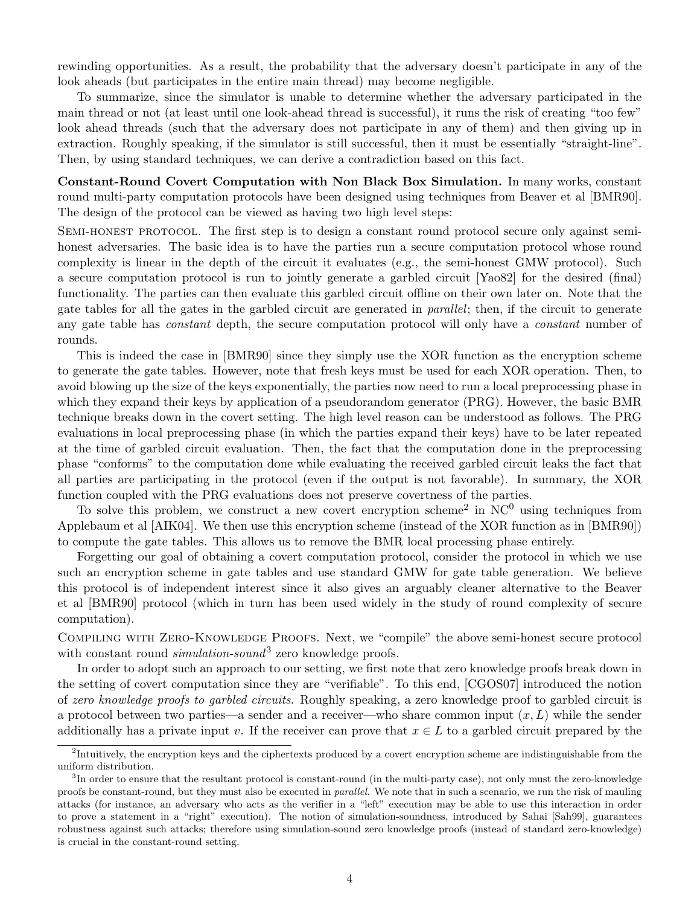rewinding opportunities. As a result, the probability that the adversary doesn't participate in any of the look aheads (but participates in the entire main thread) may become negligible.

To summarize, since the simulator is unable to determine whether the adversary participated in the main thread or not (at least until one look-ahead thread is successful), it runs the risk of creating "too few" look ahead threads (such that the adversary does not participate in any of them) and then giving up in extraction. Roughly speaking, if the simulator is still successful, then it must be essentially "straight-line". Then, by using standard techniques, we can derive a contradiction based on this fact.

**Constant-Round Covert Computation with Non Black Box Simulation.** In many works, constant round multi-party computation protocols have been designed using techniques from Beaver et al [BMR90]. The design of the protocol can be viewed as having two high level steps:

Semi-honest protocol. The first step is to design a constant round protocol secure only against semi-honest adversaries. The basic idea is to have the parties run a secure computation protocol whose round complexity is linear in the depth of the circuit it evaluates (e.g., the semi-honest GMW protocol). Such a secure computation protocol is run to jointly generate a garbled circuit [Yao82] for the desired (final) functionality. The parties can then evaluate this garbled circuit offline on their own later on. Note that the gate tables for all the gates in the garbled circuit are generated in *parallel*; then, if the circuit to generate any gate table has *constant* depth, the secure computation protocol will only have a *constant* number of rounds.

This is indeed the case in [BMR90] since they simply use the XOR function as the encryption scheme to generate the gate tables. However, note that fresh keys must be used for each XOR operation. Then, to avoid blowing up the size of the keys exponentially, the parties now need to run a local preprocessing phase in which they expand their keys by application of a pseudorandom generator (PRG). However, the basic BMR technique breaks down in the covert setting. The high level reason can be understood as follows. The PRG evaluations in local preprocessing phase (in which the parties expand their keys) have to be later repeated at the time of garbled circuit evaluation. Then, the fact that the computation done in the preprocessing phase "conforms" to the computation done while evaluating the received garbled circuit leaks the fact that all parties are participating in the protocol (even if the output is not favorable). In summary, the XOR function coupled with the PRG evaluations does not preserve covertness of the parties.

To solve this problem, we construct a new covert encryption scheme[2] in $\mathrm{NC}^0$ using techniques from Applebaum et al [AIK04]. We then use this encryption scheme (instead of the XOR function as in [BMR90]) to compute the gate tables. This allows us to remove the BMR local processing phase entirely.

Forgetting our goal of obtaining a covert computation protocol, consider the protocol in which we use such an encryption scheme in gate tables and use standard GMW for gate table generation. We believe this protocol is of independent interest since it also gives an arguably cleaner alternative to the Beaver et al [BMR90] protocol (which in turn has been used widely in the study of round complexity of secure computation).

Compiling with Zero-Knowledge Proofs. Next, we "compile" the above semi-honest secure protocol with constant round *simulation-sound*[3] zero knowledge proofs.

In order to adopt such an approach to our setting, we first note that zero knowledge proofs break down in the setting of covert computation since they are "verifiable". To this end, [CGOS07] introduced the notion of *zero knowledge proofs to garbled circuits*. Roughly speaking, a zero knowledge proof to garbled circuit is a protocol between two parties—a sender and a receiver—who share common input $(x, L)$ while the sender additionally has a private input $v$. If the receiver can prove that $x \in L$ to a garbled circuit prepared by the

[2] Intuitively, the encryption keys and the ciphertexts produced by a covert encryption scheme are indistinguishable from the uniform distribution.

[3] In order to ensure that the resultant protocol is constant-round (in the multi-party case), not only must the zero-knowledge proofs be constant-round, but they must also be executed in *parallel*. We note that in such a scenario, we run the risk of mauling attacks (for instance, an adversary who acts as the verifier in a "left" execution may be able to use this interaction in order to prove a statement in a "right" execution). The notion of simulation-soundness, introduced by Sahai [Sah99], guarantees robustness against such attacks; therefore using simulation-sound zero knowledge proofs (instead of standard zero-knowledge) is crucial in the constant-round setting.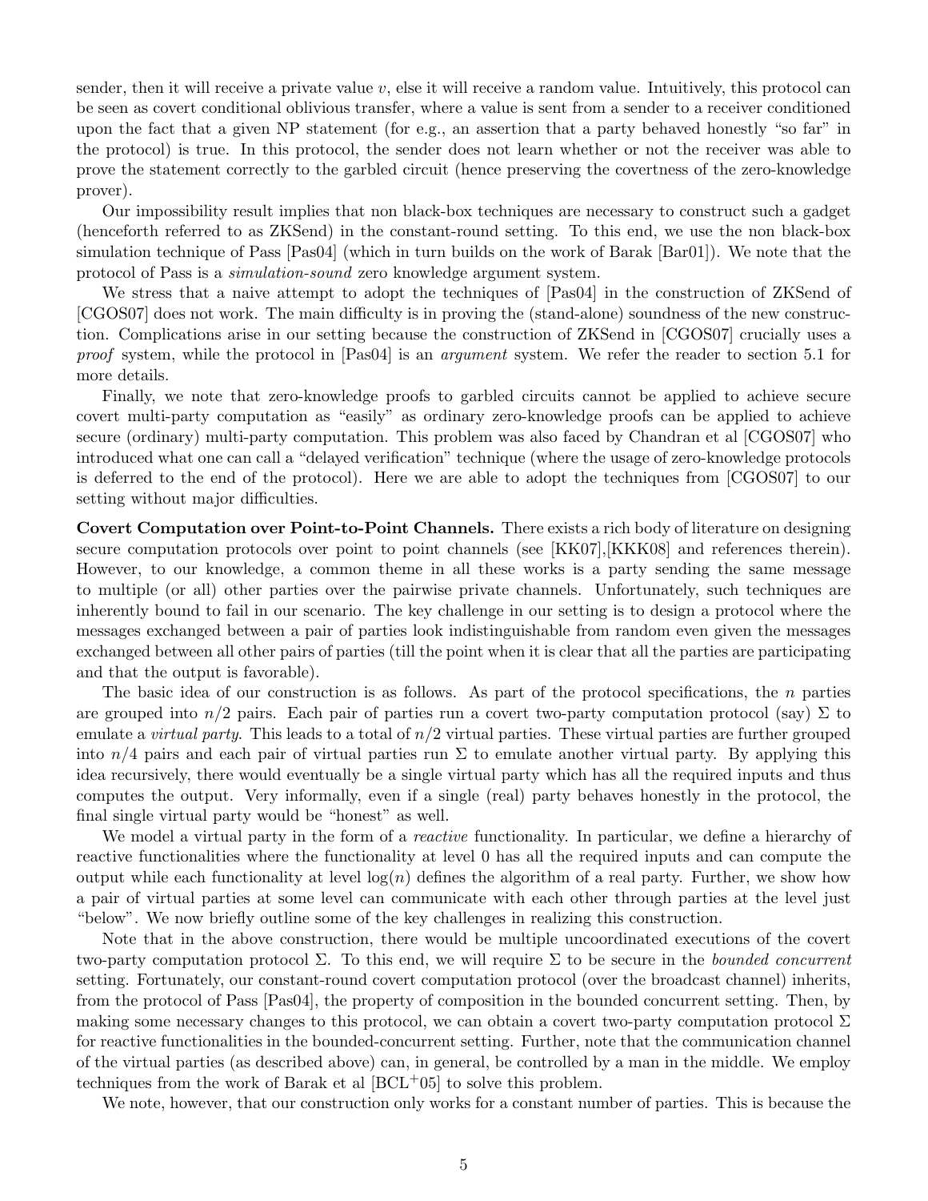sender, then it will receive a private value $v$, else it will receive a random value. Intuitively, this protocol can be seen as covert conditional oblivious transfer, where a value is sent from a sender to a receiver conditioned upon the fact that a given NP statement (for e.g., an assertion that a party behaved honestly "so far" in the protocol) is true. In this protocol, the sender does not learn whether or not the receiver was able to prove the statement correctly to the garbled circuit (hence preserving the covertness of the zero-knowledge prover).

Our impossibility result implies that non black-box techniques are necessary to construct such a gadget (henceforth referred to as ZKSend) in the constant-round setting. To this end, we use the non black-box simulation technique of Pass [Pas04] (which in turn builds on the work of Barak [Bar01]). We note that the protocol of Pass is a *simulation-sound* zero knowledge argument system.

We stress that a naive attempt to adopt the techniques of [Pas04] in the construction of ZKSend of [CGOS07] does not work. The main difficulty is in proving the (stand-alone) soundness of the new construction. Complications arise in our setting because the construction of ZKSend in [CGOS07] crucially uses a *proof* system, while the protocol in [Pas04] is an *argument* system. We refer the reader to section 5.1 for more details.

Finally, we note that zero-knowledge proofs to garbled circuits cannot be applied to achieve secure covert multi-party computation as "easily" as ordinary zero-knowledge proofs can be applied to achieve secure (ordinary) multi-party computation. This problem was also faced by Chandran et al [CGOS07] who introduced what one can call a "delayed verification" technique (where the usage of zero-knowledge protocols is deferred to the end of the protocol). Here we are able to adopt the techniques from [CGOS07] to our setting without major difficulties.

**Covert Computation over Point-to-Point Channels.** There exists a rich body of literature on designing secure computation protocols over point to point channels (see [KK07],[KKK08] and references therein). However, to our knowledge, a common theme in all these works is a party sending the same message to multiple (or all) other parties over the pairwise private channels. Unfortunately, such techniques are inherently bound to fail in our scenario. The key challenge in our setting is to design a protocol where the messages exchanged between a pair of parties look indistinguishable from random even given the messages exchanged between all other pairs of parties (till the point when it is clear that all the parties are participating and that the output is favorable).

The basic idea of our construction is as follows. As part of the protocol specifications, the $n$ parties are grouped into $n/2$ pairs. Each pair of parties run a covert two-party computation protocol (say) $\Sigma$ to emulate a *virtual party*. This leads to a total of $n/2$ virtual parties. These virtual parties are further grouped into $n/4$ pairs and each pair of virtual parties run $\Sigma$ to emulate another virtual party. By applying this idea recursively, there would eventually be a single virtual party which has all the required inputs and thus computes the output. Very informally, even if a single (real) party behaves honestly in the protocol, the final single virtual party would be "honest" as well.

We model a virtual party in the form of a *reactive* functionality. In particular, we define a hierarchy of reactive functionalities where the functionality at level 0 has all the required inputs and can compute the output while each functionality at level $\log(n)$ defines the algorithm of a real party. Further, we show how a pair of virtual parties at some level can communicate with each other through parties at the level just "below". We now briefly outline some of the key challenges in realizing this construction.

Note that in the above construction, there would be multiple uncoordinated executions of the covert two-party computation protocol $\Sigma$. To this end, we will require $\Sigma$ to be secure in the *bounded concurrent* setting. Fortunately, our constant-round covert computation protocol (over the broadcast channel) inherits, from the protocol of Pass [Pas04], the property of composition in the bounded concurrent setting. Then, by making some necessary changes to this protocol, we can obtain a covert two-party computation protocol $\Sigma$ for reactive functionalities in the bounded-concurrent setting. Further, note that the communication channel of the virtual parties (as described above) can, in general, be controlled by a man in the middle. We employ techniques from the work of Barak et al [BCL+05] to solve this problem.

We note, however, that our construction only works for a constant number of parties. This is because the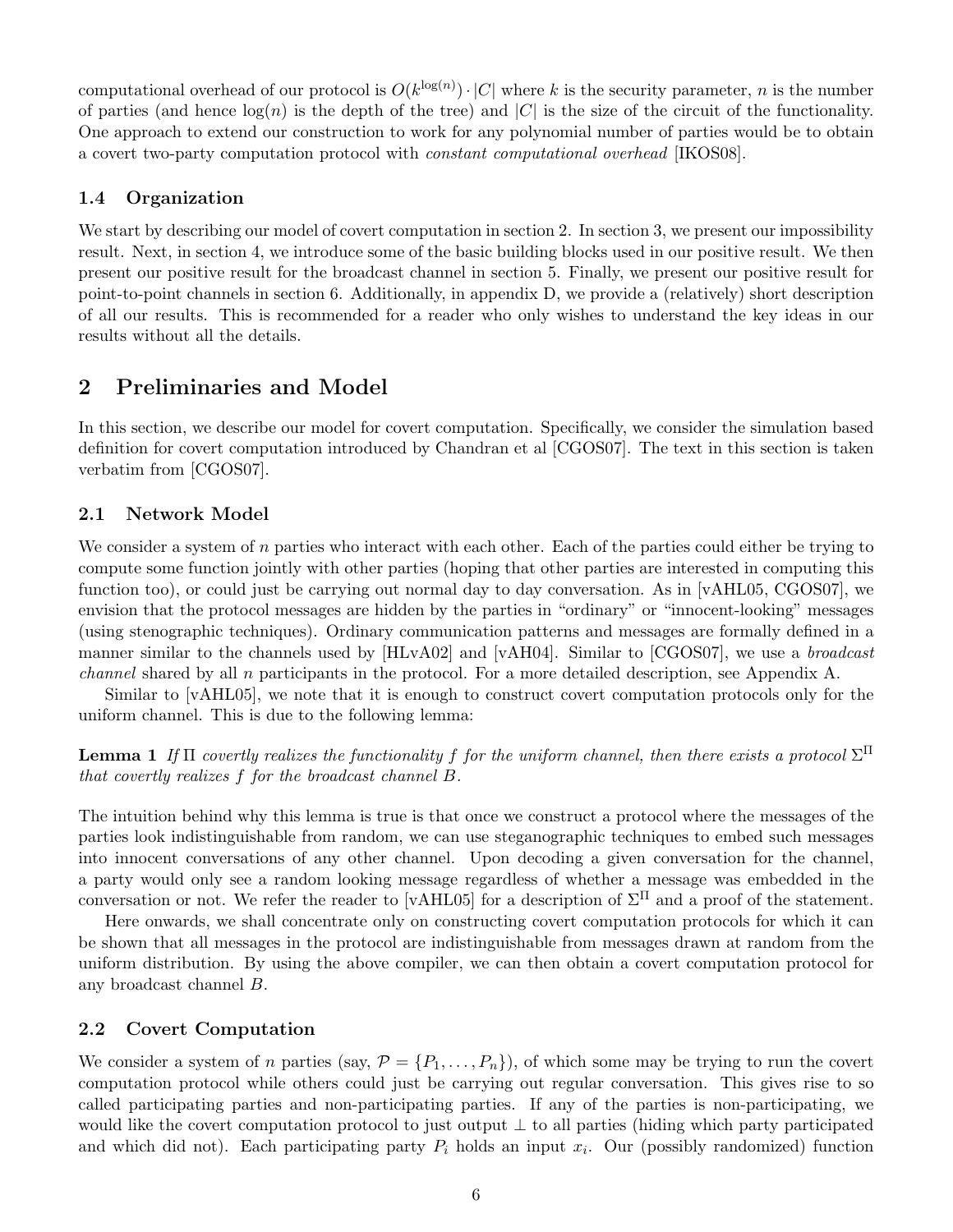computational overhead of our protocol is $O(k^{\log(n)}) \cdot |C|$ where $k$ is the security parameter, $n$ is the number of parties (and hence $\log(n)$ is the depth of the tree) and $|C|$ is the size of the circuit of the functionality. One approach to extend our construction to work for any polynomial number of parties would be to obtain a covert two-party computation protocol with *constant computational overhead* [IKOS08].

### 1.4 Organization

We start by describing our model of covert computation in section 2. In section 3, we present our impossibility result. Next, in section 4, we introduce some of the basic building blocks used in our positive result. We then present our positive result for the broadcast channel in section 5. Finally, we present our positive result for point-to-point channels in section 6. Additionally, in appendix D, we provide a (relatively) short description of all our results. This is recommended for a reader who only wishes to understand the key ideas in our results without all the details.

## 2 Preliminaries and Model

In this section, we describe our model for covert computation. Specifically, we consider the simulation based definition for covert computation introduced by Chandran et al [CGOS07]. The text in this section is taken verbatim from [CGOS07].

### 2.1 Network Model

We consider a system of $n$ parties who interact with each other. Each of the parties could either be trying to compute some function jointly with other parties (hoping that other parties are interested in computing this function too), or could just be carrying out normal day to day conversation. As in [vAHL05, CGOS07], we envision that the protocol messages are hidden by the parties in "ordinary" or "innocent-looking" messages (using stenographic techniques). Ordinary communication patterns and messages are formally defined in a manner similar to the channels used by [HLvA02] and [vAH04]. Similar to [CGOS07], we use a *broadcast channel* shared by all $n$ participants in the protocol. For a more detailed description, see Appendix A.

Similar to [vAHL05], we note that it is enough to construct covert computation protocols only for the uniform channel. This is due to the following lemma:

**Lemma 1** *If $\Pi$ covertly realizes the functionality $f$ for the uniform channel, then there exists a protocol $\Sigma^{\Pi}$ that covertly realizes $f$ for the broadcast channel $B$.*

The intuition behind why this lemma is true is that once we construct a protocol where the messages of the parties look indistinguishable from random, we can use steganographic techniques to embed such messages into innocent conversations of any other channel. Upon decoding a given conversation for the channel, a party would only see a random looking message regardless of whether a message was embedded in the conversation or not. We refer the reader to [vAHL05] for a description of $\Sigma^{\Pi}$ and a proof of the statement.

Here onwards, we shall concentrate only on constructing covert computation protocols for which it can be shown that all messages in the protocol are indistinguishable from messages drawn at random from the uniform distribution. By using the above compiler, we can then obtain a covert computation protocol for any broadcast channel $B$.

### 2.2 Covert Computation

We consider a system of $n$ parties (say, $\mathcal{P} = \{P_1, \ldots, P_n\}$), of which some may be trying to run the covert computation protocol while others could just be carrying out regular conversation. This gives rise to so called participating parties and non-participating parties. If any of the parties is non-participating, we would like the covert computation protocol to just output $\perp$ to all parties (hiding which party participated and which did not). Each participating party $P_i$ holds an input $x_i$. Our (possibly randomized) function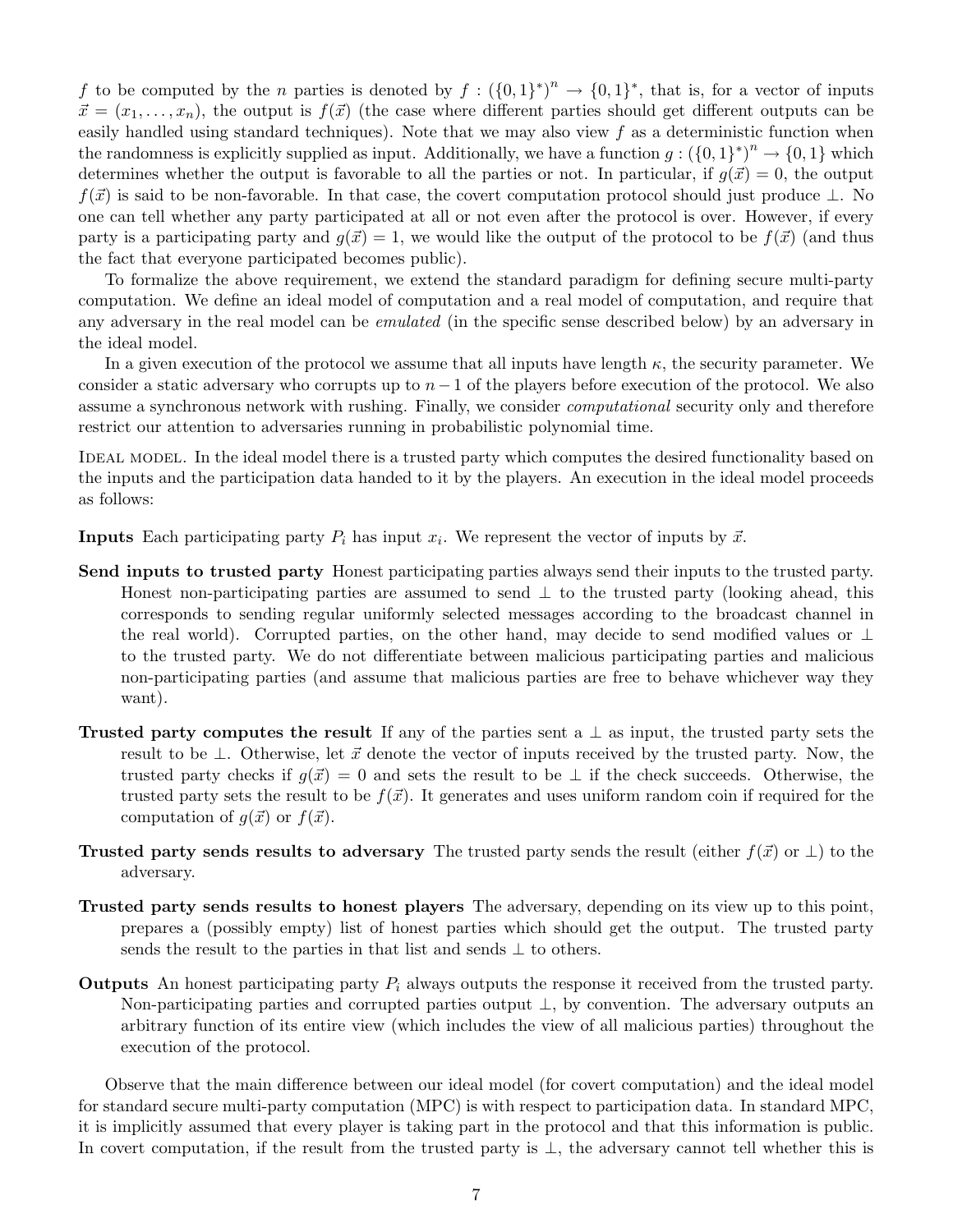$f$ to be computed by the $n$ parties is denoted by $f : (\{0,1\}^*)^n \to \{0,1\}^*$, that is, for a vector of inputs $\vec{x} = (x_1, \ldots, x_n)$, the output is $f(\vec{x})$ (the case where different parties should get different outputs can be easily handled using standard techniques). Note that we may also view $f$ as a deterministic function when the randomness is explicitly supplied as input. Additionally, we have a function $g : (\{0,1\}^*)^n \to \{0,1\}$ which determines whether the output is favorable to all the parties or not. In particular, if $g(\vec{x}) = 0$, the output $f(\vec{x})$ is said to be non-favorable. In that case, the covert computation protocol should just produce $\perp$. No one can tell whether any party participated at all or not even after the protocol is over. However, if every party is a participating party and $g(\vec{x}) = 1$, we would like the output of the protocol to be $f(\vec{x})$ (and thus the fact that everyone participated becomes public).

To formalize the above requirement, we extend the standard paradigm for defining secure multi-party computation. We define an ideal model of computation and a real model of computation, and require that any adversary in the real model can be *emulated* (in the specific sense described below) by an adversary in the ideal model.

In a given execution of the protocol we assume that all inputs have length $\kappa$, the security parameter. We consider a static adversary who corrupts up to $n-1$ of the players before execution of the protocol. We also assume a synchronous network with rushing. Finally, we consider *computational* security only and therefore restrict our attention to adversaries running in probabilistic polynomial time.

IDEAL MODEL. In the ideal model there is a trusted party which computes the desired functionality based on the inputs and the participation data handed to it by the players. An execution in the ideal model proceeds as follows:

**Inputs** Each participating party $P_i$ has input $x_i$. We represent the vector of inputs by $\vec{x}$.

**Send inputs to trusted party** Honest participating parties always send their inputs to the trusted party. Honest non-participating parties are assumed to send $\perp$ to the trusted party (looking ahead, this corresponds to sending regular uniformly selected messages according to the broadcast channel in the real world). Corrupted parties, on the other hand, may decide to send modified values or $\perp$ to the trusted party. We do not differentiate between malicious participating parties and malicious non-participating parties (and assume that malicious parties are free to behave whichever way they want).

**Trusted party computes the result** If any of the parties sent a $\perp$ as input, the trusted party sets the result to be $\perp$. Otherwise, let $\vec{x}$ denote the vector of inputs received by the trusted party. Now, the trusted party checks if $g(\vec{x}) = 0$ and sets the result to be $\perp$ if the check succeeds. Otherwise, the trusted party sets the result to be $f(\vec{x})$. It generates and uses uniform random coin if required for the computation of $g(\vec{x})$ or $f(\vec{x})$.

**Trusted party sends results to adversary** The trusted party sends the result (either $f(\vec{x})$ or $\perp$) to the adversary.

**Trusted party sends results to honest players** The adversary, depending on its view up to this point, prepares a (possibly empty) list of honest parties which should get the output. The trusted party sends the result to the parties in that list and sends $\perp$ to others.

**Outputs** An honest participating party $P_i$ always outputs the response it received from the trusted party. Non-participating parties and corrupted parties output $\perp$, by convention. The adversary outputs an arbitrary function of its entire view (which includes the view of all malicious parties) throughout the execution of the protocol.

Observe that the main difference between our ideal model (for covert computation) and the ideal model for standard secure multi-party computation (MPC) is with respect to participation data. In standard MPC, it is implicitly assumed that every player is taking part in the protocol and that this information is public. In covert computation, if the result from the trusted party is $\perp$, the adversary cannot tell whether this is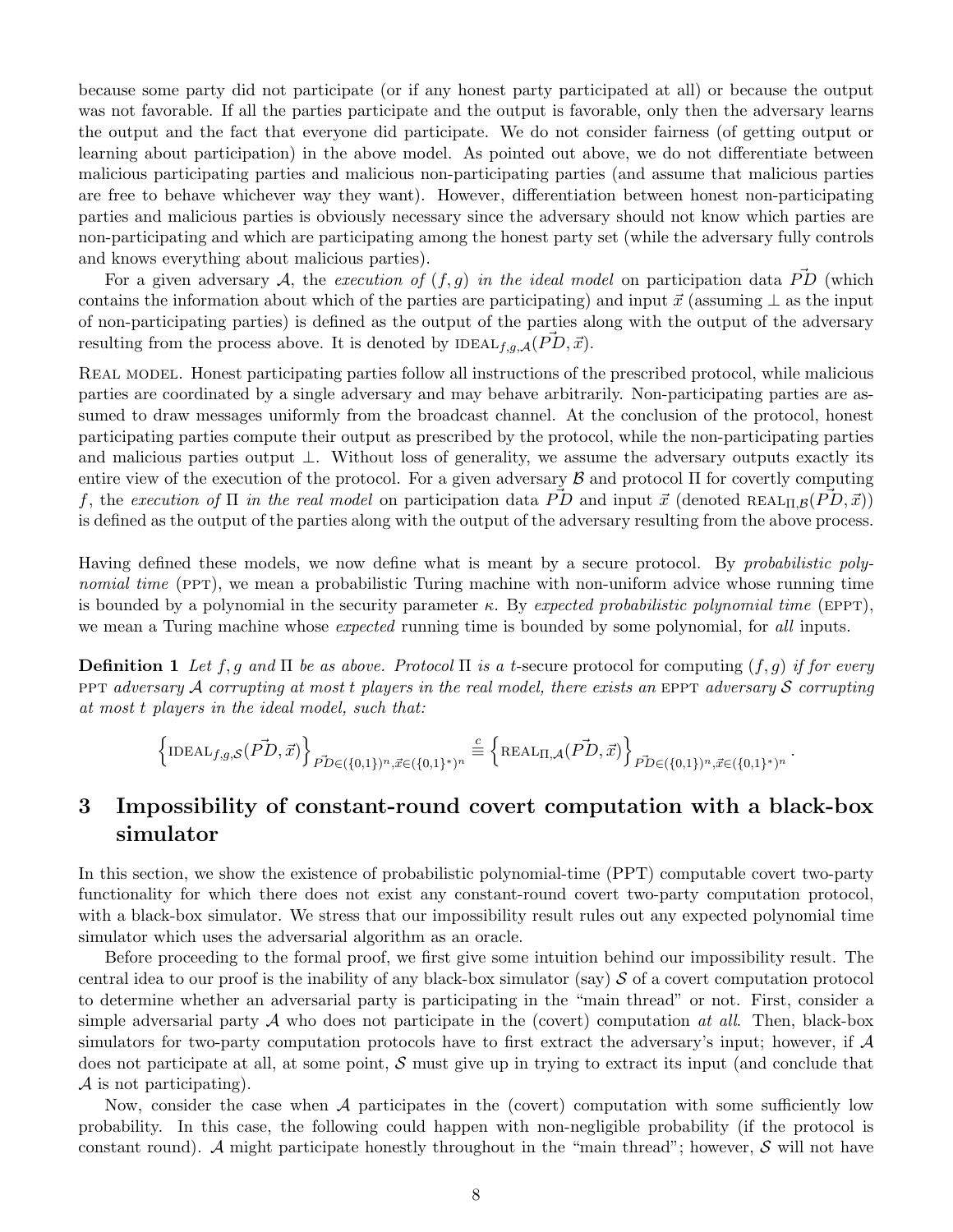because some party did not participate (or if any honest party participated at all) or because the output was not favorable. If all the parties participate and the output is favorable, only then the adversary learns the output and the fact that everyone did participate. We do not consider fairness (of getting output or learning about participation) in the above model. As pointed out above, we do not differentiate between malicious participating parties and malicious non-participating parties (and assume that malicious parties are free to behave whichever way they want). However, differentiation between honest non-participating parties and malicious parties is obviously necessary since the adversary should not know which parties are non-participating and which are participating among the honest party set (while the adversary fully controls and knows everything about malicious parties).

For a given adversary $\mathcal{A}$, the *execution of* $(f,g)$ *in the ideal model* on participation data $\vec{PD}$ (which contains the information about which of the parties are participating) and input $\vec{x}$ (assuming $\perp$ as the input of non-participating parties) is defined as the output of the parties along with the output of the adversary resulting from the process above. It is denoted by $\text{IDEAL}_{f,g,\mathcal{A}}(\vec{PD}, \vec{x})$.

Real model. Honest participating parties follow all instructions of the prescribed protocol, while malicious parties are coordinated by a single adversary and may behave arbitrarily. Non-participating parties are assumed to draw messages uniformly from the broadcast channel. At the conclusion of the protocol, honest participating parties compute their output as prescribed by the protocol, while the non-participating parties and malicious parties output $\perp$. Without loss of generality, we assume the adversary outputs exactly its entire view of the execution of the protocol. For a given adversary $\mathcal{B}$ and protocol $\Pi$ for covertly computing $f$, the *execution of* $\Pi$ *in the real model* on participation data $\vec{PD}$ and input $\vec{x}$ (denoted $\text{REAL}_{\Pi,\mathcal{B}}(\vec{PD}, \vec{x})$) is defined as the output of the parties along with the output of the adversary resulting from the above process.

Having defined these models, we now define what is meant by a secure protocol. By *probabilistic polynomial time* (PPT), we mean a probabilistic Turing machine with non-uniform advice whose running time is bounded by a polynomial in the security parameter $\kappa$. By *expected probabilistic polynomial time* (EPPT), we mean a Turing machine whose *expected* running time is bounded by some polynomial, for *all* inputs.

**Definition 1** *Let $f, g$ and $\Pi$ be as above. Protocol $\Pi$ is a $t$-secure protocol for computing $(f, g)$ if for every* PPT *adversary $\mathcal{A}$ corrupting at most $t$ players in the real model, there exists an* EPPT *adversary $\mathcal{S}$ corrupting at most $t$ players in the ideal model, such that:*

$$\left\{\text{IDEAL}_{f,g,\mathcal{S}}(\vec{PD}, \vec{x})\right\}_{\vec{PD}\in(\{0,1\})^n, \vec{x}\in(\{0,1\}^*)^n} \stackrel{c}{\equiv} \left\{\text{REAL}_{\Pi,\mathcal{A}}(\vec{PD}, \vec{x})\right\}_{\vec{PD}\in(\{0,1\})^n, \vec{x}\in(\{0,1\}^*)^n}.$$

# 3 Impossibility of constant-round covert computation with a black-box simulator

In this section, we show the existence of probabilistic polynomial-time (PPT) computable covert two-party functionality for which there does not exist any constant-round covert two-party computation protocol, with a black-box simulator. We stress that our impossibility result rules out any expected polynomial time simulator which uses the adversarial algorithm as an oracle.

Before proceeding to the formal proof, we first give some intuition behind our impossibility result. The central idea to our proof is the inability of any black-box simulator (say) $\mathcal{S}$ of a covert computation protocol to determine whether an adversarial party is participating in the "main thread" or not. First, consider a simple adversarial party $\mathcal{A}$ who does not participate in the (covert) computation *at all*. Then, black-box simulators for two-party computation protocols have to first extract the adversary's input; however, if $\mathcal{A}$ does not participate at all, at some point, $\mathcal{S}$ must give up in trying to extract its input (and conclude that $\mathcal{A}$ is not participating).

Now, consider the case when $\mathcal{A}$ participates in the (covert) computation with some sufficiently low probability. In this case, the following could happen with non-negligible probability (if the protocol is constant round). $\mathcal{A}$ might participate honestly throughout in the "main thread"; however, $\mathcal{S}$ will not have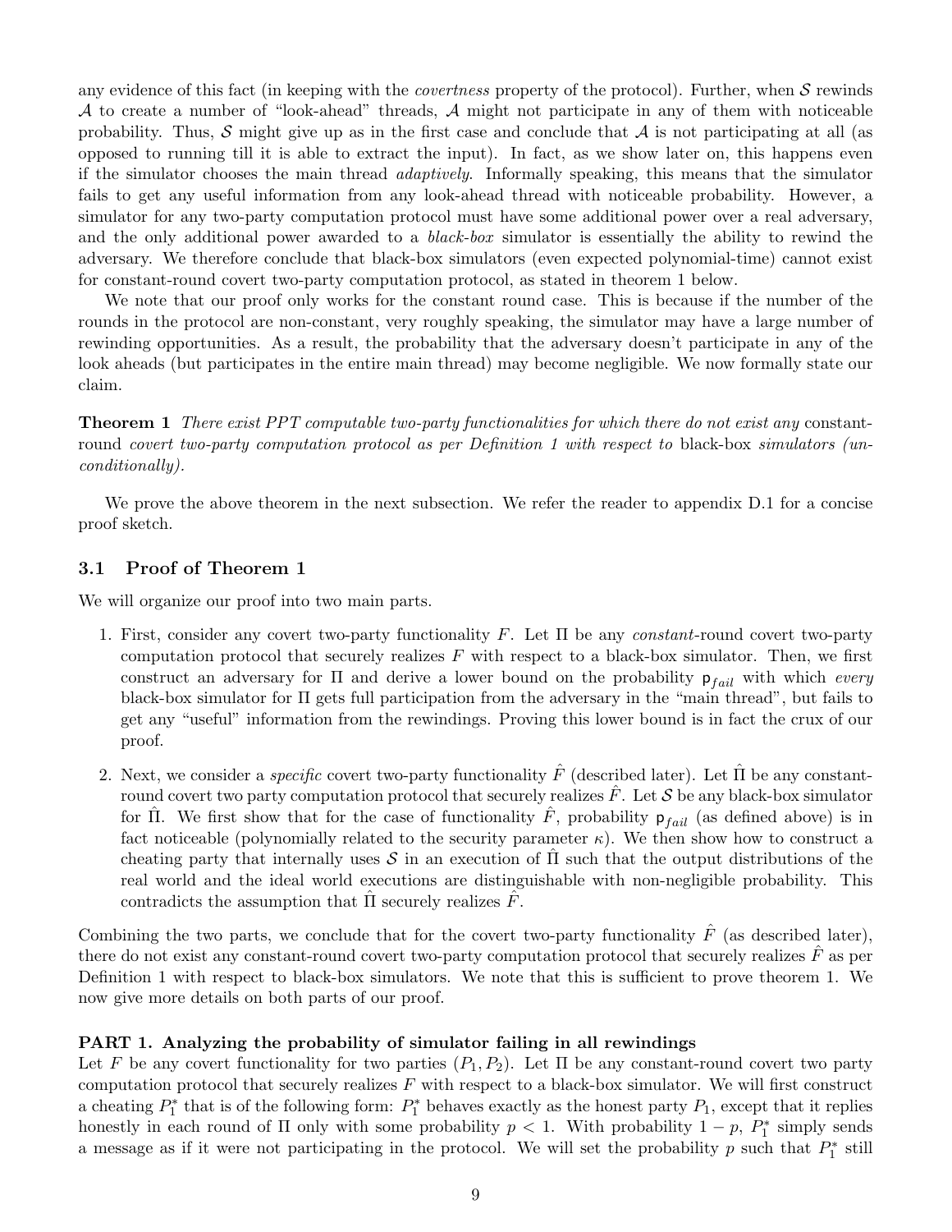any evidence of this fact (in keeping with the *covertness* property of the protocol). Further, when $\mathcal{S}$ rewinds $\mathcal{A}$ to create a number of "look-ahead" threads, $\mathcal{A}$ might not participate in any of them with noticeable probability. Thus, $\mathcal{S}$ might give up as in the first case and conclude that $\mathcal{A}$ is not participating at all (as opposed to running till it is able to extract the input). In fact, as we show later on, this happens even if the simulator chooses the main thread *adaptively*. Informally speaking, this means that the simulator fails to get any useful information from any look-ahead thread with noticeable probability. However, a simulator for any two-party computation protocol must have some additional power over a real adversary, and the only additional power awarded to a *black-box* simulator is essentially the ability to rewind the adversary. We therefore conclude that black-box simulators (even expected polynomial-time) cannot exist for constant-round covert two-party computation protocol, as stated in theorem 1 below.

We note that our proof only works for the constant round case. This is because if the number of the rounds in the protocol are non-constant, very roughly speaking, the simulator may have a large number of rewinding opportunities. As a result, the probability that the adversary doesn't participate in any of the look aheads (but participates in the entire main thread) may become negligible. We now formally state our claim.

**Theorem 1** *There exist PPT computable two-party functionalities for which there do not exist any* constant-round *covert two-party computation protocol as per Definition 1 with respect to* black-box *simulators (unconditionally).*

We prove the above theorem in the next subsection. We refer the reader to appendix D.1 for a concise proof sketch.

## 3.1 Proof of Theorem 1

We will organize our proof into two main parts.

1. First, consider any covert two-party functionality $F$. Let $\Pi$ be any *constant*-round covert two-party computation protocol that securely realizes $F$ with respect to a black-box simulator. Then, we first construct an adversary for $\Pi$ and derive a lower bound on the probability $\mathsf{p}_{fail}$ with which *every* black-box simulator for $\Pi$ gets full participation from the adversary in the "main thread", but fails to get any "useful" information from the rewindings. Proving this lower bound is in fact the crux of our proof.

2. Next, we consider a *specific* covert two-party functionality $\hat{F}$ (described later). Let $\hat{\Pi}$ be any constant-round covert two party computation protocol that securely realizes $\hat{F}$. Let $\mathcal{S}$ be any black-box simulator for $\hat{\Pi}$. We first show that for the case of functionality $\hat{F}$, probability $\mathsf{p}_{fail}$ (as defined above) is in fact noticeable (polynomially related to the security parameter $\kappa$). We then show how to construct a cheating party that internally uses $\mathcal{S}$ in an execution of $\hat{\Pi}$ such that the output distributions of the real world and the ideal world executions are distinguishable with non-negligible probability. This contradicts the assumption that $\hat{\Pi}$ securely realizes $\hat{F}$.

Combining the two parts, we conclude that for the covert two-party functionality $\hat{F}$ (as described later), there do not exist any constant-round covert two-party computation protocol that securely realizes $\hat{F}$ as per Definition 1 with respect to black-box simulators. We note that this is sufficient to prove theorem 1. We now give more details on both parts of our proof.

**PART 1. Analyzing the probability of simulator failing in all rewindings**

Let $F$ be any covert functionality for two parties $(P_1, P_2)$. Let $\Pi$ be any constant-round covert two party computation protocol that securely realizes $F$ with respect to a black-box simulator. We will first construct a cheating $P_1^*$ that is of the following form: $P_1^*$ behaves exactly as the honest party $P_1$, except that it replies honestly in each round of $\Pi$ only with some probability $p < 1$. With probability $1 - p$, $P_1^*$ simply sends a message as if it were not participating in the protocol. We will set the probability $p$ such that $P_1^*$ still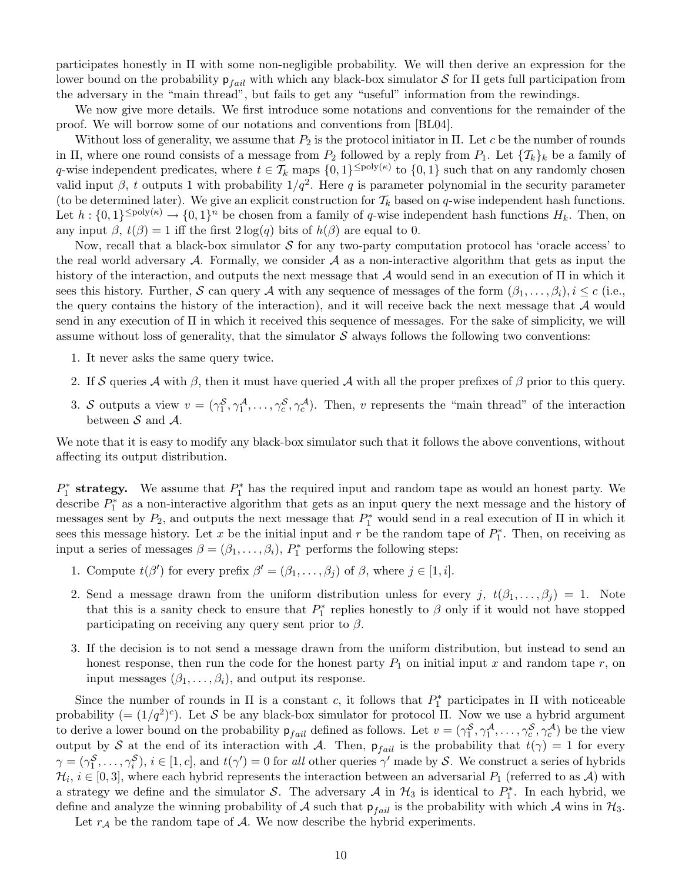participates honestly in $\Pi$ with some non-negligible probability. We will then derive an expression for the lower bound on the probability $\mathsf{p}_{fail}$ with which any black-box simulator $\mathcal{S}$ for $\Pi$ gets full participation from the adversary in the "main thread", but fails to get any "useful" information from the rewindings.

We now give more details. We first introduce some notations and conventions for the remainder of the proof. We will borrow some of our notations and conventions from [BL04].

Without loss of generality, we assume that $P_2$ is the protocol initiator in $\Pi$. Let $c$ be the number of rounds in $\Pi$, where one round consists of a message from $P_2$ followed by a reply from $P_1$. Let $\{\mathcal{T}_k\}_k$ be a family of $q$-wise independent predicates, where $t \in \mathcal{T}_k$ maps $\{0,1\}^{\leq \text{poly}(\kappa)}$ to $\{0,1\}$ such that on any randomly chosen valid input $\beta$, $t$ outputs 1 with probability $1/q^2$. Here $q$ is parameter polynomial in the security parameter (to be determined later). We give an explicit construction for $\mathcal{T}_k$ based on $q$-wise independent hash functions. Let $h : \{0,1\}^{\leq \text{poly}(\kappa)} \to \{0,1\}^n$ be chosen from a family of $q$-wise independent hash functions $H_k$. Then, on any input $\beta$, $t(\beta) = 1$ iff the first $2\log(q)$ bits of $h(\beta)$ are equal to 0.

Now, recall that a black-box simulator $\mathcal{S}$ for any two-party computation protocol has 'oracle access' to the real world adversary $\mathcal{A}$. Formally, we consider $\mathcal{A}$ as a non-interactive algorithm that gets as input the history of the interaction, and outputs the next message that $\mathcal{A}$ would send in an execution of $\Pi$ in which it sees this history. Further, $\mathcal{S}$ can query $\mathcal{A}$ with any sequence of messages of the form $(\beta_1, \ldots, \beta_i), i \leq c$ (i.e., the query contains the history of the interaction), and it will receive back the next message that $\mathcal{A}$ would send in any execution of $\Pi$ in which it received this sequence of messages. For the sake of simplicity, we will assume without loss of generality, that the simulator $\mathcal{S}$ always follows the following two conventions:

1. It never asks the same query twice.
2. If $\mathcal{S}$ queries $\mathcal{A}$ with $\beta$, then it must have queried $\mathcal{A}$ with all the proper prefixes of $\beta$ prior to this query.
3. $\mathcal{S}$ outputs a view $v = (\gamma_1^{\mathcal{S}}, \gamma_1^{\mathcal{A}}, \ldots, \gamma_c^{\mathcal{S}}, \gamma_c^{\mathcal{A}})$. Then, $v$ represents the "main thread" of the interaction between $\mathcal{S}$ and $\mathcal{A}$.

We note that it is easy to modify any black-box simulator such that it follows the above conventions, without affecting its output distribution.

**$P_1^*$ strategy.** We assume that $P_1^*$ has the required input and random tape as would an honest party. We describe $P_1^*$ as a non-interactive algorithm that gets as an input query the next message and the history of messages sent by $P_2$, and outputs the next message that $P_1^*$ would send in a real execution of $\Pi$ in which it sees this message history. Let $x$ be the initial input and $r$ be the random tape of $P_1^*$. Then, on receiving as input a series of messages $\beta = (\beta_1, \ldots, \beta_i)$, $P_1^*$ performs the following steps:

1. Compute $t(\beta')$ for every prefix $\beta' = (\beta_1, \ldots, \beta_j)$ of $\beta$, where $j \in [1, i]$.
2. Send a message drawn from the uniform distribution unless for every $j$, $t(\beta_1, \ldots, \beta_j) = 1$. Note that this is a sanity check to ensure that $P_1^*$ replies honestly to $\beta$ only if it would not have stopped participating on receiving any query sent prior to $\beta$.
3. If the decision is to not send a message drawn from the uniform distribution, but instead to send an honest response, then run the code for the honest party $P_1$ on initial input $x$ and random tape $r$, on input messages $(\beta_1, \ldots, \beta_i)$, and output its response.

Since the number of rounds in $\Pi$ is a constant $c$, it follows that $P_1^*$ participates in $\Pi$ with noticeable probability ($= (1/q^2)^c$). Let $\mathcal{S}$ be any black-box simulator for protocol $\Pi$. Now we use a hybrid argument to derive a lower bound on the probability $\mathsf{p}_{fail}$ defined as follows. Let $v = (\gamma_1^{\mathcal{S}}, \gamma_1^{\mathcal{A}}, \ldots, \gamma_c^{\mathcal{S}}, \gamma_c^{\mathcal{A}})$ be the view output by $\mathcal{S}$ at the end of its interaction with $\mathcal{A}$. Then, $\mathsf{p}_{fail}$ is the probability that $t(\gamma) = 1$ for every $\gamma = (\gamma_1^{\mathcal{S}}, \ldots, \gamma_i^{\mathcal{S}})$, $i \in [1, c]$, and $t(\gamma') = 0$ for *all* other queries $\gamma'$ made by $\mathcal{S}$. We construct a series of hybrids $\mathcal{H}_i$, $i \in [0, 3]$, where each hybrid represents the interaction between an adversarial $P_1$ (referred to as $\mathcal{A}$) with a strategy we define and the simulator $\mathcal{S}$. The adversary $\mathcal{A}$ in $\mathcal{H}_3$ is identical to $P_1^*$. In each hybrid, we define and analyze the winning probability of $\mathcal{A}$ such that $\mathsf{p}_{fail}$ is the probability with which $\mathcal{A}$ wins in $\mathcal{H}_3$.

Let $r_{\mathcal{A}}$ be the random tape of $\mathcal{A}$. We now describe the hybrid experiments.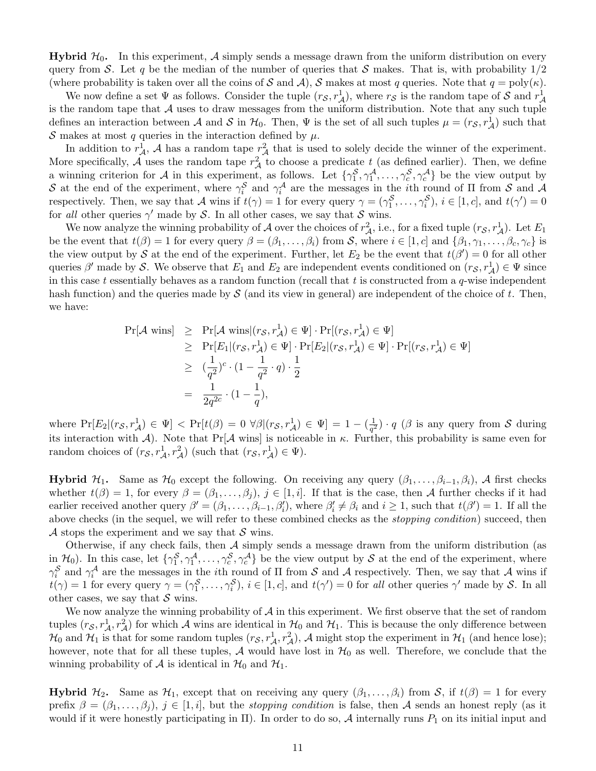**Hybrid $\mathcal{H}_0$.** In this experiment, $\mathcal{A}$ simply sends a message drawn from the uniform distribution on every query from $\mathcal{S}$. Let $q$ be the median of the number of queries that $\mathcal{S}$ makes. That is, with probability 1/2 (where probability is taken over all the coins of $\mathcal{S}$ and $\mathcal{A}$), $\mathcal{S}$ makes at most $q$ queries. Note that $q = \text{poly}(\kappa)$.

We now define a set $\Psi$ as follows. Consider the tuple $(r_{\mathcal{S}}, r^1_{\mathcal{A}})$, where $r_{\mathcal{S}}$ is the random tape of $\mathcal{S}$ and $r^1_{\mathcal{A}}$ is the random tape that $\mathcal{A}$ uses to draw messages from the uniform distribution. Note that any such tuple defines an interaction between $\mathcal{A}$ and $\mathcal{S}$ in $\mathcal{H}_0$. Then, $\Psi$ is the set of all such tuples $\mu = (r_{\mathcal{S}}, r^1_{\mathcal{A}})$ such that $\mathcal{S}$ makes at most $q$ queries in the interaction defined by $\mu$.

In addition to $r^1_{\mathcal{A}}$, $\mathcal{A}$ has a random tape $r^2_{\mathcal{A}}$ that is used to solely decide the winner of the experiment. More specifically, $\mathcal{A}$ uses the random tape $r^2_{\mathcal{A}}$ to choose a predicate $t$ (as defined earlier). Then, we define a winning criterion for $\mathcal{A}$ in this experiment, as follows. Let $\{\gamma^{\mathcal{S}}_1, \gamma^{\mathcal{A}}_1, \ldots, \gamma^{\mathcal{S}}_c, \gamma^{\mathcal{A}}_c\}$ be the view output by $\mathcal{S}$ at the end of the experiment, where $\gamma^{\mathcal{S}}_i$ and $\gamma^{\mathcal{A}}_i$ are the messages in the $i$th round of $\Pi$ from $\mathcal{S}$ and $\mathcal{A}$ respectively. Then, we say that $\mathcal{A}$ wins if $t(\gamma) = 1$ for every query $\gamma = (\gamma^{\mathcal{S}}_1, \ldots, \gamma^{\mathcal{S}}_i)$, $i \in [1, c]$, and $t(\gamma') = 0$ for *all* other queries $\gamma'$ made by $\mathcal{S}$. In all other cases, we say that $\mathcal{S}$ wins.

We now analyze the winning probability of $\mathcal{A}$ over the choices of $r^2_{\mathcal{A}}$, i.e., for a fixed tuple $(r_{\mathcal{S}}, r^1_{\mathcal{A}})$. Let $E_1$ be the event that $t(\beta) = 1$ for every query $\beta = (\beta_1, \ldots, \beta_i)$ from $\mathcal{S}$, where $i \in [1, c]$ and $\{\beta_1, \gamma_1, \ldots, \beta_c, \gamma_c\}$ is the view output by $\mathcal{S}$ at the end of the experiment. Further, let $E_2$ be the event that $t(\beta') = 0$ for all other queries $\beta'$ made by $\mathcal{S}$. We observe that $E_1$ and $E_2$ are independent events conditioned on $(r_{\mathcal{S}}, r^1_{\mathcal{A}}) \in \Psi$ since in this case $t$ essentially behaves as a random function (recall that $t$ is constructed from a $q$-wise independent hash function) and the queries made by $\mathcal{S}$ (and its view in general) are independent of the choice of $t$. Then, we have:

$$
\begin{aligned}
\Pr[\mathcal{A} \text{ wins}] &\geq \Pr[\mathcal{A} \text{ wins} | (r_{\mathcal{S}}, r^1_{\mathcal{A}}) \in \Psi] \cdot \Pr[(r_{\mathcal{S}}, r^1_{\mathcal{A}}) \in \Psi] \\
&\geq \Pr[E_1 | (r_{\mathcal{S}}, r^1_{\mathcal{A}}) \in \Psi] \cdot \Pr[E_2 | (r_{\mathcal{S}}, r^1_{\mathcal{A}}) \in \Psi] \cdot \Pr[(r_{\mathcal{S}}, r^1_{\mathcal{A}}) \in \Psi] \\
&\geq \left(\frac{1}{q^2}\right)^c \cdot \left(1 - \frac{1}{q^2} \cdot q\right) \cdot \frac{1}{2} \\
&= \frac{1}{2q^{2c}} \cdot \left(1 - \frac{1}{q}\right),
\end{aligned}
$$

where $\Pr[E_2 | (r_{\mathcal{S}}, r^1_{\mathcal{A}}) \in \Psi] < \Pr[t(\beta) = 0 \ \forall \beta | (r_{\mathcal{S}}, r^1_{\mathcal{A}}) \in \Psi] = 1 - (\frac{1}{q^2}) \cdot q$ ($\beta$ is any query from $\mathcal{S}$ during its interaction with $\mathcal{A}$). Note that $\Pr[\mathcal{A} \text{ wins}]$ is noticeable in $\kappa$. Further, this probability is same even for random choices of $(r_{\mathcal{S}}, r^1_{\mathcal{A}}, r^2_{\mathcal{A}})$ (such that $(r_{\mathcal{S}}, r^1_{\mathcal{A}}) \in \Psi$).

**Hybrid $\mathcal{H}_1$.** Same as $\mathcal{H}_0$ except the following. On receiving any query $(\beta_1, \ldots, \beta_{i-1}, \beta_i)$, $\mathcal{A}$ first checks whether $t(\beta) = 1$, for every $\beta = (\beta_1, \ldots, \beta_j)$, $j \in [1, i]$. If that is the case, then $\mathcal{A}$ further checks if it had earlier received another query $\beta' = (\beta_1, \ldots, \beta_{i-1}, \beta'_i)$, where $\beta'_i \neq \beta_i$ and $i \geq 1$, such that $t(\beta') = 1$. If all the above checks (in the sequel, we will refer to these combined checks as the *stopping condition*) succeed, then $\mathcal{A}$ stops the experiment and we say that $\mathcal{S}$ wins.

Otherwise, if any check fails, then $\mathcal{A}$ simply sends a message drawn from the uniform distribution (as in $\mathcal{H}_0$). In this case, let $\{\gamma^{\mathcal{S}}_1, \gamma^{\mathcal{A}}_1, \ldots, \gamma^{\mathcal{S}}_c, \gamma^{\mathcal{A}}_c\}$ be the view output by $\mathcal{S}$ at the end of the experiment, where $\gamma^{\mathcal{S}}_i$ and $\gamma^{\mathcal{A}}_i$ are the messages in the $i$th round of $\Pi$ from $\mathcal{S}$ and $\mathcal{A}$ respectively. Then, we say that $\mathcal{A}$ wins if $t(\gamma) = 1$ for every query $\gamma = (\gamma^{\mathcal{S}}_1, \ldots, \gamma^{\mathcal{S}}_i)$, $i \in [1, c]$, and $t(\gamma') = 0$ for *all* other queries $\gamma'$ made by $\mathcal{S}$. In all other cases, we say that $\mathcal{S}$ wins.

We now analyze the winning probability of $\mathcal{A}$ in this experiment. We first observe that the set of random tuples $(r_{\mathcal{S}}, r^1_{\mathcal{A}}, r^2_{\mathcal{A}})$ for which $\mathcal{A}$ wins are identical in $\mathcal{H}_0$ and $\mathcal{H}_1$. This is because the only difference between $\mathcal{H}_0$ and $\mathcal{H}_1$ is that for some random tuples $(r_{\mathcal{S}}, r^1_{\mathcal{A}}, r^2_{\mathcal{A}})$, $\mathcal{A}$ might stop the experiment in $\mathcal{H}_1$ (and hence lose); however, note that for all these tuples, $\mathcal{A}$ would have lost in $\mathcal{H}_0$ as well. Therefore, we conclude that the winning probability of $\mathcal{A}$ is identical in $\mathcal{H}_0$ and $\mathcal{H}_1$.

**Hybrid $\mathcal{H}_2$.** Same as $\mathcal{H}_1$, except that on receiving any query $(\beta_1, \ldots, \beta_i)$ from $\mathcal{S}$, if $t(\beta) = 1$ for every prefix $\beta = (\beta_1, \ldots, \beta_j)$, $j \in [1, i]$, but the *stopping condition* is false, then $\mathcal{A}$ sends an honest reply (as it would if it were honestly participating in $\Pi$). In order to do so, $\mathcal{A}$ internally runs $P_1$ on its initial input and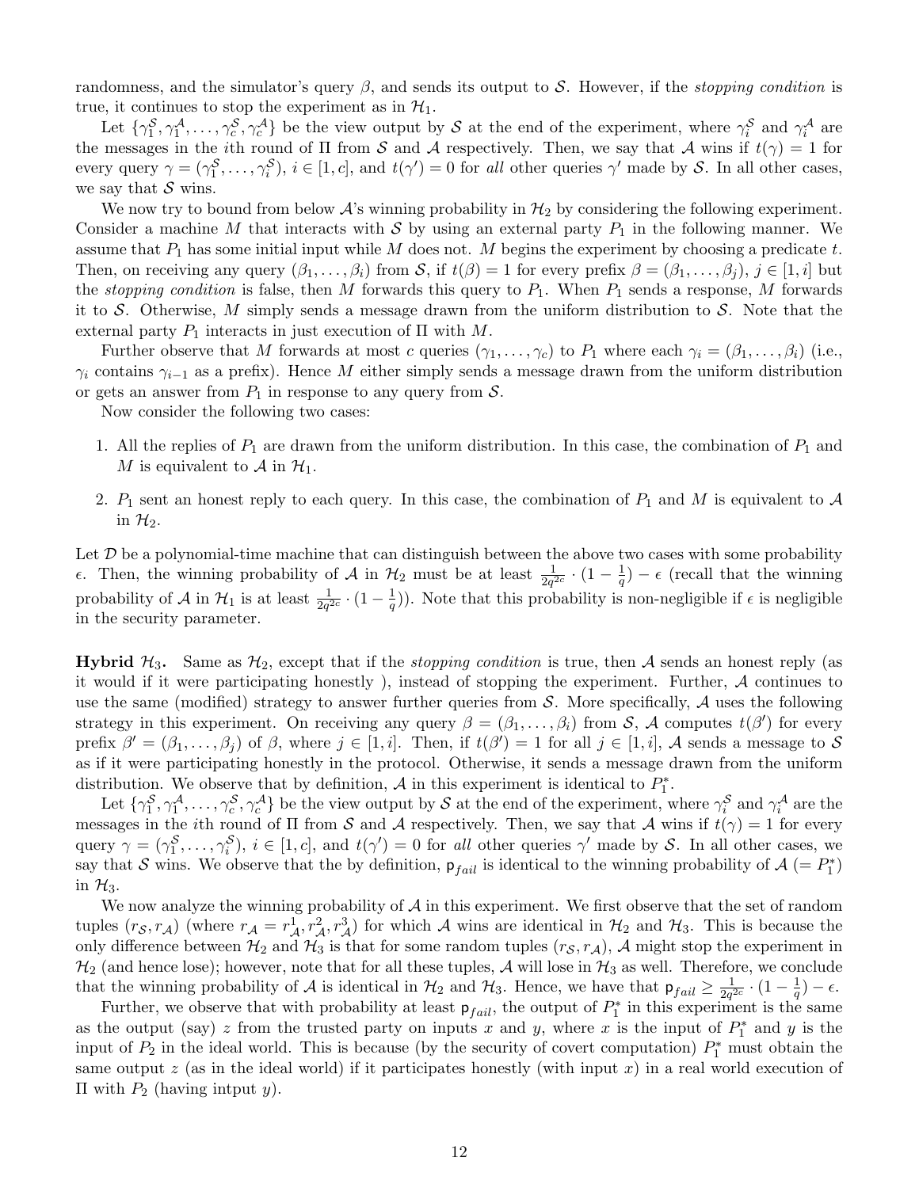randomness, and the simulator's query $\beta$, and sends its output to $\mathcal{S}$. However, if the *stopping condition* is true, it continues to stop the experiment as in $\mathcal{H}_1$.

Let $\{\gamma_1^{\mathcal{S}}, \gamma_1^{\mathcal{A}}, \ldots, \gamma_c^{\mathcal{S}}, \gamma_c^{\mathcal{A}}\}$ be the view output by $\mathcal{S}$ at the end of the experiment, where $\gamma_i^{\mathcal{S}}$ and $\gamma_i^{\mathcal{A}}$ are the messages in the $i$th round of $\Pi$ from $\mathcal{S}$ and $\mathcal{A}$ respectively. Then, we say that $\mathcal{A}$ wins if $t(\gamma) = 1$ for every query $\gamma = (\gamma_1^{\mathcal{S}}, \ldots, \gamma_i^{\mathcal{S}})$, $i \in [1, c]$, and $t(\gamma') = 0$ for *all* other queries $\gamma'$ made by $\mathcal{S}$. In all other cases, we say that $\mathcal{S}$ wins.

We now try to bound from below $\mathcal{A}$'s winning probability in $\mathcal{H}_2$ by considering the following experiment. Consider a machine $M$ that interacts with $\mathcal{S}$ by using an external party $P_1$ in the following manner. We assume that $P_1$ has some initial input while $M$ does not. $M$ begins the experiment by choosing a predicate $t$. Then, on receiving any query $(\beta_1, \ldots, \beta_i)$ from $\mathcal{S}$, if $t(\beta) = 1$ for every prefix $\beta = (\beta_1, \ldots, \beta_j)$, $j \in [1, i]$ but the *stopping condition* is false, then $M$ forwards this query to $P_1$. When $P_1$ sends a response, $M$ forwards it to $\mathcal{S}$. Otherwise, $M$ simply sends a message drawn from the uniform distribution to $\mathcal{S}$. Note that the external party $P_1$ interacts in just execution of $\Pi$ with $M$.

Further observe that $M$ forwards at most $c$ queries $(\gamma_1, \ldots, \gamma_c)$ to $P_1$ where each $\gamma_i = (\beta_1, \ldots, \beta_i)$ (i.e., $\gamma_i$ contains $\gamma_{i-1}$ as a prefix). Hence $M$ either simply sends a message drawn from the uniform distribution or gets an answer from $P_1$ in response to any query from $\mathcal{S}$.

Now consider the following two cases:

1. All the replies of $P_1$ are drawn from the uniform distribution. In this case, the combination of $P_1$ and $M$ is equivalent to $\mathcal{A}$ in $\mathcal{H}_1$.
2. $P_1$ sent an honest reply to each query. In this case, the combination of $P_1$ and $M$ is equivalent to $\mathcal{A}$ in $\mathcal{H}_2$.

Let $\mathcal{D}$ be a polynomial-time machine that can distinguish between the above two cases with some probability $\epsilon$. Then, the winning probability of $\mathcal{A}$ in $\mathcal{H}_2$ must be at least $\frac{1}{2q^{2c}} \cdot (1 - \frac{1}{q}) - \epsilon$ (recall that the winning probability of $\mathcal{A}$ in $\mathcal{H}_1$ is at least $\frac{1}{2q^{2c}} \cdot (1 - \frac{1}{q})$). Note that this probability is non-negligible if $\epsilon$ is negligible in the security parameter.

**Hybrid $\mathcal{H}_3$.** Same as $\mathcal{H}_2$, except that if the *stopping condition* is true, then $\mathcal{A}$ sends an honest reply (as it would if it were participating honestly ), instead of stopping the experiment. Further, $\mathcal{A}$ continues to use the same (modified) strategy to answer further queries from $\mathcal{S}$. More specifically, $\mathcal{A}$ uses the following strategy in this experiment. On receiving any query $\beta = (\beta_1, \ldots, \beta_i)$ from $\mathcal{S}$, $\mathcal{A}$ computes $t(\beta')$ for every prefix $\beta' = (\beta_1, \ldots, \beta_j)$ of $\beta$, where $j \in [1, i]$. Then, if $t(\beta') = 1$ for all $j \in [1, i]$, $\mathcal{A}$ sends a message to $\mathcal{S}$ as if it were participating honestly in the protocol. Otherwise, it sends a message drawn from the uniform distribution. We observe that by definition, $\mathcal{A}$ in this experiment is identical to $P_1^*$.

Let $\{\gamma_1^{\mathcal{S}}, \gamma_1^{\mathcal{A}}, \ldots, \gamma_c^{\mathcal{S}}, \gamma_c^{\mathcal{A}}\}$ be the view output by $\mathcal{S}$ at the end of the experiment, where $\gamma_i^{\mathcal{S}}$ and $\gamma_i^{\mathcal{A}}$ are the messages in the $i$th round of $\Pi$ from $\mathcal{S}$ and $\mathcal{A}$ respectively. Then, we say that $\mathcal{A}$ wins if $t(\gamma) = 1$ for every query $\gamma = (\gamma_1^{\mathcal{S}}, \ldots, \gamma_i^{\mathcal{S}})$, $i \in [1, c]$, and $t(\gamma') = 0$ for *all* other queries $\gamma'$ made by $\mathcal{S}$. In all other cases, we say that $\mathcal{S}$ wins. We observe that the by definition, $\mathsf{p}_{fail}$ is identical to the winning probability of $\mathcal{A}$ ($= P_1^*$) in $\mathcal{H}_3$.

We now analyze the winning probability of $\mathcal{A}$ in this experiment. We first observe that the set of random tuples $(r_{\mathcal{S}}, r_{\mathcal{A}})$ (where $r_{\mathcal{A}} = r_{\mathcal{A}}^1, r_{\mathcal{A}}^2, r_{\mathcal{A}}^3$) for which $\mathcal{A}$ wins are identical in $\mathcal{H}_2$ and $\mathcal{H}_3$. This is because the only difference between $\mathcal{H}_2$ and $\mathcal{H}_3$ is that for some random tuples $(r_{\mathcal{S}}, r_{\mathcal{A}})$, $\mathcal{A}$ might stop the experiment in $\mathcal{H}_2$ (and hence lose); however, note that for all these tuples, $\mathcal{A}$ will lose in $\mathcal{H}_3$ as well. Therefore, we conclude that the winning probability of $\mathcal{A}$ is identical in $\mathcal{H}_2$ and $\mathcal{H}_3$. Hence, we have that $\mathsf{p}_{fail} \geq \frac{1}{2q^{2c}} \cdot (1 - \frac{1}{q}) - \epsilon$.

Further, we observe that with probability at least $\mathsf{p}_{fail}$, the output of $P_1^*$ in this experiment is the same as the output (say) $z$ from the trusted party on inputs $x$ and $y$, where $x$ is the input of $P_1^*$ and $y$ is the input of $P_2$ in the ideal world. This is because (by the security of covert computation) $P_1^*$ must obtain the same output $z$ (as in the ideal world) if it participates honestly (with input $x$) in a real world execution of $\Pi$ with $P_2$ (having intput $y$).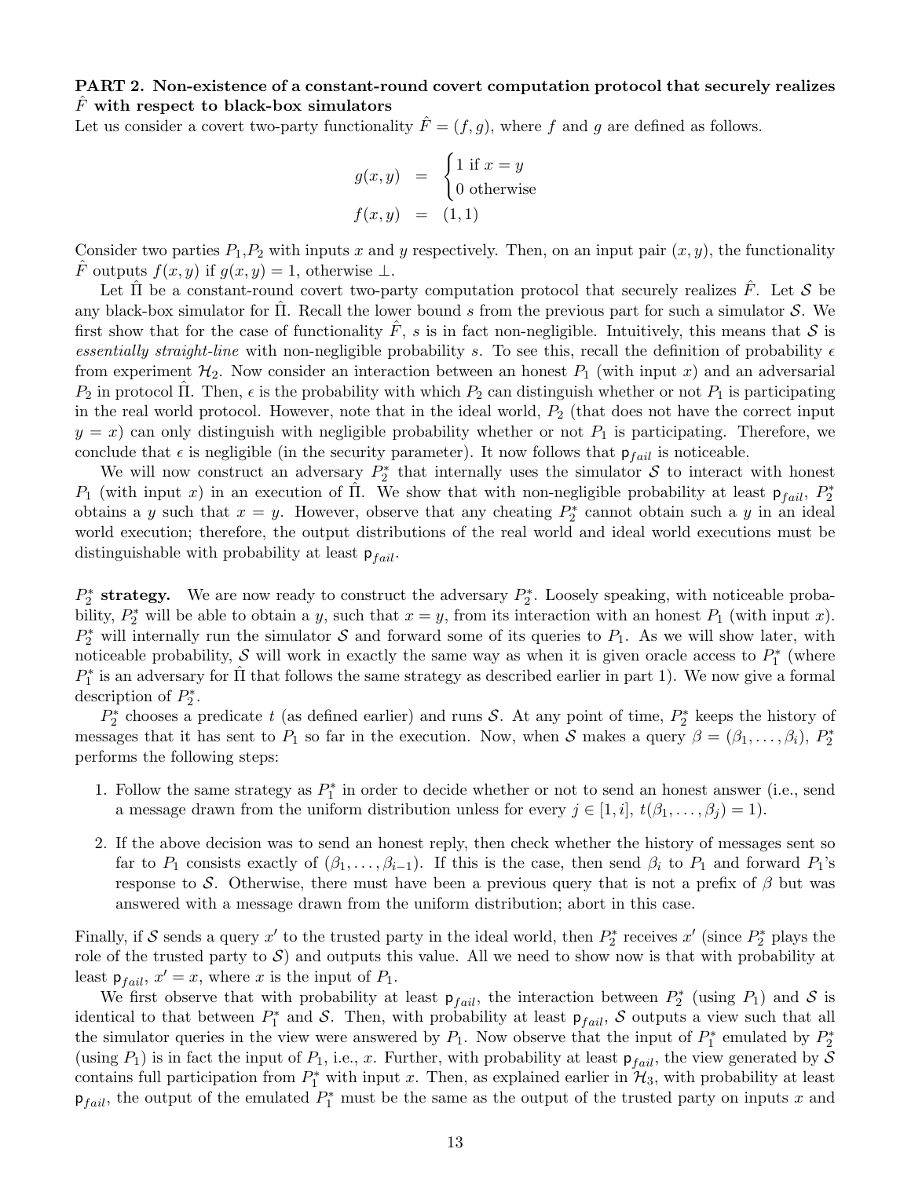**PART 2. Non-existence of a constant-round covert computation protocol that securely realizes $\hat{F}$ with respect to black-box simulators**

Let us consider a covert two-party functionality $\hat{F} = (f, g)$, where $f$ and $g$ are defined as follows.

$$
\begin{aligned}
g(x, y) &= \begin{cases} 1 \text{ if } x = y \\ 0 \text{ otherwise} \end{cases} \\
f(x, y) &= (1, 1)
\end{aligned}
$$

Consider two parties $P_1$,$P_2$ with inputs $x$ and $y$ respectively. Then, on an input pair $(x, y)$, the functionality $\hat{F}$ outputs $f(x, y)$ if $g(x, y) = 1$, otherwise $\perp$.

Let $\hat{\Pi}$ be a constant-round covert two-party computation protocol that securely realizes $\hat{F}$. Let $\mathcal{S}$ be any black-box simulator for $\hat{\Pi}$. Recall the lower bound $s$ from the previous part for such a simulator $\mathcal{S}$. We first show that for the case of functionality $\hat{F}$, $s$ is in fact non-negligible. Intuitively, this means that $\mathcal{S}$ is *essentially straight-line* with non-negligible probability $s$. To see this, recall the definition of probability $\epsilon$ from experiment $\mathcal{H}_2$. Now consider an interaction between an honest $P_1$ (with input $x$) and an adversarial $P_2$ in protocol $\hat{\Pi}$. Then, $\epsilon$ is the probability with which $P_2$ can distinguish whether or not $P_1$ is participating in the real world protocol. However, note that in the ideal world, $P_2$ (that does not have the correct input $y = x$) can only distinguish with negligible probability whether or not $P_1$ is participating. Therefore, we conclude that $\epsilon$ is negligible (in the security parameter). It now follows that $\mathsf{p}_{fail}$ is noticeable.

We will now construct an adversary $P_2^*$ that internally uses the simulator $\mathcal{S}$ to interact with honest $P_1$ (with input $x$) in an execution of $\hat{\Pi}$. We show that with non-negligible probability at least $\mathsf{p}_{fail}$, $P_2^*$ obtains a $y$ such that $x = y$. However, observe that any cheating $P_2^*$ cannot obtain such a $y$ in an ideal world execution; therefore, the output distributions of the real world and ideal world executions must be distinguishable with probability at least $\mathsf{p}_{fail}$.

**$P_2^*$ strategy.** We are now ready to construct the adversary $P_2^*$. Loosely speaking, with noticeable probability, $P_2^*$ will be able to obtain a $y$, such that $x = y$, from its interaction with an honest $P_1$ (with input $x$). $P_2^*$ will internally run the simulator $\mathcal{S}$ and forward some of its queries to $P_1$. As we will show later, with noticeable probability, $\mathcal{S}$ will work in exactly the same way as when it is given oracle access to $P_1^*$ (where $P_1^*$ is an adversary for $\hat{\Pi}$ that follows the same strategy as described earlier in part 1). We now give a formal description of $P_2^*$.

$P_2^*$ chooses a predicate $t$ (as defined earlier) and runs $\mathcal{S}$. At any point of time, $P_2^*$ keeps the history of messages that it has sent to $P_1$ so far in the execution. Now, when $\mathcal{S}$ makes a query $\beta = (\beta_1, \ldots, \beta_i)$, $P_2^*$ performs the following steps:

1. Follow the same strategy as $P_1^*$ in order to decide whether or not to send an honest answer (i.e., send a message drawn from the uniform distribution unless for every $j \in [1, i]$, $t(\beta_1, \ldots, \beta_j) = 1$).
2. If the above decision was to send an honest reply, then check whether the history of messages sent so far to $P_1$ consists exactly of $(\beta_1, \ldots, \beta_{i-1})$. If this is the case, then send $\beta_i$ to $P_1$ and forward $P_1$'s response to $\mathcal{S}$. Otherwise, there must have been a previous query that is not a prefix of $\beta$ but was answered with a message drawn from the uniform distribution; abort in this case.

Finally, if $\mathcal{S}$ sends a query $x'$ to the trusted party in the ideal world, then $P_2^*$ receives $x'$ (since $P_2^*$ plays the role of the trusted party to $\mathcal{S}$) and outputs this value. All we need to show now is that with probability at least $\mathsf{p}_{fail}$, $x' = x$, where $x$ is the input of $P_1$.

We first observe that with probability at least $\mathsf{p}_{fail}$, the interaction between $P_2^*$ (using $P_1$) and $\mathcal{S}$ is identical to that between $P_1^*$ and $\mathcal{S}$. Then, with probability at least $\mathsf{p}_{fail}$, $\mathcal{S}$ outputs a view such that all the simulator queries in the view were answered by $P_1$. Now observe that the input of $P_1^*$ emulated by $P_2^*$ (using $P_1$) is in fact the input of $P_1$, i.e., $x$. Further, with probability at least $\mathsf{p}_{fail}$, the view generated by $\mathcal{S}$ contains full participation from $P_1^*$ with input $x$. Then, as explained earlier in $\mathcal{H}_3$, with probability at least $\mathsf{p}_{fail}$, the output of the emulated $P_1^*$ must be the same as the output of the trusted party on inputs $x$ and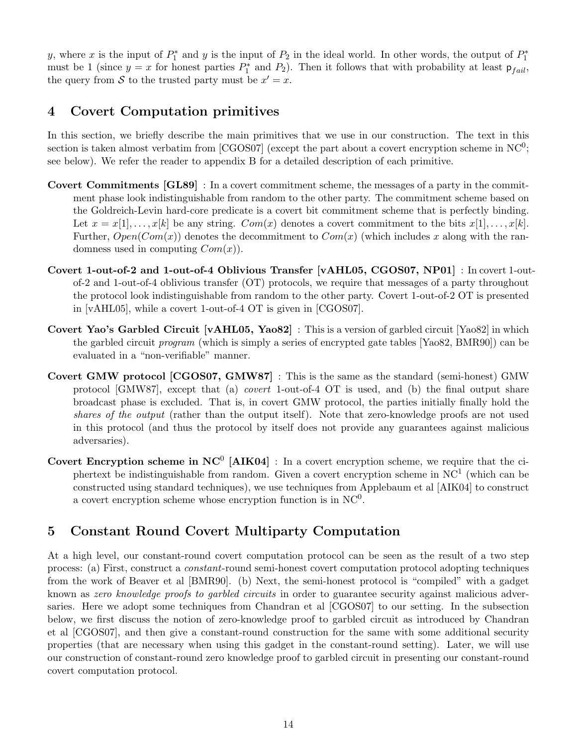$y$, where $x$ is the input of $P_1^*$ and $y$ is the input of $P_2$ in the ideal world. In other words, the output of $P_1^*$ must be 1 (since $y = x$ for honest parties $P_1^*$ and $P_2$). Then it follows that with probability at least $\mathsf{p}_{fail}$, the query from $\mathcal{S}$ to the trusted party must be $x' = x$.

## 4 Covert Computation primitives

In this section, we briefly describe the main primitives that we use in our construction. The text in this section is taken almost verbatim from [CGOS07] (except the part about a covert encryption scheme in $\mathrm{NC}^0$; see below). We refer the reader to appendix B for a detailed description of each primitive.

**Covert Commitments [GL89]** : In a covert commitment scheme, the messages of a party in the commitment phase look indistinguishable from random to the other party. The commitment scheme based on the Goldreich-Levin hard-core predicate is a covert bit commitment scheme that is perfectly binding. Let $x = x[1], \ldots, x[k]$ be any string. $Com(x)$ denotes a covert commitment to the bits $x[1], \ldots, x[k]$. Further, $Open(Com(x))$ denotes the decommitment to $Com(x)$ (which includes $x$ along with the randomness used in computing $Com(x)$).

**Covert 1-out-of-2 and 1-out-of-4 Oblivious Transfer [vAHL05, CGOS07, NP01]** : In covert 1-out-of-2 and 1-out-of-4 oblivious transfer (OT) protocols, we require that messages of a party throughout the protocol look indistinguishable from random to the other party. Covert 1-out-of-2 OT is presented in [vAHL05], while a covert 1-out-of-4 OT is given in [CGOS07].

**Covert Yao's Garbled Circuit [vAHL05, Yao82]** : This is a version of garbled circuit [Yao82] in which the garbled circuit *program* (which is simply a series of encrypted gate tables [Yao82, BMR90]) can be evaluated in a "non-verifiable" manner.

**Covert GMW protocol [CGOS07, GMW87]** : This is the same as the standard (semi-honest) GMW protocol [GMW87], except that (a) *covert* 1-out-of-4 OT is used, and (b) the final output share broadcast phase is excluded. That is, in covert GMW protocol, the parties initially finally hold the *shares of the output* (rather than the output itself). Note that zero-knowledge proofs are not used in this protocol (and thus the protocol by itself does not provide any guarantees against malicious adversaries).

**Covert Encryption scheme in $\mathbf{NC}^0$ [AIK04]** : In a covert encryption scheme, we require that the ciphertext be indistinguishable from random. Given a covert encryption scheme in $\mathrm{NC}^1$ (which can be constructed using standard techniques), we use techniques from Applebaum et al [AIK04] to construct a covert encryption scheme whose encryption function is in $\mathrm{NC}^0$.

## 5 Constant Round Covert Multiparty Computation

At a high level, our constant-round covert computation protocol can be seen as the result of a two step process: (a) First, construct a *constant*-round semi-honest covert computation protocol adopting techniques from the work of Beaver et al [BMR90]. (b) Next, the semi-honest protocol is "compiled" with a gadget known as *zero knowledge proofs to garbled circuits* in order to guarantee security against malicious adversaries. Here we adopt some techniques from Chandran et al [CGOS07] to our setting. In the subsection below, we first discuss the notion of zero-knowledge proof to garbled circuit as introduced by Chandran et al [CGOS07], and then give a constant-round construction for the same with some additional security properties (that are necessary when using this gadget in the constant-round setting). Later, we will use our construction of constant-round zero knowledge proof to garbled circuit in presenting our constant-round covert computation protocol.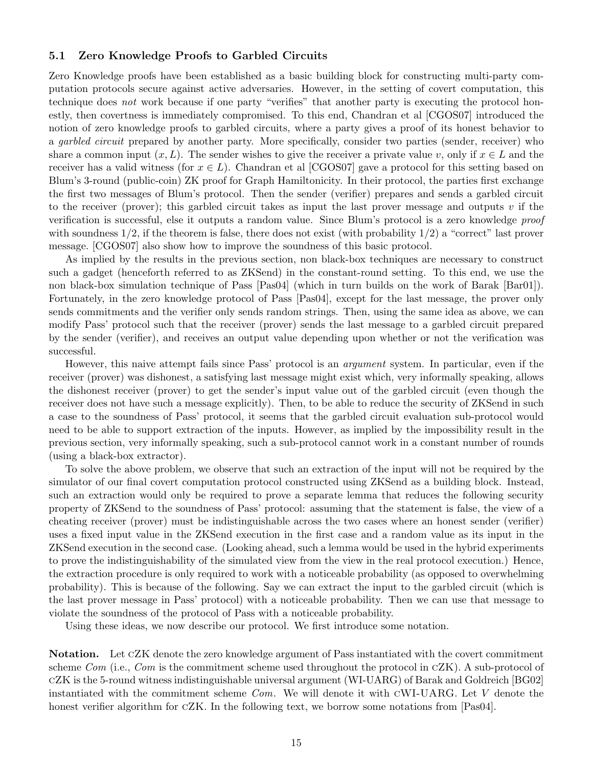### 5.1 Zero Knowledge Proofs to Garbled Circuits

Zero Knowledge proofs have been established as a basic building block for constructing multi-party computation protocols secure against active adversaries. However, in the setting of covert computation, this technique does *not* work because if one party "verifies" that another party is executing the protocol honestly, then covertness is immediately compromised. To this end, Chandran et al [CGOS07] introduced the notion of zero knowledge proofs to garbled circuits, where a party gives a proof of its honest behavior to a *garbled circuit* prepared by another party. More specifically, consider two parties (sender, receiver) who share a common input $(x, L)$. The sender wishes to give the receiver a private value $v$, only if $x \in L$ and the receiver has a valid witness (for $x \in L$). Chandran et al [CGOS07] gave a protocol for this setting based on Blum's 3-round (public-coin) ZK proof for Graph Hamiltonicity. In their protocol, the parties first exchange the first two messages of Blum's protocol. Then the sender (verifier) prepares and sends a garbled circuit to the receiver (prover); this garbled circuit takes as input the last prover message and outputs $v$ if the verification is successful, else it outputs a random value. Since Blum's protocol is a zero knowledge *proof* with soundness $1/2$, if the theorem is false, there does not exist (with probability $1/2$) a "correct" last prover message. [CGOS07] also show how to improve the soundness of this basic protocol.

As implied by the results in the previous section, non black-box techniques are necessary to construct such a gadget (henceforth referred to as ZKSend) in the constant-round setting. To this end, we use the non black-box simulation technique of Pass [Pas04] (which in turn builds on the work of Barak [Bar01]). Fortunately, in the zero knowledge protocol of Pass [Pas04], except for the last message, the prover only sends commitments and the verifier only sends random strings. Then, using the same idea as above, we can modify Pass' protocol such that the receiver (prover) sends the last message to a garbled circuit prepared by the sender (verifier), and receives an output value depending upon whether or not the verification was successful.

However, this naive attempt fails since Pass' protocol is an *argument* system. In particular, even if the receiver (prover) was dishonest, a satisfying last message might exist which, very informally speaking, allows the dishonest receiver (prover) to get the sender's input value out of the garbled circuit (even though the receiver does not have such a message explicitly). Then, to be able to reduce the security of ZKSend in such a case to the soundness of Pass' protocol, it seems that the garbled circuit evaluation sub-protocol would need to be able to support extraction of the inputs. However, as implied by the impossibility result in the previous section, very informally speaking, such a sub-protocol cannot work in a constant number of rounds (using a black-box extractor).

To solve the above problem, we observe that such an extraction of the input will not be required by the simulator of our final covert computation protocol constructed using ZKSend as a building block. Instead, such an extraction would only be required to prove a separate lemma that reduces the following security property of ZKSend to the soundness of Pass' protocol: assuming that the statement is false, the view of a cheating receiver (prover) must be indistinguishable across the two cases where an honest sender (verifier) uses a fixed input value in the ZKSend execution in the first case and a random value as its input in the ZKSend execution in the second case. (Looking ahead, such a lemma would be used in the hybrid experiments to prove the indistinguishability of the simulated view from the view in the real protocol execution.) Hence, the extraction procedure is only required to work with a noticeable probability (as opposed to overwhelming probability). This is because of the following. Say we can extract the input to the garbled circuit (which is the last prover message in Pass' protocol) with a noticeable probability. Then we can use that message to violate the soundness of the protocol of Pass with a noticeable probability.

Using these ideas, we now describe our protocol. We first introduce some notation.

**Notation.** Let cZK denote the zero knowledge argument of Pass instantiated with the covert commitment scheme *Com* (i.e., *Com* is the commitment scheme used throughout the protocol in cZK). A sub-protocol of cZK is the 5-round witness indistinguishable universal argument (WI-UARG) of Barak and Goldreich [BG02] instantiated with the commitment scheme *Com*. We will denote it with cWI-UARG. Let $V$ denote the honest verifier algorithm for cZK. In the following text, we borrow some notations from [Pas04].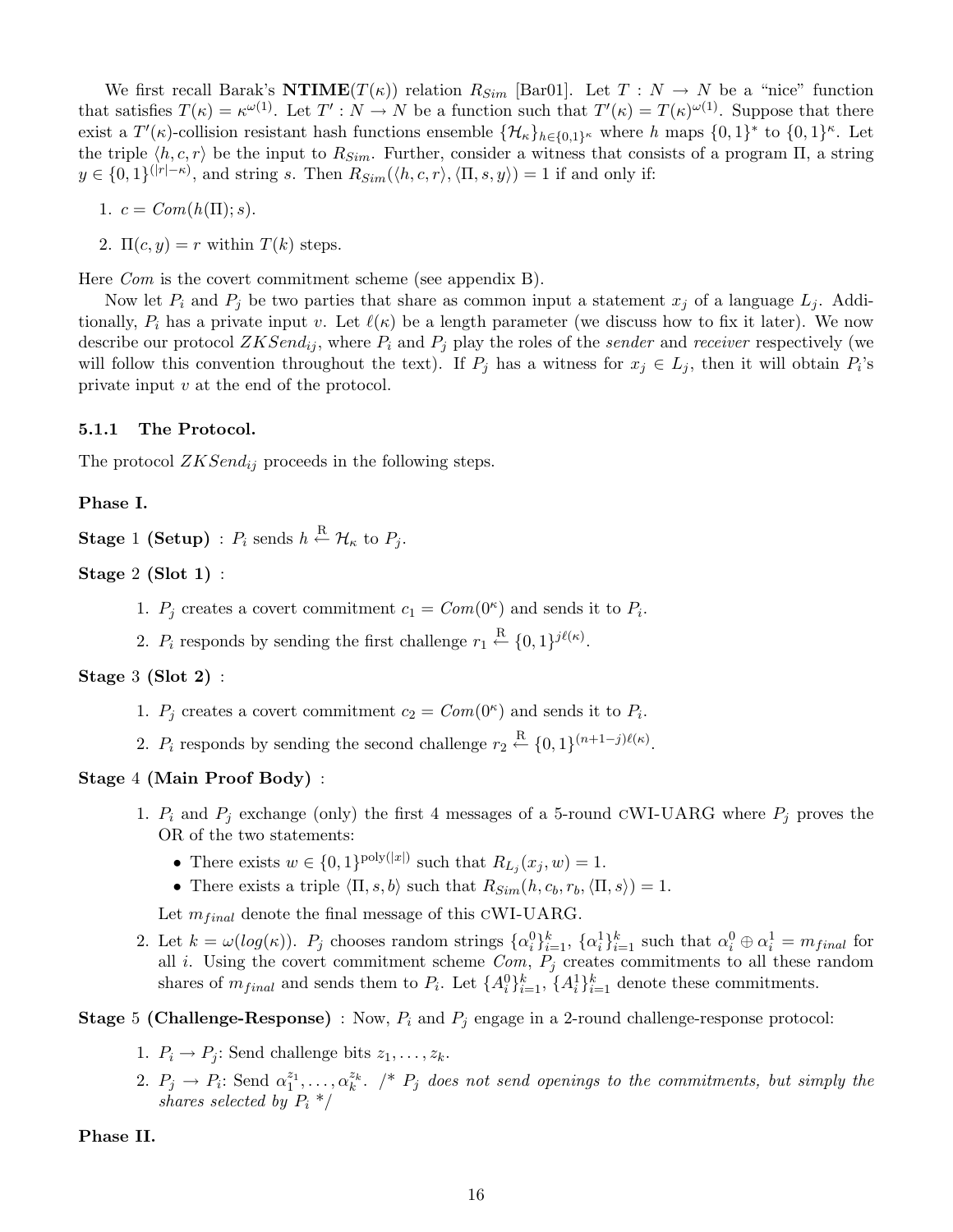We first recall Barak's **NTIME**($T(\kappa)$) relation $R_{Sim}$ [Bar01]. Let $T : N \rightarrow N$ be a "nice" function that satisfies $T(\kappa) = \kappa^{\omega(1)}$. Let $T' : N \rightarrow N$ be a function such that $T'(\kappa) = T(\kappa)^{\omega(1)}$. Suppose that there exist a $T'(\kappa)$-collision resistant hash functions ensemble $\{\mathcal{H}_\kappa\}_{h \in \{0,1\}^\kappa}$ where $h$ maps $\{0,1\}^*$ to $\{0,1\}^\kappa$. Let the triple $\langle h, c, r\rangle$ be the input to $R_{Sim}$. Further, consider a witness that consists of a program $\Pi$, a string $y \in \{0,1\}^{(|r|-\kappa)}$, and string $s$. Then $R_{Sim}(\langle h, c, r\rangle, \langle \Pi, s, y\rangle) = 1$ if and only if:

1. $c = Com(h(\Pi); s)$.
2. $\Pi(c, y) = r$ within $T(k)$ steps.

Here $Com$ is the covert commitment scheme (see appendix B).

Now let $P_i$ and $P_j$ be two parties that share as common input a statement $x_j$ of a language $L_j$. Additionally, $P_i$ has a private input $v$. Let $\ell(\kappa)$ be a length parameter (we discuss how to fix it later). We now describe our protocol $ZKSend_{ij}$, where $P_i$ and $P_j$ play the roles of the *sender* and *receiver* respectively (we will follow this convention throughout the text). If $P_j$ has a witness for $x_j \in L_j$, then it will obtain $P_i$'s private input $v$ at the end of the protocol.

### 5.1.1 The Protocol.

The protocol $ZKSend_{ij}$ proceeds in the following steps.

**Phase I.**

**Stage** 1 **(Setup)** : $P_i$ sends $h \xleftarrow{\text{R}} \mathcal{H}_\kappa$ to $P_j$.

**Stage** 2 **(Slot 1)** :

1. $P_j$ creates a covert commitment $c_1 = Com(0^\kappa)$ and sends it to $P_i$.
2. $P_i$ responds by sending the first challenge $r_1 \xleftarrow{\text{R}} \{0,1\}^{j\ell(\kappa)}$.

**Stage** 3 **(Slot 2)** :

1. $P_j$ creates a covert commitment $c_2 = Com(0^\kappa)$ and sends it to $P_i$.
2. $P_i$ responds by sending the second challenge $r_2 \xleftarrow{\text{R}} \{0,1\}^{(n+1-j)\ell(\kappa)}$.

**Stage** 4 **(Main Proof Body)** :

1. $P_i$ and $P_j$ exchange (only) the first 4 messages of a 5-round cWI-UARG where $P_j$ proves the OR of the two statements:
   - There exists $w \in \{0,1\}^{\text{poly}(|x|)}$ such that $R_{L_j}(x_j, w) = 1$.
   - There exists a triple $\langle \Pi, s, b\rangle$ such that $R_{Sim}(h, c_b, r_b, \langle \Pi, s\rangle) = 1$.

   Let $m_{final}$ denote the final message of this cWI-UARG.
2. Let $k = \omega(log(\kappa))$. $P_j$ chooses random strings $\{\alpha_i^0\}_{i=1}^k$, $\{\alpha_i^1\}_{i=1}^k$ such that $\alpha_i^0 \oplus \alpha_i^1 = m_{final}$ for all $i$. Using the covert commitment scheme $Com$, $P_j$ creates commitments to all these random shares of $m_{final}$ and sends them to $P_i$. Let $\{A_i^0\}_{i=1}^k$, $\{A_i^1\}_{i=1}^k$ denote these commitments.

**Stage** 5 **(Challenge-Response)** : Now, $P_i$ and $P_j$ engage in a 2-round challenge-response protocol:

1. $P_i \rightarrow P_j$: Send challenge bits $z_1, \ldots, z_k$.
2. $P_j \rightarrow P_i$: Send $\alpha_1^{z_1}, \ldots, \alpha_k^{z_k}$. /* *$P_j$ does not send openings to the commitments, but simply the shares selected by $P_i$* */

**Phase II.**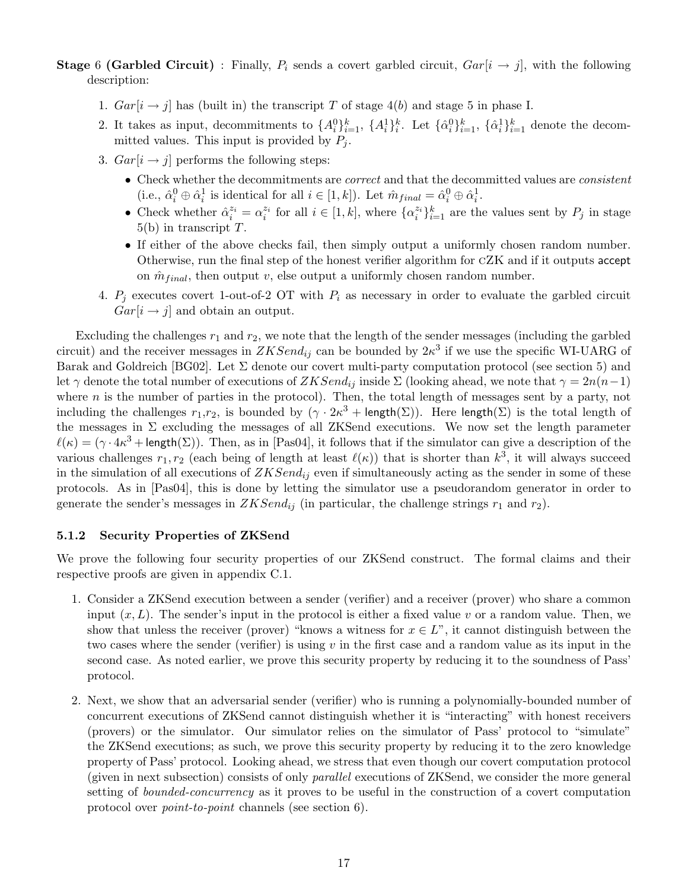**Stage 6 (Garbled Circuit)** : Finally, $P_i$ sends a covert garbled circuit, $Gar[i \to j]$, with the following description:

1. $Gar[i \to j]$ has (built in) the transcript $T$ of stage 4(*b*) and stage 5 in phase I.
2. It takes as input, decommitments to $\{A_i^0\}_{i=1}^k$, $\{A_i^1\}_i^k$. Let $\{\hat{\alpha}_i^0\}_{i=1}^k$, $\{\hat{\alpha}_i^1\}_{i=1}^k$ denote the decommitted values. This input is provided by $P_j$.
3. $Gar[i \to j]$ performs the following steps:
   - Check whether the decommitments are *correct* and that the decommitted values are *consistent* (i.e., $\hat{\alpha}_i^0 \oplus \hat{\alpha}_i^1$ is identical for all $i \in [1, k]$). Let $\hat{m}_{final} = \hat{\alpha}_i^0 \oplus \hat{\alpha}_i^1$.
   - Check whether $\hat{\alpha}_i^{z_i} = \alpha_i^{z_i}$ for all $i \in [1, k]$, where $\{\alpha_i^{z_i}\}_{i=1}^k$ are the values sent by $P_j$ in stage 5(b) in transcript $T$.
   - If either of the above checks fail, then simply output a uniformly chosen random number. Otherwise, run the final step of the honest verifier algorithm for cZK and if it outputs accept on $\hat{m}_{final}$, then output $v$, else output a uniformly chosen random number.
4. $P_j$ executes covert 1-out-of-2 OT with $P_i$ as necessary in order to evaluate the garbled circuit $Gar[i \to j]$ and obtain an output.

Excluding the challenges $r_1$ and $r_2$, we note that the length of the sender messages (including the garbled circuit) and the receiver messages in $ZKSend_{ij}$ can be bounded by $2\kappa^3$ if we use the specific WI-UARG of Barak and Goldreich [BG02]. Let $\Sigma$ denote our covert multi-party computation protocol (see section 5) and let $\gamma$ denote the total number of executions of $ZKSend_{ij}$ inside $\Sigma$ (looking ahead, we note that $\gamma = 2n(n-1)$ where $n$ is the number of parties in the protocol). Then, the total length of messages sent by a party, not including the challenges $r_1$,$r_2$, is bounded by $(\gamma \cdot 2\kappa^3 + \mathsf{length}(\Sigma))$. Here $\mathsf{length}(\Sigma)$ is the total length of the messages in $\Sigma$ excluding the messages of all ZKSend executions. We now set the length parameter $\ell(\kappa) = (\gamma \cdot 4\kappa^3 + \mathsf{length}(\Sigma))$. Then, as in [Pas04], it follows that if the simulator can give a description of the various challenges $r_1, r_2$ (each being of length at least $\ell(\kappa)$) that is shorter than $k^3$, it will always succeed in the simulation of all executions of $ZKSend_{ij}$ even if simultaneously acting as the sender in some of these protocols. As in [Pas04], this is done by letting the simulator use a pseudorandom generator in order to generate the sender's messages in $ZKSend_{ij}$ (in particular, the challenge strings $r_1$ and $r_2$).

### 5.1.2 Security Properties of ZKSend

We prove the following four security properties of our ZKSend construct. The formal claims and their respective proofs are given in appendix C.1.

1. Consider a ZKSend execution between a sender (verifier) and a receiver (prover) who share a common input $(x, L)$. The sender's input in the protocol is either a fixed value $v$ or a random value. Then, we show that unless the receiver (prover) "knows a witness for $x \in L$", it cannot distinguish between the two cases where the sender (verifier) is using $v$ in the first case and a random value as its input in the second case. As noted earlier, we prove this security property by reducing it to the soundness of Pass' protocol.
2. Next, we show that an adversarial sender (verifier) who is running a polynomially-bounded number of concurrent executions of ZKSend cannot distinguish whether it is "interacting" with honest receivers (provers) or the simulator. Our simulator relies on the simulator of Pass' protocol to "simulate" the ZKSend executions; as such, we prove this security property by reducing it to the zero knowledge property of Pass' protocol. Looking ahead, we stress that even though our covert computation protocol (given in next subsection) consists of only *parallel* executions of ZKSend, we consider the more general setting of *bounded-concurrency* as it proves to be useful in the construction of a covert computation protocol over *point-to-point* channels (see section 6).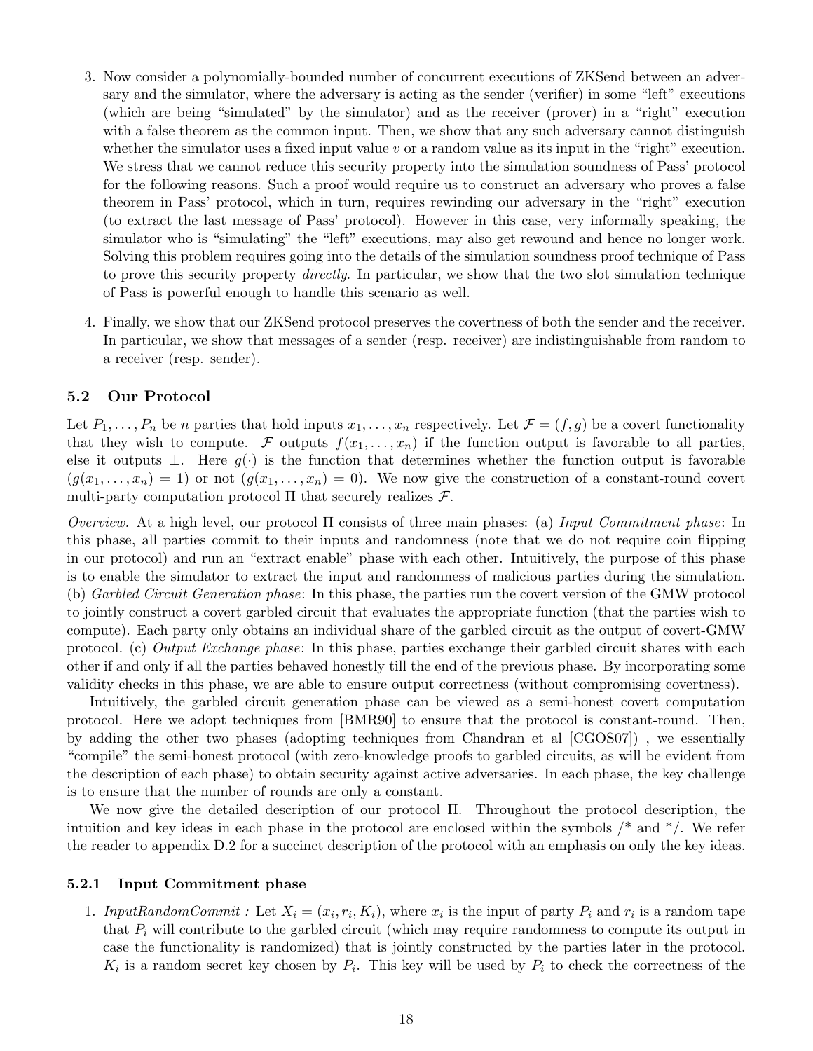3. Now consider a polynomially-bounded number of concurrent executions of ZKSend between an adversary and the simulator, where the adversary is acting as the sender (verifier) in some "left" executions (which are being "simulated" by the simulator) and as the receiver (prover) in a "right" execution with a false theorem as the common input. Then, we show that any such adversary cannot distinguish whether the simulator uses a fixed input value $v$ or a random value as its input in the "right" execution. We stress that we cannot reduce this security property into the simulation soundness of Pass' protocol for the following reasons. Such a proof would require us to construct an adversary who proves a false theorem in Pass' protocol, which in turn, requires rewinding our adversary in the "right" execution (to extract the last message of Pass' protocol). However in this case, very informally speaking, the simulator who is "simulating" the "left" executions, may also get rewound and hence no longer work. Solving this problem requires going into the details of the simulation soundness proof technique of Pass to prove this security property *directly*. In particular, we show that the two slot simulation technique of Pass is powerful enough to handle this scenario as well.

4. Finally, we show that our ZKSend protocol preserves the covertness of both the sender and the receiver. In particular, we show that messages of a sender (resp. receiver) are indistinguishable from random to a receiver (resp. sender).

## 5.2 Our Protocol

Let $P_1, \ldots, P_n$ be $n$ parties that hold inputs $x_1, \ldots, x_n$ respectively. Let $\mathcal{F} = (f, g)$ be a covert functionality that they wish to compute. $\mathcal{F}$ outputs $f(x_1, \ldots, x_n)$ if the function output is favorable to all parties, else it outputs $\perp$. Here $g(\cdot)$ is the function that determines whether the function output is favorable ($g(x_1, \ldots, x_n) = 1$) or not ($g(x_1, \ldots, x_n) = 0$). We now give the construction of a constant-round covert multi-party computation protocol $\Pi$ that securely realizes $\mathcal{F}$.

*Overview.* At a high level, our protocol $\Pi$ consists of three main phases: (a) *Input Commitment phase*: In this phase, all parties commit to their inputs and randomness (note that we do not require coin flipping in our protocol) and run an "extract enable" phase with each other. Intuitively, the purpose of this phase is to enable the simulator to extract the input and randomness of malicious parties during the simulation. (b) *Garbled Circuit Generation phase*: In this phase, the parties run the covert version of the GMW protocol to jointly construct a covert garbled circuit that evaluates the appropriate function (that the parties wish to compute). Each party only obtains an individual share of the garbled circuit as the output of covert-GMW protocol. (c) *Output Exchange phase*: In this phase, parties exchange their garbled circuit shares with each other if and only if all the parties behaved honestly till the end of the previous phase. By incorporating some validity checks in this phase, we are able to ensure output correctness (without compromising covertness).

Intuitively, the garbled circuit generation phase can be viewed as a semi-honest covert computation protocol. Here we adopt techniques from [BMR90] to ensure that the protocol is constant-round. Then, by adding the other two phases (adopting techniques from Chandran et al [CGOS07]) , we essentially "compile" the semi-honest protocol (with zero-knowledge proofs to garbled circuits, as will be evident from the description of each phase) to obtain security against active adversaries. In each phase, the key challenge is to ensure that the number of rounds are only a constant.

We now give the detailed description of our protocol $\Pi$. Throughout the protocol description, the intuition and key ideas in each phase in the protocol are enclosed within the symbols /* and */. We refer the reader to appendix D.2 for a succinct description of the protocol with an emphasis on only the key ideas.

### 5.2.1 Input Commitment phase

1. *InputRandomCommit :* Let $X_i = (x_i, r_i, K_i)$, where $x_i$ is the input of party $P_i$ and $r_i$ is a random tape that $P_i$ will contribute to the garbled circuit (which may require randomness to compute its output in case the functionality is randomized) that is jointly constructed by the parties later in the protocol. $K_i$ is a random secret key chosen by $P_i$. This key will be used by $P_i$ to check the correctness of the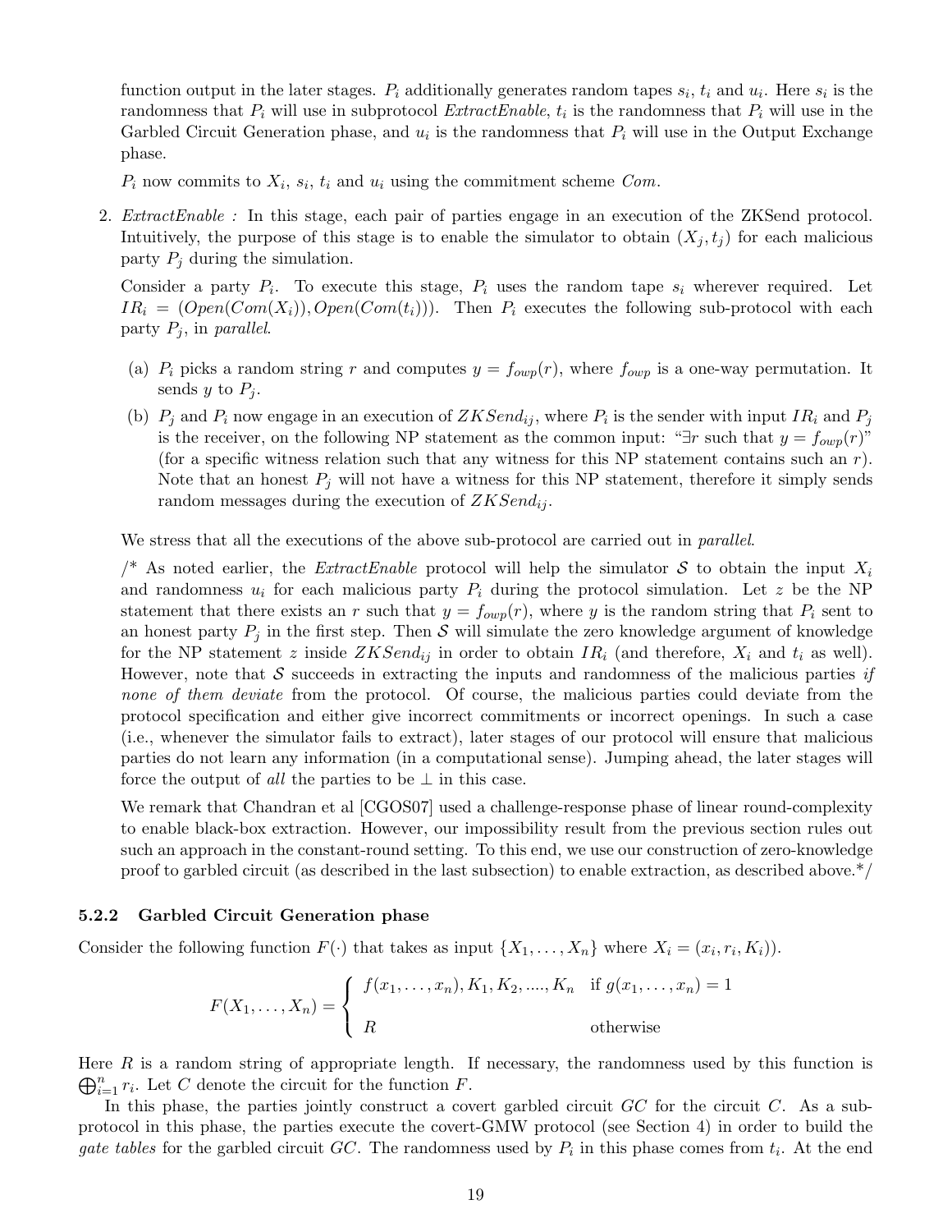function output in the later stages. $P_i$ additionally generates random tapes $s_i$, $t_i$ and $u_i$. Here $s_i$ is the randomness that $P_i$ will use in subprotocol *ExtractEnable*, $t_i$ is the randomness that $P_i$ will use in the Garbled Circuit Generation phase, and $u_i$ is the randomness that $P_i$ will use in the Output Exchange phase.

$P_i$ now commits to $X_i$, $s_i$, $t_i$ and $u_i$ using the commitment scheme *Com*.

2. *ExtractEnable :* In this stage, each pair of parties engage in an execution of the ZKSend protocol. Intuitively, the purpose of this stage is to enable the simulator to obtain $(X_j, t_j)$ for each malicious party $P_j$ during the simulation.

   Consider a party $P_i$. To execute this stage, $P_i$ uses the random tape $s_i$ wherever required. Let $IR_i = (Open(Com(X_i)), Open(Com(t_i)))$. Then $P_i$ executes the following sub-protocol with each party $P_j$, in *parallel*.

   (a) $P_i$ picks a random string $r$ and computes $y = f_{owp}(r)$, where $f_{owp}$ is a one-way permutation. It sends $y$ to $P_j$.

   (b) $P_j$ and $P_i$ now engage in an execution of $ZKSend_{ij}$, where $P_i$ is the sender with input $IR_i$ and $P_j$ is the receiver, on the following NP statement as the common input: "$\exists r$ such that $y = f_{owp}(r)$" (for a specific witness relation such that any witness for this NP statement contains such an $r$). Note that an honest $P_j$ will not have a witness for this NP statement, therefore it simply sends random messages during the execution of $ZKSend_{ij}$.

   We stress that all the executions of the above sub-protocol are carried out in *parallel*.

   /* As noted earlier, the *ExtractEnable* protocol will help the simulator $\mathcal{S}$ to obtain the input $X_i$ and randomness $u_i$ for each malicious party $P_i$ during the protocol simulation. Let $z$ be the NP statement that there exists an $r$ such that $y = f_{owp}(r)$, where $y$ is the random string that $P_i$ sent to an honest party $P_j$ in the first step. Then $\mathcal{S}$ will simulate the zero knowledge argument of knowledge for the NP statement $z$ inside $ZKSend_{ij}$ in order to obtain $IR_i$ (and therefore, $X_i$ and $t_i$ as well). However, note that $\mathcal{S}$ succeeds in extracting the inputs and randomness of the malicious parties *if none of them deviate* from the protocol. Of course, the malicious parties could deviate from the protocol specification and either give incorrect commitments or incorrect openings. In such a case (i.e., whenever the simulator fails to extract), later stages of our protocol will ensure that malicious parties do not learn any information (in a computational sense). Jumping ahead, the later stages will force the output of *all* the parties to be $\perp$ in this case.

   We remark that Chandran et al [CGOS07] used a challenge-response phase of linear round-complexity to enable black-box extraction. However, our impossibility result from the previous section rules out such an approach in the constant-round setting. To this end, we use our construction of zero-knowledge proof to garbled circuit (as described in the last subsection) to enable extraction, as described above.*/

### 5.2.2 Garbled Circuit Generation phase

Consider the following function $F(\cdot)$ that takes as input $\{X_1, \ldots, X_n\}$ where $X_i = (x_i, r_i, K_i)$).

$$F(X_1, \ldots, X_n) = \begin{cases} f(x_1, \ldots, x_n), K_1, K_2, ...., K_n & \text{if } g(x_1, \ldots, x_n) = 1 \\ R & \text{otherwise} \end{cases}$$

Here $R$ is a random string of appropriate length. If necessary, the randomness used by this function is $\bigoplus_{i=1}^{n} r_i$. Let $C$ denote the circuit for the function $F$.

In this phase, the parties jointly construct a covert garbled circuit $GC$ for the circuit $C$. As a sub-protocol in this phase, the parties execute the covert-GMW protocol (see Section 4) in order to build the *gate tables* for the garbled circuit $GC$. The randomness used by $P_i$ in this phase comes from $t_i$. At the end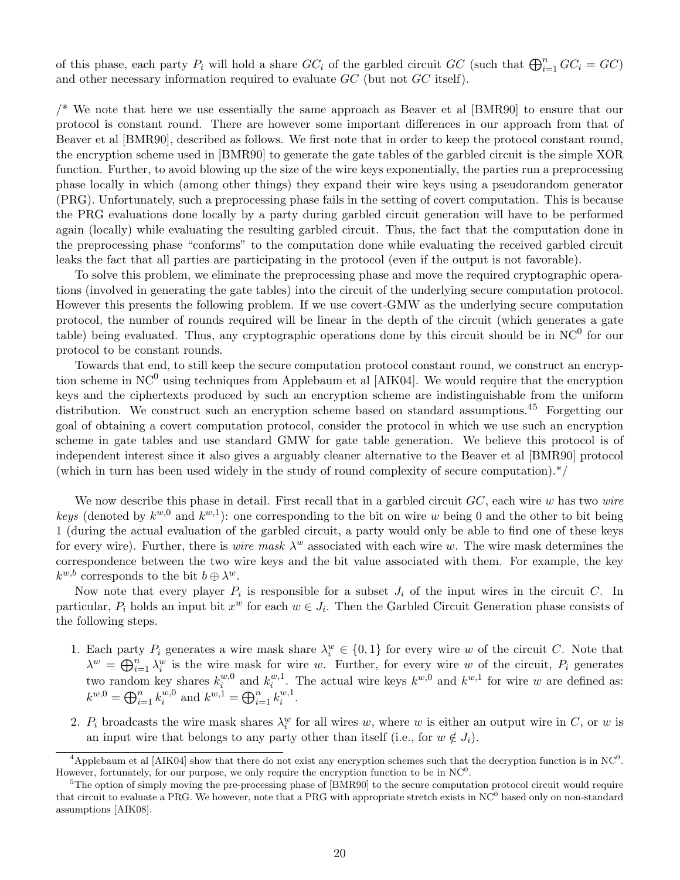of this phase, each party $P_i$ will hold a share $GC_i$ of the garbled circuit $GC$ (such that $\bigoplus_{i=1}^{n} GC_i = GC$) and other necessary information required to evaluate $GC$ (but not $GC$ itself).

/* We note that here we use essentially the same approach as Beaver et al [BMR90] to ensure that our protocol is constant round. There are however some important differences in our approach from that of Beaver et al [BMR90], described as follows. We first note that in order to keep the protocol constant round, the encryption scheme used in [BMR90] to generate the gate tables of the garbled circuit is the simple XOR function. Further, to avoid blowing up the size of the wire keys exponentially, the parties run a preprocessing phase locally in which (among other things) they expand their wire keys using a pseudorandom generator (PRG). Unfortunately, such a preprocessing phase fails in the setting of covert computation. This is because the PRG evaluations done locally by a party during garbled circuit generation will have to be performed again (locally) while evaluating the resulting garbled circuit. Thus, the fact that the computation done in the preprocessing phase "conforms" to the computation done while evaluating the received garbled circuit leaks the fact that all parties are participating in the protocol (even if the output is not favorable).

To solve this problem, we eliminate the preprocessing phase and move the required cryptographic operations (involved in generating the gate tables) into the circuit of the underlying secure computation protocol. However this presents the following problem. If we use covert-GMW as the underlying secure computation protocol, the number of rounds required will be linear in the depth of the circuit (which generates a gate table) being evaluated. Thus, any cryptographic operations done by this circuit should be in $\mathrm{NC}^0$ for our protocol to be constant rounds.

Towards that end, to still keep the secure computation protocol constant round, we construct an encryption scheme in $\mathrm{NC}^0$ using techniques from Applebaum et al [AIK04]. We would require that the encryption keys and the ciphertexts produced by such an encryption scheme are indistinguishable from the uniform distribution. We construct such an encryption scheme based on standard assumptions.[4][5] Forgetting our goal of obtaining a covert computation protocol, consider the protocol in which we use such an encryption scheme in gate tables and use standard GMW for gate table generation. We believe this protocol is of independent interest since it also gives a arguably cleaner alternative to the Beaver et al [BMR90] protocol (which in turn has been used widely in the study of round complexity of secure computation).*/

We now describe this phase in detail. First recall that in a garbled circuit $GC$, each wire $w$ has two *wire keys* (denoted by $k^{w,0}$ and $k^{w,1}$): one corresponding to the bit on wire $w$ being 0 and the other to bit being 1 (during the actual evaluation of the garbled circuit, a party would only be able to find one of these keys for every wire). Further, there is *wire mask* $\lambda^w$ associated with each wire $w$. The wire mask determines the correspondence between the two wire keys and the bit value associated with them. For example, the key $k^{w,b}$ corresponds to the bit $b \oplus \lambda^w$.

Now note that every player $P_i$ is responsible for a subset $J_i$ of the input wires in the circuit $C$. In particular, $P_i$ holds an input bit $x^w$ for each $w \in J_i$. Then the Garbled Circuit Generation phase consists of the following steps.

1. Each party $P_i$ generates a wire mask share $\lambda_i^w \in \{0,1\}$ for every wire $w$ of the circuit $C$. Note that $\lambda^w = \bigoplus_{i=1}^{n} \lambda_i^w$ is the wire mask for wire $w$. Further, for every wire $w$ of the circuit, $P_i$ generates two random key shares $k_i^{w,0}$ and $k_i^{w,1}$. The actual wire keys $k^{w,0}$ and $k^{w,1}$ for wire $w$ are defined as: $k^{w,0} = \bigoplus_{i=1}^{n} k_i^{w,0}$ and $k^{w,1} = \bigoplus_{i=1}^{n} k_i^{w,1}$.

2. $P_i$ broadcasts the wire mask shares $\lambda_i^w$ for all wires $w$, where $w$ is either an output wire in $C$, or $w$ is an input wire that belongs to any party other than itself (i.e., for $w \notin J_i$).

[4] Applebaum et al [AIK04] show that there do not exist any encryption schemes such that the decryption function is in $\mathrm{NC}^0$. However, fortunately, for our purpose, we only require the encryption function to be in $\mathrm{NC}^0$.

[5] The option of simply moving the pre-processing phase of [BMR90] to the secure computation protocol circuit would require that circuit to evaluate a PRG. We however, note that a PRG with appropriate stretch exists in $\mathrm{NC}^0$ based only on non-standard assumptions [AIK08].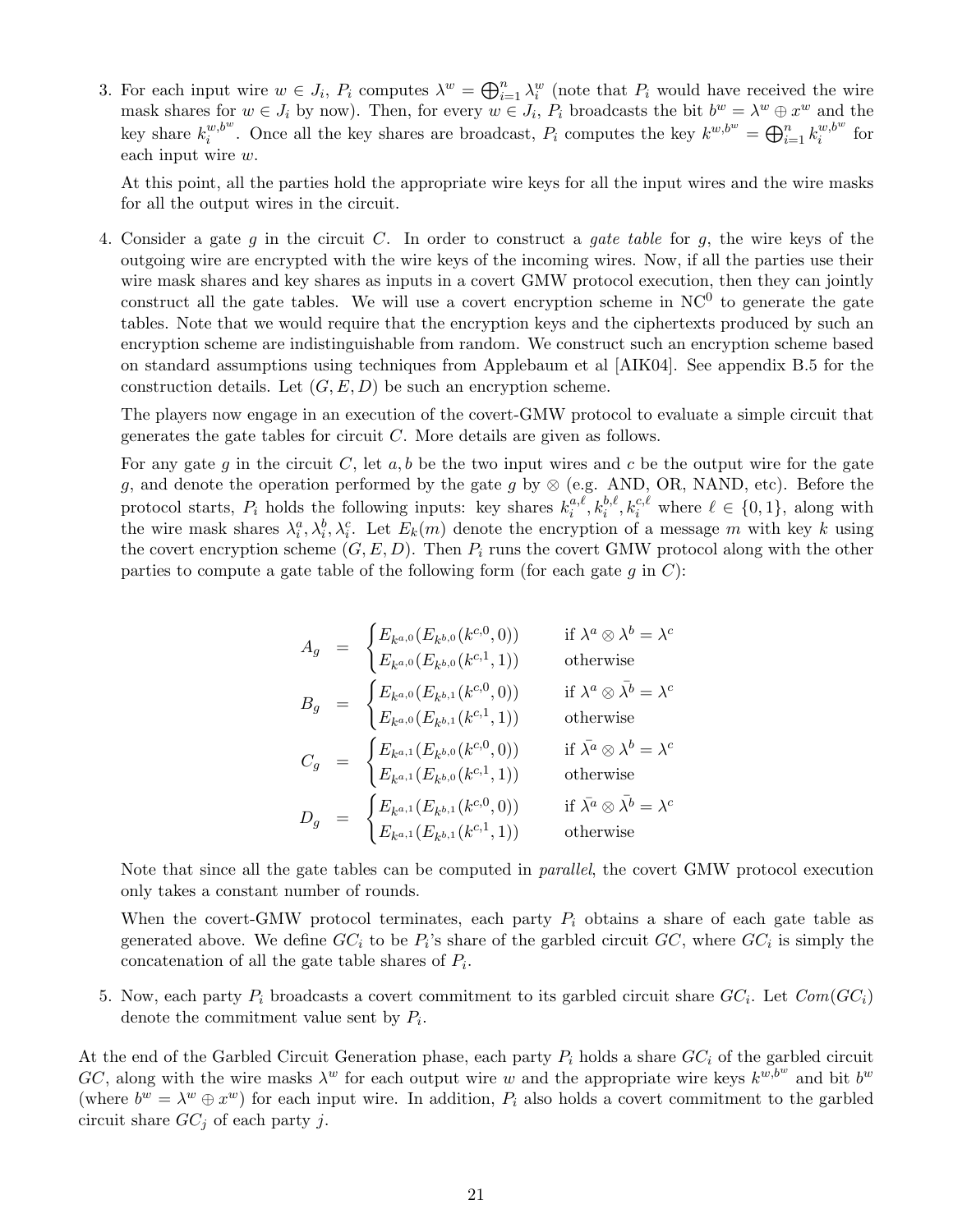3. For each input wire $w \in J_i$, $P_i$ computes $\lambda^w = \bigoplus_{i=1}^n \lambda_i^w$ (note that $P_i$ would have received the wire mask shares for $w \in J_i$ by now). Then, for every $w \in J_i$, $P_i$ broadcasts the bit $b^w = \lambda^w \oplus x^w$ and the key share $k_i^{w,b^w}$. Once all the key shares are broadcast, $P_i$ computes the key $k^{w,b^w} = \bigoplus_{i=1}^n k_i^{w,b^w}$ for each input wire $w$.

   At this point, all the parties hold the appropriate wire keys for all the input wires and the wire masks for all the output wires in the circuit.

4. Consider a gate $g$ in the circuit $C$. In order to construct a *gate table* for $g$, the wire keys of the outgoing wire are encrypted with the wire keys of the incoming wires. Now, if all the parties use their wire mask shares and key shares as inputs in a covert GMW protocol execution, then they can jointly construct all the gate tables. We will use a covert encryption scheme in $\mathrm{NC}^0$ to generate the gate tables. Note that we would require that the encryption keys and the ciphertexts produced by such an encryption scheme are indistinguishable from random. We construct such an encryption scheme based on standard assumptions using techniques from Applebaum et al [AIK04]. See appendix B.5 for the construction details. Let $(G, E, D)$ be such an encryption scheme.

   The players now engage in an execution of the covert-GMW protocol to evaluate a simple circuit that generates the gate tables for circuit $C$. More details are given as follows.

   For any gate $g$ in the circuit $C$, let $a, b$ be the two input wires and $c$ be the output wire for the gate $g$, and denote the operation performed by the gate $g$ by $\otimes$ (e.g. AND, OR, NAND, etc). Before the protocol starts, $P_i$ holds the following inputs: key shares $k_i^{a,\ell}, k_i^{b,\ell}, k_i^{c,\ell}$ where $\ell \in \{0,1\}$, along with the wire mask shares $\lambda_i^a, \lambda_i^b, \lambda_i^c$. Let $E_k(m)$ denote the encryption of a message $m$ with key $k$ using the covert encryption scheme $(G, E, D)$. Then $P_i$ runs the covert GMW protocol along with the other parties to compute a gate table of the following form (for each gate $g$ in $C$):

$$
\begin{aligned}
A_g &= \begin{cases} E_{k^{a,0}}(E_{k^{b,0}}(k^{c,0}, 0)) & \text{if } \lambda^a \otimes \lambda^b = \lambda^c \\ E_{k^{a,0}}(E_{k^{b,0}}(k^{c,1}, 1)) & \text{otherwise} \end{cases} \\
B_g &= \begin{cases} E_{k^{a,0}}(E_{k^{b,1}}(k^{c,0}, 0)) & \text{if } \lambda^a \otimes \bar{\lambda^b} = \lambda^c \\ E_{k^{a,0}}(E_{k^{b,1}}(k^{c,1}, 1)) & \text{otherwise} \end{cases} \\
C_g &= \begin{cases} E_{k^{a,1}}(E_{k^{b,0}}(k^{c,0}, 0)) & \text{if } \bar{\lambda^a} \otimes \lambda^b = \lambda^c \\ E_{k^{a,1}}(E_{k^{b,0}}(k^{c,1}, 1)) & \text{otherwise} \end{cases} \\
D_g &= \begin{cases} E_{k^{a,1}}(E_{k^{b,1}}(k^{c,0}, 0)) & \text{if } \bar{\lambda^a} \otimes \bar{\lambda^b} = \lambda^c \\ E_{k^{a,1}}(E_{k^{b,1}}(k^{c,1}, 1)) & \text{otherwise} \end{cases}
\end{aligned}
$$

   Note that since all the gate tables can be computed in *parallel*, the covert GMW protocol execution only takes a constant number of rounds.

   When the covert-GMW protocol terminates, each party $P_i$ obtains a share of each gate table as generated above. We define $GC_i$ to be $P_i$'s share of the garbled circuit $GC$, where $GC_i$ is simply the concatenation of all the gate table shares of $P_i$.

5. Now, each party $P_i$ broadcasts a covert commitment to its garbled circuit share $GC_i$. Let $Com(GC_i)$ denote the commitment value sent by $P_i$.

At the end of the Garbled Circuit Generation phase, each party $P_i$ holds a share $GC_i$ of the garbled circuit $GC$, along with the wire masks $\lambda^w$ for each output wire $w$ and the appropriate wire keys $k^{w,b^w}$ and bit $b^w$ (where $b^w = \lambda^w \oplus x^w$) for each input wire. In addition, $P_i$ also holds a covert commitment to the garbled circuit share $GC_j$ of each party $j$.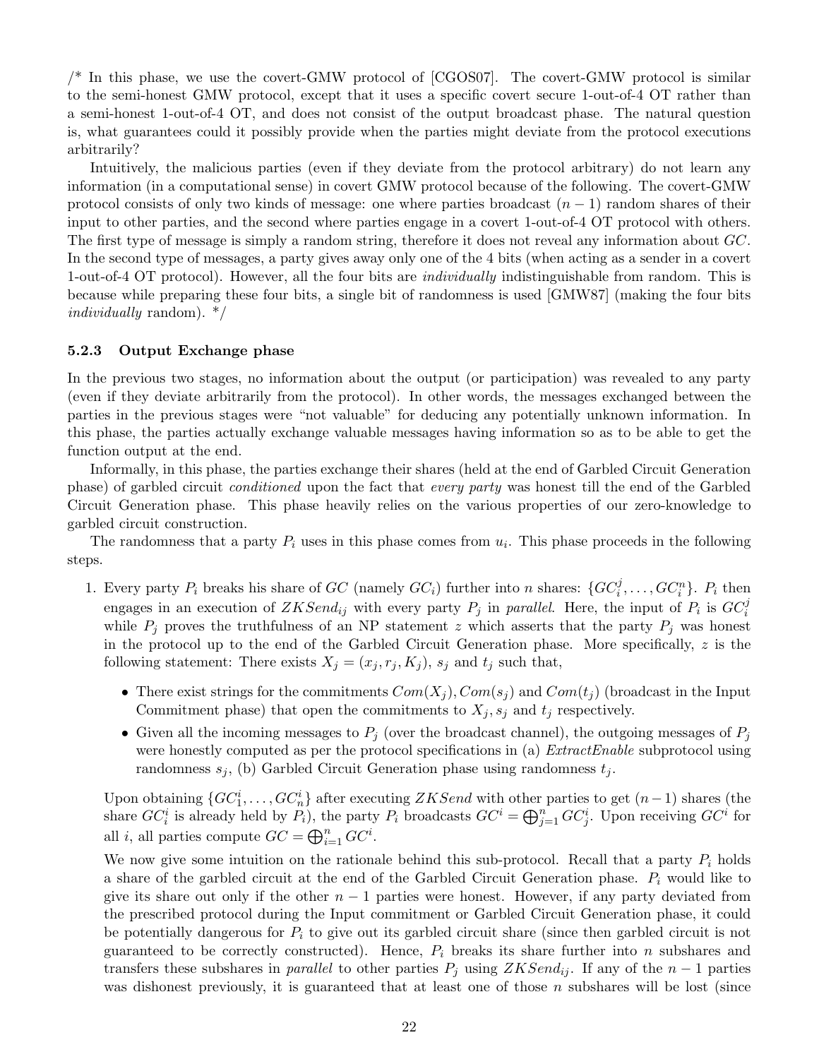/* In this phase, we use the covert-GMW protocol of [CGOS07]. The covert-GMW protocol is similar to the semi-honest GMW protocol, except that it uses a specific covert secure 1-out-of-4 OT rather than a semi-honest 1-out-of-4 OT, and does not consist of the output broadcast phase. The natural question is, what guarantees could it possibly provide when the parties might deviate from the protocol executions arbitrarily?

Intuitively, the malicious parties (even if they deviate from the protocol arbitrary) do not learn any information (in a computational sense) in covert GMW protocol because of the following. The covert-GMW protocol consists of only two kinds of message: one where parties broadcast $(n-1)$ random shares of their input to other parties, and the second where parties engage in a covert 1-out-of-4 OT protocol with others. The first type of message is simply a random string, therefore it does not reveal any information about $GC$. In the second type of messages, a party gives away only one of the 4 bits (when acting as a sender in a covert 1-out-of-4 OT protocol). However, all the four bits are *individually* indistinguishable from random. This is because while preparing these four bits, a single bit of randomness is used [GMW87] (making the four bits *individually* random). */

### 5.2.3 Output Exchange phase

In the previous two stages, no information about the output (or participation) was revealed to any party (even if they deviate arbitrarily from the protocol). In other words, the messages exchanged between the parties in the previous stages were "not valuable" for deducing any potentially unknown information. In this phase, the parties actually exchange valuable messages having information so as to be able to get the function output at the end.

Informally, in this phase, the parties exchange their shares (held at the end of Garbled Circuit Generation phase) of garbled circuit *conditioned* upon the fact that *every party* was honest till the end of the Garbled Circuit Generation phase. This phase heavily relies on the various properties of our zero-knowledge to garbled circuit construction.

The randomness that a party $P_i$ uses in this phase comes from $u_i$. This phase proceeds in the following steps.

1. Every party $P_i$ breaks his share of $GC$ (namely $GC_i$) further into $n$ shares: $\{GC_i^j, \ldots, GC_i^n\}$. $P_i$ then engages in an execution of $ZKSend_{ij}$ with every party $P_j$ in *parallel*. Here, the input of $P_i$ is $GC_i^j$ while $P_j$ proves the truthfulness of an NP statement $z$ which asserts that the party $P_j$ was honest in the protocol up to the end of the Garbled Circuit Generation phase. More specifically, $z$ is the following statement: There exists $X_j = (x_j, r_j, K_j)$, $s_j$ and $t_j$ such that,

   - There exist strings for the commitments $Com(X_j), Com(s_j)$ and $Com(t_j)$ (broadcast in the Input Commitment phase) that open the commitments to $X_j, s_j$ and $t_j$ respectively.
   - Given all the incoming messages to $P_j$ (over the broadcast channel), the outgoing messages of $P_j$ were honestly computed as per the protocol specifications in (a) *ExtractEnable* subprotocol using randomness $s_j$, (b) Garbled Circuit Generation phase using randomness $t_j$.

   Upon obtaining $\{GC_1^i, \ldots, GC_n^i\}$ after executing $ZKSend$ with other parties to get $(n-1)$ shares (the share $GC_i^i$ is already held by $P_i$), the party $P_i$ broadcasts $GC^i = \bigoplus_{j=1}^{n} GC_j^i$. Upon receiving $GC^i$ for all $i$, all parties compute $GC = \bigoplus_{i=1}^{n} GC^i$.

   We now give some intuition on the rationale behind this sub-protocol. Recall that a party $P_i$ holds a share of the garbled circuit at the end of the Garbled Circuit Generation phase. $P_i$ would like to give its share out only if the other $n-1$ parties were honest. However, if any party deviated from the prescribed protocol during the Input commitment or Garbled Circuit Generation phase, it could be potentially dangerous for $P_i$ to give out its garbled circuit share (since then garbled circuit is not guaranteed to be correctly constructed). Hence, $P_i$ breaks its share further into $n$ subshares and transfers these subshares in *parallel* to other parties $P_j$ using $ZKSend_{ij}$. If any of the $n-1$ parties was dishonest previously, it is guaranteed that at least one of those $n$ subshares will be lost (since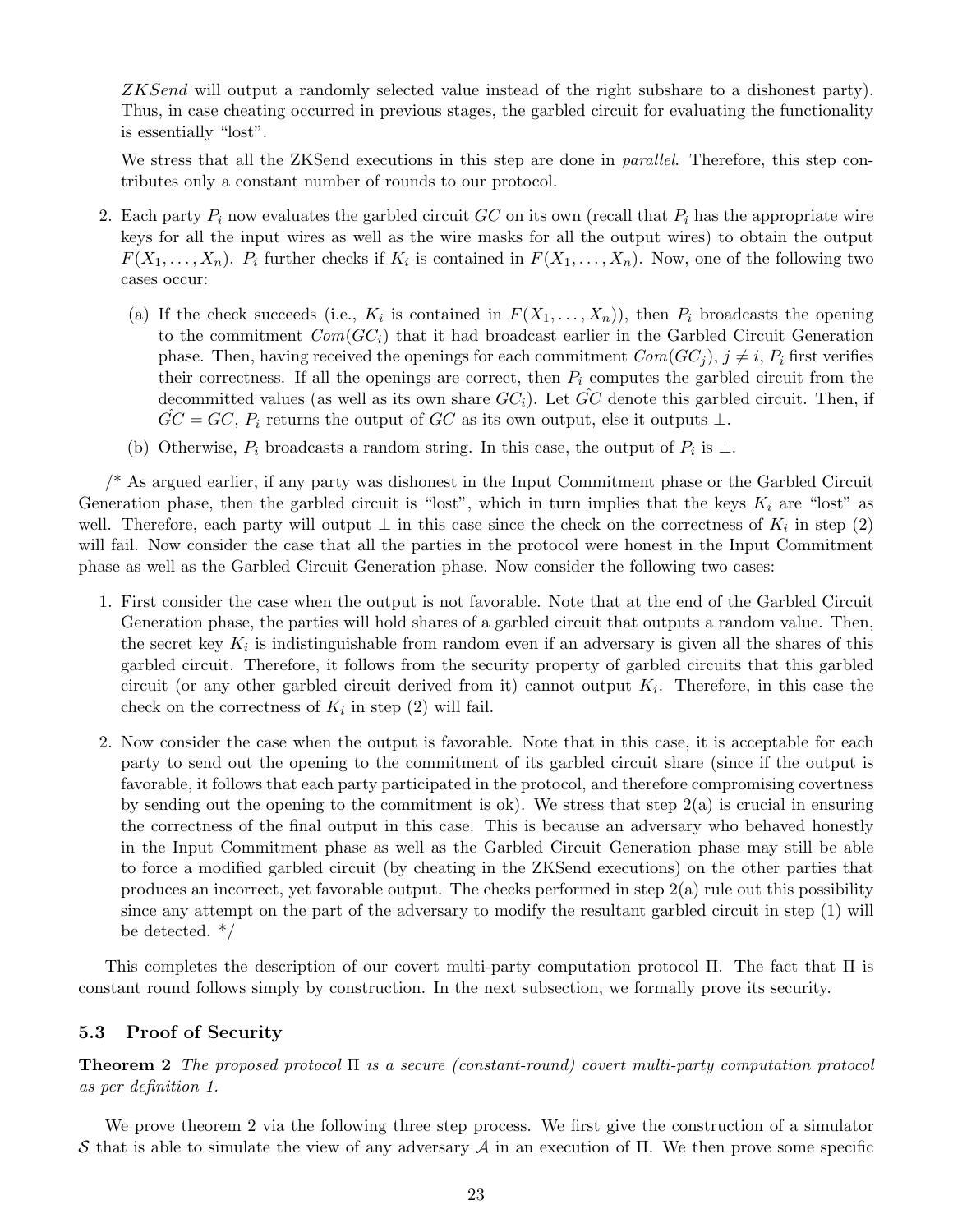*ZKSend* will output a randomly selected value instead of the right subshare to a dishonest party). Thus, in case cheating occurred in previous stages, the garbled circuit for evaluating the functionality is essentially "lost".

We stress that all the ZKSend executions in this step are done in *parallel*. Therefore, this step contributes only a constant number of rounds to our protocol.

2. Each party $P_i$ now evaluates the garbled circuit $GC$ on its own (recall that $P_i$ has the appropriate wire keys for all the input wires as well as the wire masks for all the output wires) to obtain the output $F(X_1, \ldots, X_n)$. $P_i$ further checks if $K_i$ is contained in $F(X_1, \ldots, X_n)$. Now, one of the following two cases occur:

   (a) If the check succeeds (i.e., $K_i$ is contained in $F(X_1, \ldots, X_n)$), then $P_i$ broadcasts the opening to the commitment $Com(GC_i)$ that it had broadcast earlier in the Garbled Circuit Generation phase. Then, having received the openings for each commitment $Com(GC_j)$, $j \neq i$, $P_i$ first verifies their correctness. If all the openings are correct, then $P_i$ computes the garbled circuit from the decommitted values (as well as its own share $GC_i$). Let $\hat{GC}$ denote this garbled circuit. Then, if $\hat{GC} = GC$, $P_i$ returns the output of $GC$ as its own output, else it outputs $\perp$.

   (b) Otherwise, $P_i$ broadcasts a random string. In this case, the output of $P_i$ is $\perp$.

/* As argued earlier, if any party was dishonest in the Input Commitment phase or the Garbled Circuit Generation phase, then the garbled circuit is "lost", which in turn implies that the keys $K_i$ are "lost" as well. Therefore, each party will output $\perp$ in this case since the check on the correctness of $K_i$ in step (2) will fail. Now consider the case that all the parties in the protocol were honest in the Input Commitment phase as well as the Garbled Circuit Generation phase. Now consider the following two cases:

1. First consider the case when the output is not favorable. Note that at the end of the Garbled Circuit Generation phase, the parties will hold shares of a garbled circuit that outputs a random value. Then, the secret key $K_i$ is indistinguishable from random even if an adversary is given all the shares of this garbled circuit. Therefore, it follows from the security property of garbled circuits that this garbled circuit (or any other garbled circuit derived from it) cannot output $K_i$. Therefore, in this case the check on the correctness of $K_i$ in step (2) will fail.

2. Now consider the case when the output is favorable. Note that in this case, it is acceptable for each party to send out the opening to the commitment of its garbled circuit share (since if the output is favorable, it follows that each party participated in the protocol, and therefore compromising covertness by sending out the opening to the commitment is ok). We stress that step 2(a) is crucial in ensuring the correctness of the final output in this case. This is because an adversary who behaved honestly in the Input Commitment phase as well as the Garbled Circuit Generation phase may still be able to force a modified garbled circuit (by cheating in the ZKSend executions) on the other parties that produces an incorrect, yet favorable output. The checks performed in step 2(a) rule out this possibility since any attempt on the part of the adversary to modify the resultant garbled circuit in step (1) will be detected. */

This completes the description of our covert multi-party computation protocol $\Pi$. The fact that $\Pi$ is constant round follows simply by construction. In the next subsection, we formally prove its security.

### 5.3 Proof of Security

**Theorem 2** *The proposed protocol $\Pi$ is a secure (constant-round) covert multi-party computation protocol as per definition 1.*

We prove theorem 2 via the following three step process. We first give the construction of a simulator $\mathcal{S}$ that is able to simulate the view of any adversary $\mathcal{A}$ in an execution of $\Pi$. We then prove some specific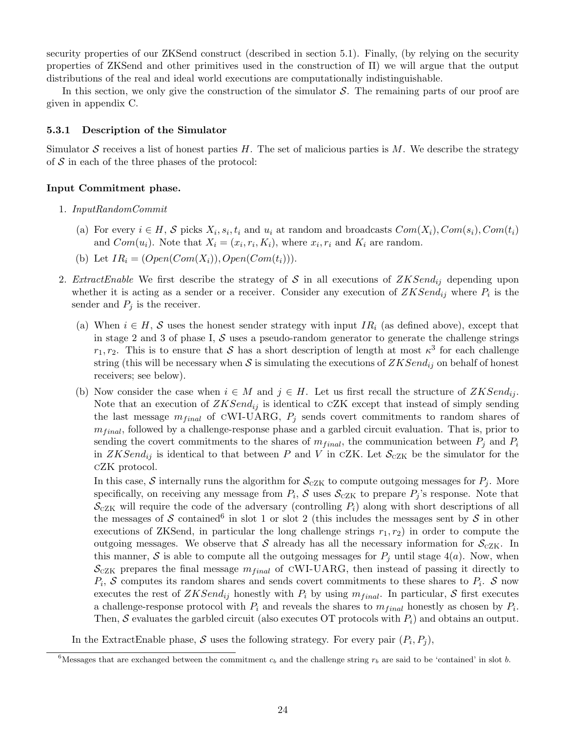security properties of our ZKSend construct (described in section 5.1). Finally, (by relying on the security properties of ZKSend and other primitives used in the construction of $\Pi$) we will argue that the output distributions of the real and ideal world executions are computationally indistinguishable.

In this section, we only give the construction of the simulator $\mathcal{S}$. The remaining parts of our proof are given in appendix C.

### 5.3.1 Description of the Simulator

Simulator $\mathcal{S}$ receives a list of honest parties $H$. The set of malicious parties is $M$. We describe the strategy of $\mathcal{S}$ in each of the three phases of the protocol:

**Input Commitment phase.**

1. *InputRandomCommit*
   (a) For every $i \in H$, $\mathcal{S}$ picks $X_i, s_i, t_i$ and $u_i$ at random and broadcasts $Com(X_i), Com(s_i), Com(t_i)$ and $Com(u_i)$. Note that $X_i = (x_i, r_i, K_i)$, where $x_i, r_i$ and $K_i$ are random.
   (b) Let $IR_i = (Open(Com(X_i)), Open(Com(t_i)))$.

2. *ExtractEnable* We first describe the strategy of $\mathcal{S}$ in all executions of $ZKSend_{ij}$ depending upon whether it is acting as a sender or a receiver. Consider any execution of $ZKSend_{ij}$ where $P_i$ is the sender and $P_j$ is the receiver.
   (a) When $i \in H$, $\mathcal{S}$ uses the honest sender strategy with input $IR_i$ (as defined above), except that in stage 2 and 3 of phase I, $\mathcal{S}$ uses a pseudo-random generator to generate the challenge strings $r_1, r_2$. This is to ensure that $\mathcal{S}$ has a short description of length at most $\kappa^3$ for each challenge string (this will be necessary when $\mathcal{S}$ is simulating the executions of $ZKSend_{ij}$ on behalf of honest receivers; see below).
   (b) Now consider the case when $i \in M$ and $j \in H$. Let us first recall the structure of $ZKSend_{ij}$. Note that an execution of $ZKSend_{ij}$ is identical to cZK except that instead of simply sending the last message $m_{final}$ of cWI-UARG, $P_j$ sends covert commitments to random shares of $m_{final}$, followed by a challenge-response phase and a garbled circuit evaluation. That is, prior to sending the covert commitments to the shares of $m_{final}$, the communication between $P_j$ and $P_i$ in $ZKSend_{ij}$ is identical to that between $P$ and $V$ in cZK. Let $\mathcal{S}_{\text{cZK}}$ be the simulator for the cZK protocol.

      In this case, $\mathcal{S}$ internally runs the algorithm for $\mathcal{S}_{\text{cZK}}$ to compute outgoing messages for $P_j$. More specifically, on receiving any message from $P_i$, $\mathcal{S}$ uses $\mathcal{S}_{\text{cZK}}$ to prepare $P_j$'s response. Note that $\mathcal{S}_{\text{cZK}}$ will require the code of the adversary (controlling $P_i$) along with short descriptions of all the messages of $\mathcal{S}$ contained[6] in slot 1 or slot 2 (this includes the messages sent by $\mathcal{S}$ in other executions of ZKSend, in particular the long challenge strings $r_1, r_2$) in order to compute the outgoing messages. We observe that $\mathcal{S}$ already has all the necessary information for $\mathcal{S}_{\text{cZK}}$. In this manner, $\mathcal{S}$ is able to compute all the outgoing messages for $P_j$ until stage $4(a)$. Now, when $\mathcal{S}_{\text{cZK}}$ prepares the final message $m_{final}$ of cWI-UARG, then instead of passing it directly to $P_i$, $\mathcal{S}$ computes its random shares and sends covert commitments to these shares to $P_i$. $\mathcal{S}$ now executes the rest of $ZKSend_{ij}$ honestly with $P_i$ by using $m_{final}$. In particular, $\mathcal{S}$ first executes a challenge-response protocol with $P_i$ and reveals the shares to $m_{final}$ honestly as chosen by $P_i$. Then, $\mathcal{S}$ evaluates the garbled circuit (also executes OT protocols with $P_i$) and obtains an output.

In the ExtractEnable phase, $\mathcal{S}$ uses the following strategy. For every pair $(P_i, P_j)$,

[6] Messages that are exchanged between the commitment $c_b$ and the challenge string $r_b$ are said to be 'contained' in slot $b$.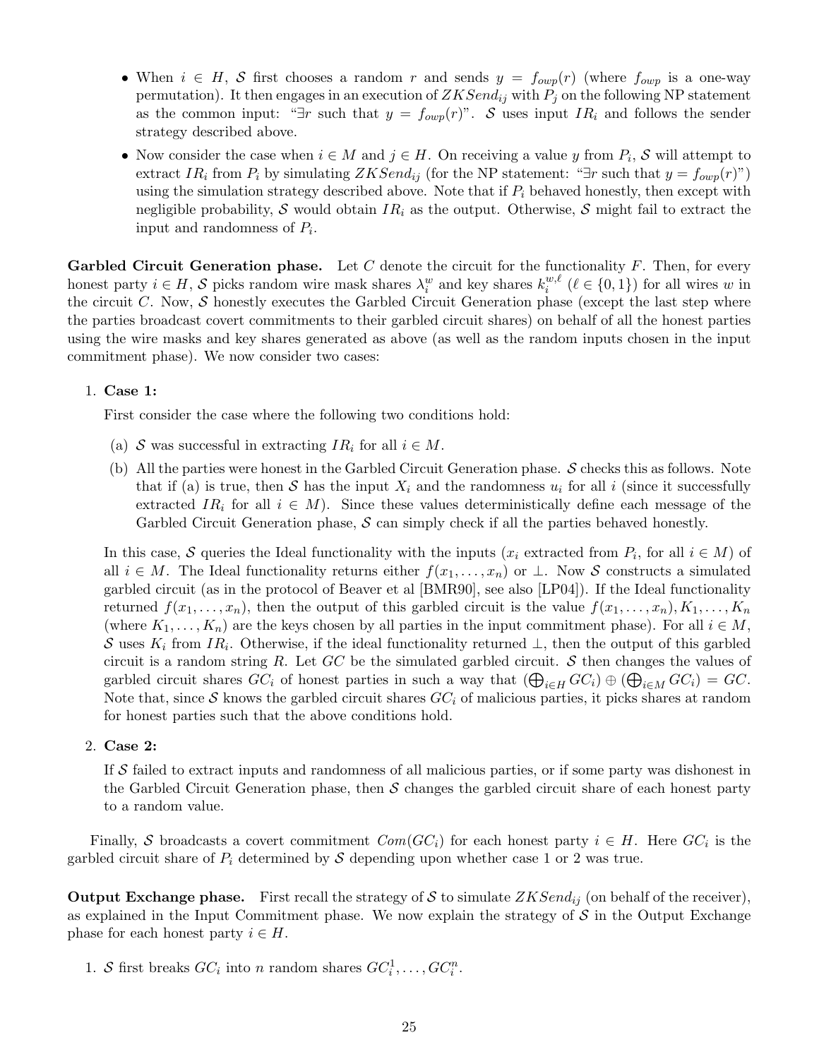- When $i \in H$, $\mathcal{S}$ first chooses a random $r$ and sends $y = f_{owp}(r)$ (where $f_{owp}$ is a one-way permutation). It then engages in an execution of $ZKSend_{ij}$ with $P_j$ on the following NP statement as the common input: "$\exists r$ such that $y = f_{owp}(r)$". $\mathcal{S}$ uses input $IR_i$ and follows the sender strategy described above.
- Now consider the case when $i \in M$ and $j \in H$. On receiving a value $y$ from $P_i$, $\mathcal{S}$ will attempt to extract $IR_i$ from $P_i$ by simulating $ZKSend_{ij}$ (for the NP statement: "$\exists r$ such that $y = f_{owp}(r)$") using the simulation strategy described above. Note that if $P_i$ behaved honestly, then except with negligible probability, $\mathcal{S}$ would obtain $IR_i$ as the output. Otherwise, $\mathcal{S}$ might fail to extract the input and randomness of $P_i$.

**Garbled Circuit Generation phase.** Let $C$ denote the circuit for the functionality $F$. Then, for every honest party $i \in H$, $\mathcal{S}$ picks random wire mask shares $\lambda_i^w$ and key shares $k_i^{w,\ell}$ ($\ell \in \{0,1\}$) for all wires $w$ in the circuit $C$. Now, $\mathcal{S}$ honestly executes the Garbled Circuit Generation phase (except the last step where the parties broadcast covert commitments to their garbled circuit shares) on behalf of all the honest parties using the wire masks and key shares generated as above (as well as the random inputs chosen in the input commitment phase). We now consider two cases:

1. **Case 1:**

   First consider the case where the following two conditions hold:

   (a) $\mathcal{S}$ was successful in extracting $IR_i$ for all $i \in M$.

   (b) All the parties were honest in the Garbled Circuit Generation phase. $\mathcal{S}$ checks this as follows. Note that if (a) is true, then $\mathcal{S}$ has the input $X_i$ and the randomness $u_i$ for all $i$ (since it successfully extracted $IR_i$ for all $i \in M$). Since these values deterministically define each message of the Garbled Circuit Generation phase, $\mathcal{S}$ can simply check if all the parties behaved honestly.

   In this case, $\mathcal{S}$ queries the Ideal functionality with the inputs ($x_i$ extracted from $P_i$, for all $i \in M$) of all $i \in M$. The Ideal functionality returns either $f(x_1, \ldots, x_n)$ or $\perp$. Now $\mathcal{S}$ constructs a simulated garbled circuit (as in the protocol of Beaver et al [BMR90], see also [LP04]). If the Ideal functionality returned $f(x_1, \ldots, x_n)$, then the output of this garbled circuit is the value $f(x_1, \ldots, x_n), K_1, \ldots, K_n$ (where $K_1, \ldots, K_n$) are the keys chosen by all parties in the input commitment phase). For all $i \in M$, $\mathcal{S}$ uses $K_i$ from $IR_i$. Otherwise, if the ideal functionality returned $\perp$, then the output of this garbled circuit is a random string $R$. Let $GC$ be the simulated garbled circuit. $\mathcal{S}$ then changes the values of garbled circuit shares $GC_i$ of honest parties in such a way that $(\bigoplus_{i \in H} GC_i) \oplus (\bigoplus_{i \in M} GC_i) = GC$. Note that, since $\mathcal{S}$ knows the garbled circuit shares $GC_i$ of malicious parties, it picks shares at random for honest parties such that the above conditions hold.

2. **Case 2:**

   If $\mathcal{S}$ failed to extract inputs and randomness of all malicious parties, or if some party was dishonest in the Garbled Circuit Generation phase, then $\mathcal{S}$ changes the garbled circuit share of each honest party to a random value.

Finally, $\mathcal{S}$ broadcasts a covert commitment $Com(GC_i)$ for each honest party $i \in H$. Here $GC_i$ is the garbled circuit share of $P_i$ determined by $\mathcal{S}$ depending upon whether case 1 or 2 was true.

**Output Exchange phase.** First recall the strategy of $\mathcal{S}$ to simulate $ZKSend_{ij}$ (on behalf of the receiver), as explained in the Input Commitment phase. We now explain the strategy of $\mathcal{S}$ in the Output Exchange phase for each honest party $i \in H$.

1. $\mathcal{S}$ first breaks $GC_i$ into $n$ random shares $GC_i^1, \ldots, GC_i^n$.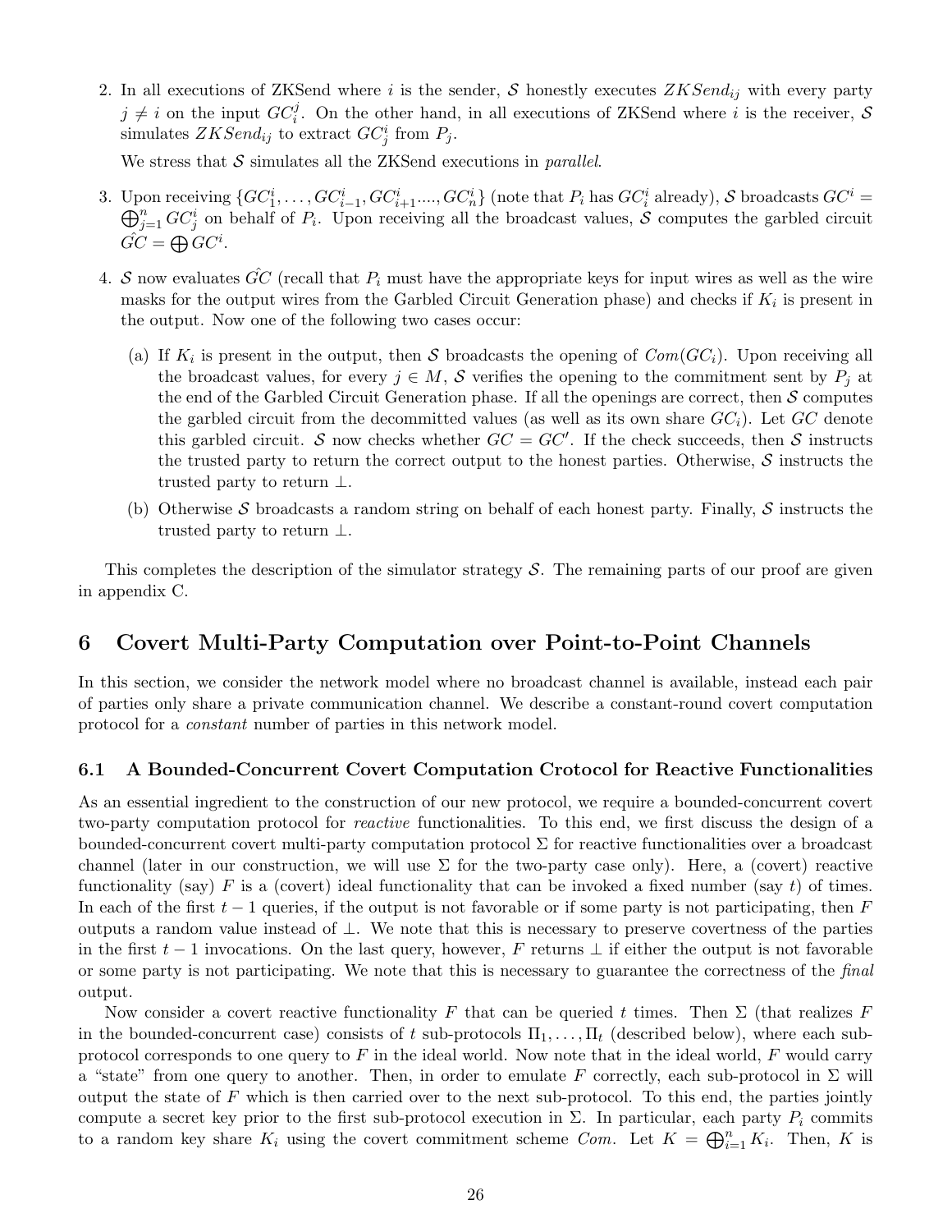2. In all executions of ZKSend where $i$ is the sender, $\mathcal{S}$ honestly executes $ZKSend_{ij}$ with every party $j \neq i$ on the input $GC_i^j$. On the other hand, in all executions of ZKSend where $i$ is the receiver, $\mathcal{S}$ simulates $ZKSend_{ij}$ to extract $GC_j^i$ from $P_j$.

   We stress that $\mathcal{S}$ simulates all the ZKSend executions in *parallel*.

3. Upon receiving $\{GC_1^i, \ldots, GC_{i-1}^i, GC_{i+1}^i \ldots, GC_n^i\}$ (note that $P_i$ has $GC_i^i$ already), $\mathcal{S}$ broadcasts $GC^i = \bigoplus_{j=1}^n GC_j^i$ on behalf of $P_i$. Upon receiving all the broadcast values, $\mathcal{S}$ computes the garbled circuit $\hat{GC} = \bigoplus GC^i$.

4. $\mathcal{S}$ now evaluates $\hat{GC}$ (recall that $P_i$ must have the appropriate keys for input wires as well as the wire masks for the output wires from the Garbled Circuit Generation phase) and checks if $K_i$ is present in the output. Now one of the following two cases occur:

   (a) If $K_i$ is present in the output, then $\mathcal{S}$ broadcasts the opening of $Com(GC_i)$. Upon receiving all the broadcast values, for every $j \in M$, $\mathcal{S}$ verifies the opening to the commitment sent by $P_j$ at the end of the Garbled Circuit Generation phase. If all the openings are correct, then $\mathcal{S}$ computes the garbled circuit from the decommitted values (as well as its own share $GC_i$). Let $GC$ denote this garbled circuit. $\mathcal{S}$ now checks whether $GC = GC'$. If the check succeeds, then $\mathcal{S}$ instructs the trusted party to return the correct output to the honest parties. Otherwise, $\mathcal{S}$ instructs the trusted party to return $\perp$.

   (b) Otherwise $\mathcal{S}$ broadcasts a random string on behalf of each honest party. Finally, $\mathcal{S}$ instructs the trusted party to return $\perp$.

This completes the description of the simulator strategy $\mathcal{S}$. The remaining parts of our proof are given in appendix C.

# 6 Covert Multi-Party Computation over Point-to-Point Channels

In this section, we consider the network model where no broadcast channel is available, instead each pair of parties only share a private communication channel. We describe a constant-round covert computation protocol for a *constant* number of parties in this network model.

## 6.1 A Bounded-Concurrent Covert Computation Crotocol for Reactive Functionalities

As an essential ingredient to the construction of our new protocol, we require a bounded-concurrent covert two-party computation protocol for *reactive* functionalities. To this end, we first discuss the design of a bounded-concurrent covert multi-party computation protocol $\Sigma$ for reactive functionalities over a broadcast channel (later in our construction, we will use $\Sigma$ for the two-party case only). Here, a (covert) reactive functionality (say) $F$ is a (covert) ideal functionality that can be invoked a fixed number (say $t$) of times. In each of the first $t-1$ queries, if the output is not favorable or if some party is not participating, then $F$ outputs a random value instead of $\perp$. We note that this is necessary to preserve covertness of the parties in the first $t-1$ invocations. On the last query, however, $F$ returns $\perp$ if either the output is not favorable or some party is not participating. We note that this is necessary to guarantee the correctness of the *final* output.

Now consider a covert reactive functionality $F$ that can be queried $t$ times. Then $\Sigma$ (that realizes $F$ in the bounded-concurrent case) consists of $t$ sub-protocols $\Pi_1, \ldots, \Pi_t$ (described below), where each sub-protocol corresponds to one query to $F$ in the ideal world. Now note that in the ideal world, $F$ would carry a "state" from one query to another. Then, in order to emulate $F$ correctly, each sub-protocol in $\Sigma$ will output the state of $F$ which is then carried over to the next sub-protocol. To this end, the parties jointly compute a secret key prior to the first sub-protocol execution in $\Sigma$. In particular, each party $P_i$ commits to a random key share $K_i$ using the covert commitment scheme $Com$. Let $K = \bigoplus_{i=1}^n K_i$. Then, $K$ is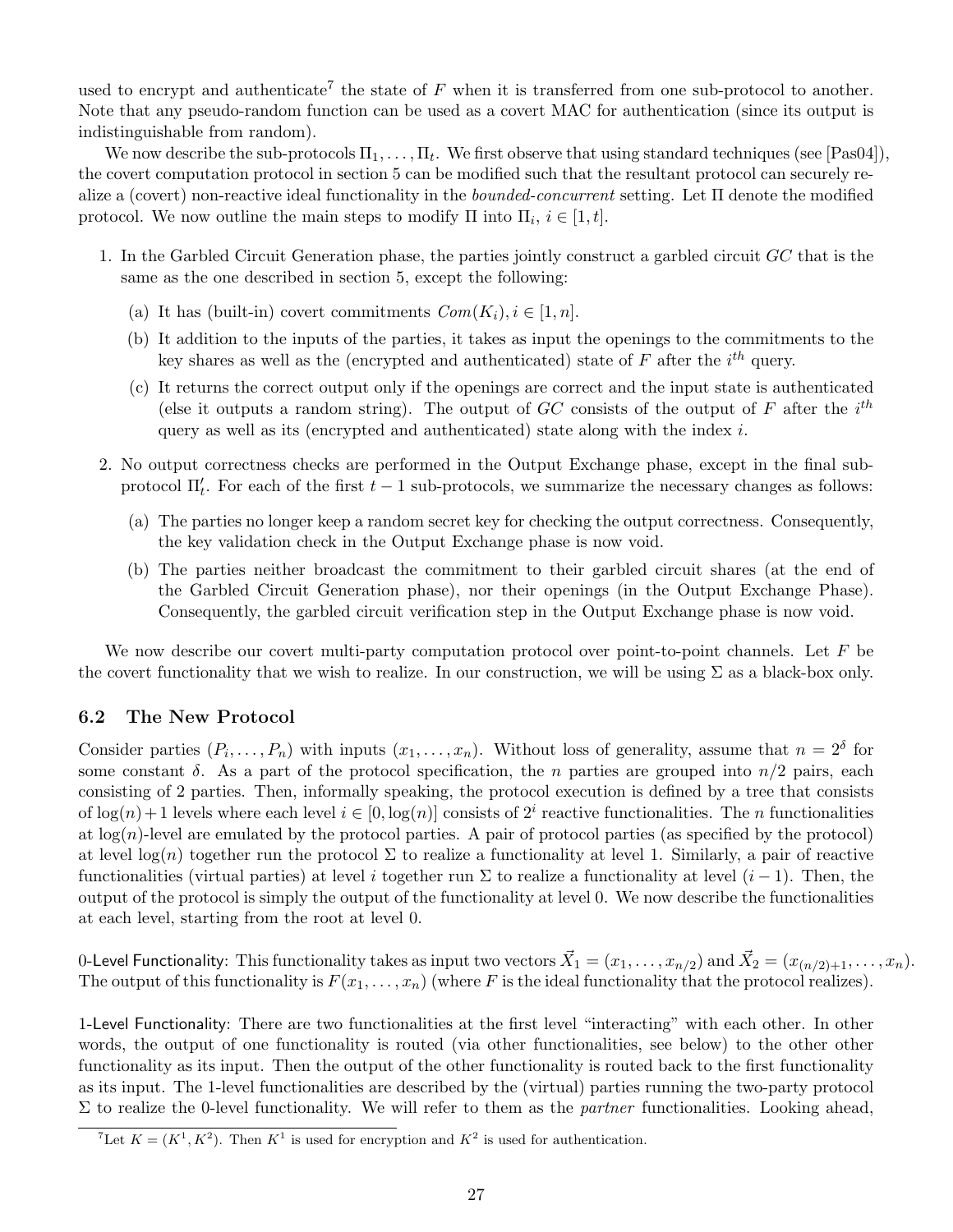used to encrypt and authenticate[7] the state of $F$ when it is transferred from one sub-protocol to another. Note that any pseudo-random function can be used as a covert MAC for authentication (since its output is indistinguishable from random).

We now describe the sub-protocols $\Pi_1, \ldots, \Pi_t$. We first observe that using standard techniques (see [Pas04]), the covert computation protocol in section 5 can be modified such that the resultant protocol can securely realize a (covert) non-reactive ideal functionality in the *bounded-concurrent* setting. Let $\Pi$ denote the modified protocol. We now outline the main steps to modify $\Pi$ into $\Pi_i$, $i \in [1, t]$.

1. In the Garbled Circuit Generation phase, the parties jointly construct a garbled circuit $GC$ that is the same as the one described in section 5, except the following:
   (a) It has (built-in) covert commitments $Com(K_i), i \in [1, n]$.
   (b) It addition to the inputs of the parties, it takes as input the openings to the commitments to the key shares as well as the (encrypted and authenticated) state of $F$ after the $i^{th}$ query.
   (c) It returns the correct output only if the openings are correct and the input state is authenticated (else it outputs a random string). The output of $GC$ consists of the output of $F$ after the $i^{th}$ query as well as its (encrypted and authenticated) state along with the index $i$.
2. No output correctness checks are performed in the Output Exchange phase, except in the final sub-protocol $\Pi'_t$. For each of the first $t - 1$ sub-protocols, we summarize the necessary changes as follows:
   (a) The parties no longer keep a random secret key for checking the output correctness. Consequently, the key validation check in the Output Exchange phase is now void.
   (b) The parties neither broadcast the commitment to their garbled circuit shares (at the end of the Garbled Circuit Generation phase), nor their openings (in the Output Exchange Phase). Consequently, the garbled circuit verification step in the Output Exchange phase is now void.

We now describe our covert multi-party computation protocol over point-to-point channels. Let $F$ be the covert functionality that we wish to realize. In our construction, we will be using $\Sigma$ as a black-box only.

### 6.2 The New Protocol

Consider parties $(P_i, \ldots, P_n)$ with inputs $(x_1, \ldots, x_n)$. Without loss of generality, assume that $n = 2^\delta$ for some constant $\delta$. As a part of the protocol specification, the $n$ parties are grouped into $n/2$ pairs, each consisting of 2 parties. Then, informally speaking, the protocol execution is defined by a tree that consists of $\log(n)+1$ levels where each level $i \in [0, \log(n)]$ consists of $2^i$ reactive functionalities. The $n$ functionalities at $\log(n)$-level are emulated by the protocol parties. A pair of protocol parties (as specified by the protocol) at level $\log(n)$ together run the protocol $\Sigma$ to realize a functionality at level 1. Similarly, a pair of reactive functionalities (virtual parties) at level $i$ together run $\Sigma$ to realize a functionality at level $(i-1)$. Then, the output of the protocol is simply the output of the functionality at level 0. We now describe the functionalities at each level, starting from the root at level 0.

0-Level Functionality: This functionality takes as input two vectors $\vec{X}_1 = (x_1, \ldots, x_{n/2})$ and $\vec{X}_2 = (x_{(n/2)+1}, \ldots, x_n)$. The output of this functionality is $F(x_1, \ldots, x_n)$ (where $F$ is the ideal functionality that the protocol realizes).

1-Level Functionality: There are two functionalities at the first level "interacting" with each other. In other words, the output of one functionality is routed (via other functionalities, see below) to the other other functionality as its input. Then the output of the other functionality is routed back to the first functionality as its input. The 1-level functionalities are described by the (virtual) parties running the two-party protocol $\Sigma$ to realize the 0-level functionality. We will refer to them as the *partner* functionalities. Looking ahead,

[7] Let $K = (K^1, K^2)$. Then $K^1$ is used for encryption and $K^2$ is used for authentication.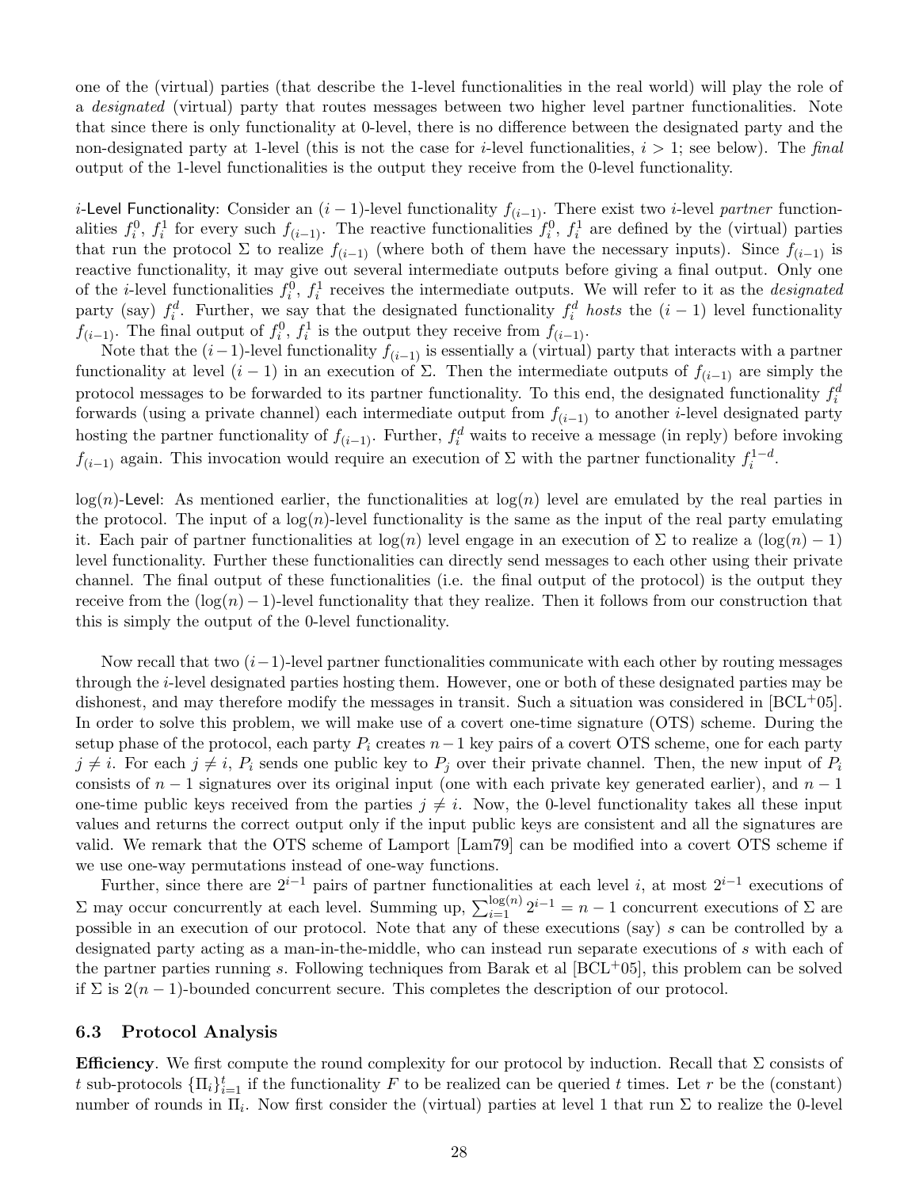one of the (virtual) parties (that describe the 1-level functionalities in the real world) will play the role of a *designated* (virtual) party that routes messages between two higher level partner functionalities. Note that since there is only functionality at 0-level, there is no difference between the designated party and the non-designated party at 1-level (this is not the case for $i$-level functionalities, $i > 1$; see below). The *final* output of the 1-level functionalities is the output they receive from the 0-level functionality.

$i$-Level Functionality: Consider an $(i-1)$-level functionality $f_{(i-1)}$. There exist two $i$-level *partner* functionalities $f_i^0$, $f_i^1$ for every such $f_{(i-1)}$. The reactive functionalities $f_i^0$, $f_i^1$ are defined by the (virtual) parties that run the protocol $\Sigma$ to realize $f_{(i-1)}$ (where both of them have the necessary inputs). Since $f_{(i-1)}$ is reactive functionality, it may give out several intermediate outputs before giving a final output. Only one of the $i$-level functionalities $f_i^0$, $f_i^1$ receives the intermediate outputs. We will refer to it as the *designated* party (say) $f_i^d$. Further, we say that the designated functionality $f_i^d$ *hosts* the $(i-1)$ level functionality $f_{(i-1)}$. The final output of $f_i^0$, $f_i^1$ is the output they receive from $f_{(i-1)}$.

Note that the $(i-1)$-level functionality $f_{(i-1)}$ is essentially a (virtual) party that interacts with a partner functionality at level $(i-1)$ in an execution of $\Sigma$. Then the intermediate outputs of $f_{(i-1)}$ are simply the protocol messages to be forwarded to its partner functionality. To this end, the designated functionality $f_i^d$ forwards (using a private channel) each intermediate output from $f_{(i-1)}$ to another $i$-level designated party hosting the partner functionality of $f_{(i-1)}$. Further, $f_i^d$ waits to receive a message (in reply) before invoking $f_{(i-1)}$ again. This invocation would require an execution of $\Sigma$ with the partner functionality $f_i^{1-d}$.

$\log(n)$-Level: As mentioned earlier, the functionalities at $\log(n)$ level are emulated by the real parties in the protocol. The input of a $\log(n)$-level functionality is the same as the input of the real party emulating it. Each pair of partner functionalities at $\log(n)$ level engage in an execution of $\Sigma$ to realize a $(\log(n)-1)$ level functionality. Further these functionalities can directly send messages to each other using their private channel. The final output of these functionalities (i.e. the final output of the protocol) is the output they receive from the $(\log(n)-1)$-level functionality that they realize. Then it follows from our construction that this is simply the output of the 0-level functionality.

Now recall that two $(i-1)$-level partner functionalities communicate with each other by routing messages through the $i$-level designated parties hosting them. However, one or both of these designated parties may be dishonest, and may therefore modify the messages in transit. Such a situation was considered in [BCL+05]. In order to solve this problem, we will make use of a covert one-time signature (OTS) scheme. During the setup phase of the protocol, each party $P_i$ creates $n-1$ key pairs of a covert OTS scheme, one for each party $j \neq i$. For each $j \neq i$, $P_i$ sends one public key to $P_j$ over their private channel. Then, the new input of $P_i$ consists of $n-1$ signatures over its original input (one with each private key generated earlier), and $n-1$ one-time public keys received from the parties $j \neq i$. Now, the 0-level functionality takes all these input values and returns the correct output only if the input public keys are consistent and all the signatures are valid. We remark that the OTS scheme of Lamport [Lam79] can be modified into a covert OTS scheme if we use one-way permutations instead of one-way functions.

Further, since there are $2^{i-1}$ pairs of partner functionalities at each level $i$, at most $2^{i-1}$ executions of $\Sigma$ may occur concurrently at each level. Summing up, $\sum_{i=1}^{\log(n)} 2^{i-1} = n-1$ concurrent executions of $\Sigma$ are possible in an execution of our protocol. Note that any of these executions (say) $s$ can be controlled by a designated party acting as a man-in-the-middle, who can instead run separate executions of $s$ with each of the partner parties running $s$. Following techniques from Barak et al [BCL+05], this problem can be solved if $\Sigma$ is $2(n-1)$-bounded concurrent secure. This completes the description of our protocol.

### 6.3 Protocol Analysis

**Efficiency**. We first compute the round complexity for our protocol by induction. Recall that $\Sigma$ consists of $t$ sub-protocols $\{\Pi_i\}_{i=1}^{t}$ if the functionality $F$ to be realized can be queried $t$ times. Let $r$ be the (constant) number of rounds in $\Pi_i$. Now first consider the (virtual) parties at level 1 that run $\Sigma$ to realize the 0-level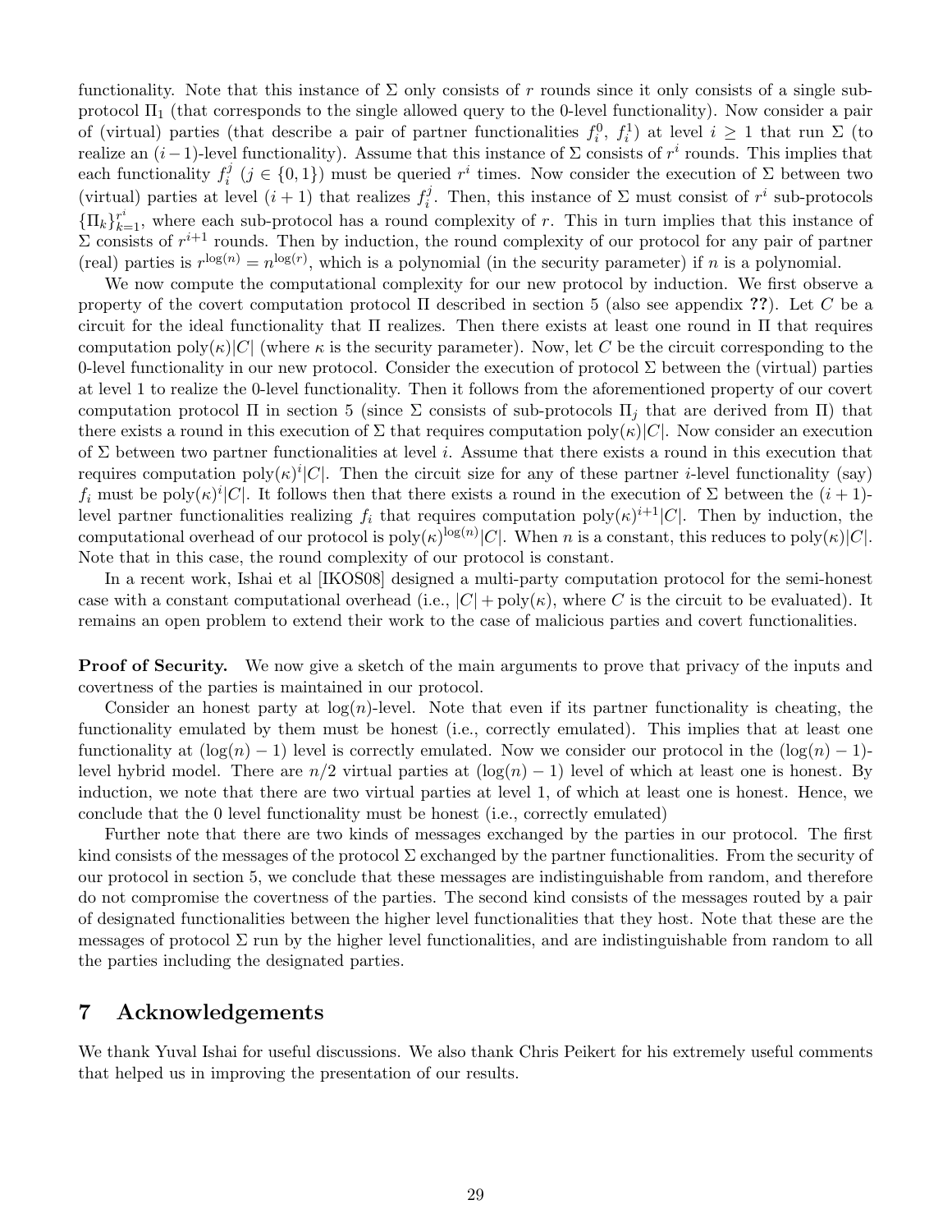functionality. Note that this instance of $\Sigma$ only consists of $r$ rounds since it only consists of a single sub-protocol $\Pi_1$ (that corresponds to the single allowed query to the 0-level functionality). Now consider a pair of (virtual) parties (that describe a pair of partner functionalities $f_i^0$, $f_i^1$) at level $i \geq 1$ that run $\Sigma$ (to realize an $(i-1)$-level functionality). Assume that this instance of $\Sigma$ consists of $r^i$ rounds. This implies that each functionality $f_i^j$ ($j \in \{0, 1\}$) must be queried $r^i$ times. Now consider the execution of $\Sigma$ between two (virtual) parties at level $(i+1)$ that realizes $f_i^j$. Then, this instance of $\Sigma$ must consist of $r^i$ sub-protocols $\{\Pi_k\}_{k=1}^{r^i}$, where each sub-protocol has a round complexity of $r$. This in turn implies that this instance of $\Sigma$ consists of $r^{i+1}$ rounds. Then by induction, the round complexity of our protocol for any pair of partner (real) parties is $r^{\log(n)} = n^{\log(r)}$, which is a polynomial (in the security parameter) if $n$ is a polynomial.

We now compute the computational complexity for our new protocol by induction. We first observe a property of the covert computation protocol $\Pi$ described in section 5 (also see appendix **??**). Let $C$ be a circuit for the ideal functionality that $\Pi$ realizes. Then there exists at least one round in $\Pi$ that requires computation $\text{poly}(\kappa)|C|$ (where $\kappa$ is the security parameter). Now, let $C$ be the circuit corresponding to the 0-level functionality in our new protocol. Consider the execution of protocol $\Sigma$ between the (virtual) parties at level 1 to realize the 0-level functionality. Then it follows from the aforementioned property of our covert computation protocol $\Pi$ in section 5 (since $\Sigma$ consists of sub-protocols $\Pi_j$ that are derived from $\Pi$) that there exists a round in this execution of $\Sigma$ that requires computation $\text{poly}(\kappa)|C|$. Now consider an execution of $\Sigma$ between two partner functionalities at level $i$. Assume that there exists a round in this execution that requires computation $\text{poly}(\kappa)^i|C|$. Then the circuit size for any of these partner $i$-level functionality (say) $f_i$ must be $\text{poly}(\kappa)^i|C|$. It follows then that there exists a round in the execution of $\Sigma$ between the $(i+1)$-level partner functionalities realizing $f_i$ that requires computation $\text{poly}(\kappa)^{i+1}|C|$. Then by induction, the computational overhead of our protocol is $\text{poly}(\kappa)^{\log(n)}|C|$. When $n$ is a constant, this reduces to $\text{poly}(\kappa)|C|$. Note that in this case, the round complexity of our protocol is constant.

In a recent work, Ishai et al [IKOS08] designed a multi-party computation protocol for the semi-honest case with a constant computational overhead (i.e., $|C| + \text{poly}(\kappa)$, where $C$ is the circuit to be evaluated). It remains an open problem to extend their work to the case of malicious parties and covert functionalities.

**Proof of Security.** We now give a sketch of the main arguments to prove that privacy of the inputs and covertness of the parties is maintained in our protocol.

Consider an honest party at $\log(n)$-level. Note that even if its partner functionality is cheating, the functionality emulated by them must be honest (i.e., correctly emulated). This implies that at least one functionality at $(\log(n) - 1)$ level is correctly emulated. Now we consider our protocol in the $(\log(n) - 1)$-level hybrid model. There are $n/2$ virtual parties at $(\log(n) - 1)$ level of which at least one is honest. By induction, we note that there are two virtual parties at level 1, of which at least one is honest. Hence, we conclude that the 0 level functionality must be honest (i.e., correctly emulated)

Further note that there are two kinds of messages exchanged by the parties in our protocol. The first kind consists of the messages of the protocol $\Sigma$ exchanged by the partner functionalities. From the security of our protocol in section 5, we conclude that these messages are indistinguishable from random, and therefore do not compromise the covertness of the parties. The second kind consists of the messages routed by a pair of designated functionalities between the higher level functionalities that they host. Note that these are the messages of protocol $\Sigma$ run by the higher level functionalities, and are indistinguishable from random to all the parties including the designated parties.

## 7 Acknowledgements

We thank Yuval Ishai for useful discussions. We also thank Chris Peikert for his extremely useful comments that helped us in improving the presentation of our results.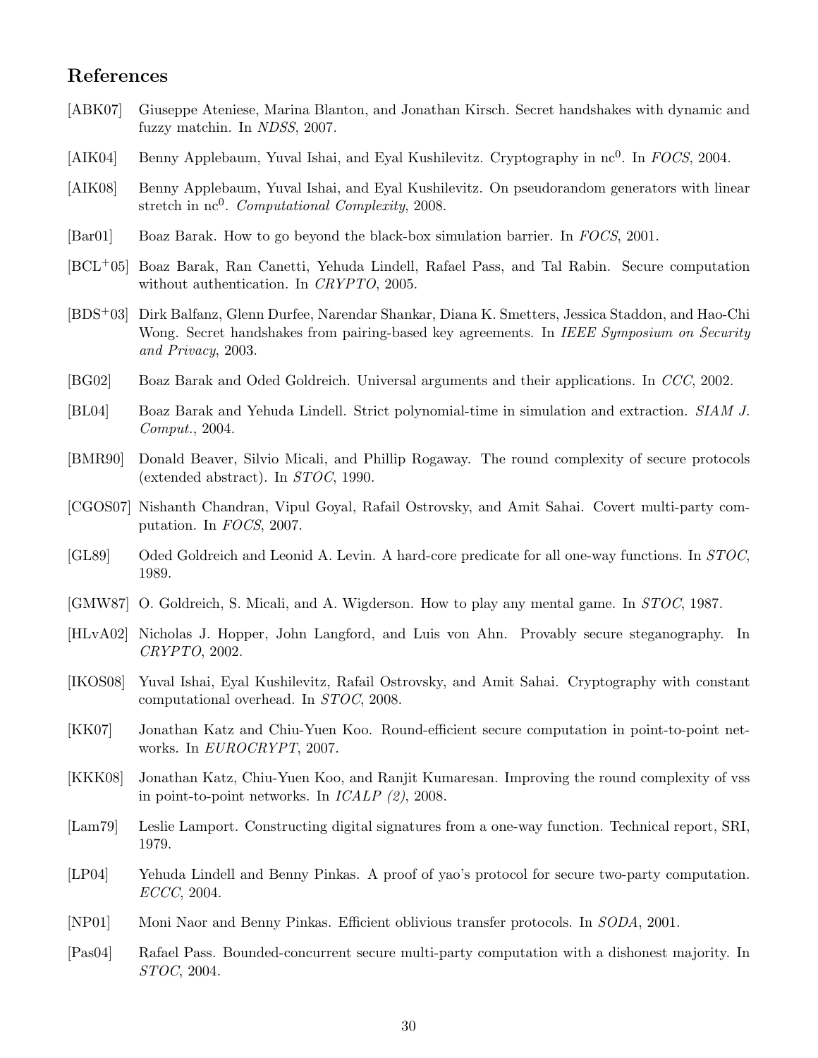## References

[ABK07] Giuseppe Ateniese, Marina Blanton, and Jonathan Kirsch. Secret handshakes with dynamic and fuzzy matchin. In *NDSS*, 2007.

[AIK04] Benny Applebaum, Yuval Ishai, and Eyal Kushilevitz. Cryptography in nc$^0$. In *FOCS*, 2004.

[AIK08] Benny Applebaum, Yuval Ishai, and Eyal Kushilevitz. On pseudorandom generators with linear stretch in nc$^0$. *Computational Complexity*, 2008.

[Bar01] Boaz Barak. How to go beyond the black-box simulation barrier. In *FOCS*, 2001.

[BCL+05] Boaz Barak, Ran Canetti, Yehuda Lindell, Rafael Pass, and Tal Rabin. Secure computation without authentication. In *CRYPTO*, 2005.

[BDS+03] Dirk Balfanz, Glenn Durfee, Narendar Shankar, Diana K. Smetters, Jessica Staddon, and Hao-Chi Wong. Secret handshakes from pairing-based key agreements. In *IEEE Symposium on Security and Privacy*, 2003.

[BG02] Boaz Barak and Oded Goldreich. Universal arguments and their applications. In *CCC*, 2002.

[BL04] Boaz Barak and Yehuda Lindell. Strict polynomial-time in simulation and extraction. *SIAM J. Comput.*, 2004.

[BMR90] Donald Beaver, Silvio Micali, and Phillip Rogaway. The round complexity of secure protocols (extended abstract). In *STOC*, 1990.

[CGOS07] Nishanth Chandran, Vipul Goyal, Rafail Ostrovsky, and Amit Sahai. Covert multi-party computation. In *FOCS*, 2007.

[GL89] Oded Goldreich and Leonid A. Levin. A hard-core predicate for all one-way functions. In *STOC*, 1989.

[GMW87] O. Goldreich, S. Micali, and A. Wigderson. How to play any mental game. In *STOC*, 1987.

[HLvA02] Nicholas J. Hopper, John Langford, and Luis von Ahn. Provably secure steganography. In *CRYPTO*, 2002.

[IKOS08] Yuval Ishai, Eyal Kushilevitz, Rafail Ostrovsky, and Amit Sahai. Cryptography with constant computational overhead. In *STOC*, 2008.

[KK07] Jonathan Katz and Chiu-Yuen Koo. Round-efficient secure computation in point-to-point networks. In *EUROCRYPT*, 2007.

[KKK08] Jonathan Katz, Chiu-Yuen Koo, and Ranjit Kumaresan. Improving the round complexity of vss in point-to-point networks. In *ICALP (2)*, 2008.

[Lam79] Leslie Lamport. Constructing digital signatures from a one-way function. Technical report, SRI, 1979.

[LP04] Yehuda Lindell and Benny Pinkas. A proof of yao's protocol for secure two-party computation. *ECCC*, 2004.

[NP01] Moni Naor and Benny Pinkas. Efficient oblivious transfer protocols. In *SODA*, 2001.

[Pas04] Rafael Pass. Bounded-concurrent secure multi-party computation with a dishonest majority. In *STOC*, 2004.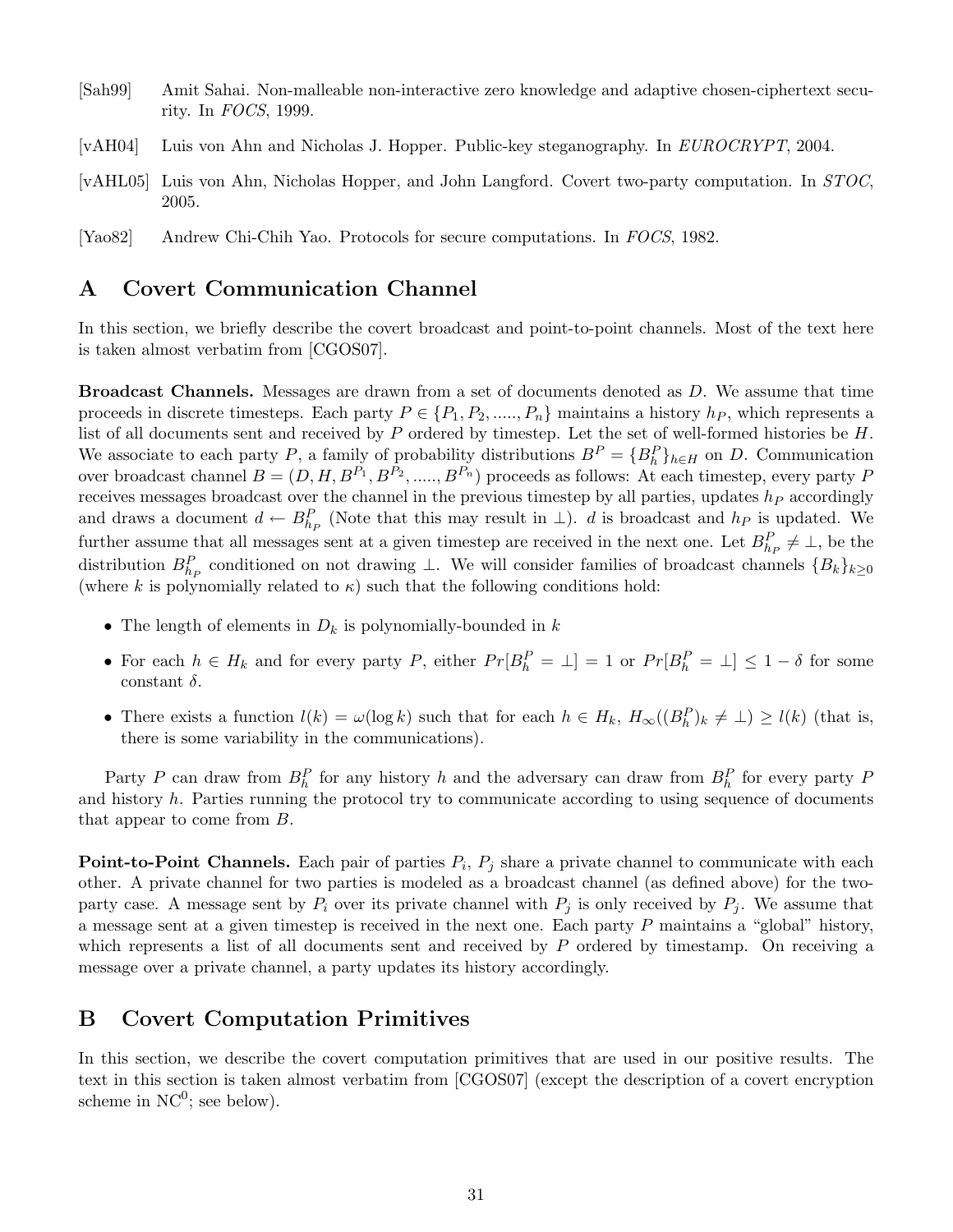[Sah99] Amit Sahai. Non-malleable non-interactive zero knowledge and adaptive chosen-ciphertext security. In *FOCS*, 1999.

[vAH04] Luis von Ahn and Nicholas J. Hopper. Public-key steganography. In *EUROCRYPT*, 2004.

[vAHL05] Luis von Ahn, Nicholas Hopper, and John Langford. Covert two-party computation. In *STOC*, 2005.

[Yao82] Andrew Chi-Chih Yao. Protocols for secure computations. In *FOCS*, 1982.

# A Covert Communication Channel

In this section, we briefly describe the covert broadcast and point-to-point channels. Most of the text here is taken almost verbatim from [CGOS07].

**Broadcast Channels.** Messages are drawn from a set of documents denoted as $D$. We assume that time proceeds in discrete timesteps. Each party $P \in \{P_1, P_2, ....., P_n\}$ maintains a history $h_P$, which represents a list of all documents sent and received by $P$ ordered by timestep. Let the set of well-formed histories be $H$. We associate to each party $P$, a family of probability distributions $B^P = \{B^P_h\}_{h \in H}$ on $D$. Communication over broadcast channel $B = (D, H, B^{P_1}, B^{P_2}, ....., B^{P_n})$ proceeds as follows: At each timestep, every party $P$ receives messages broadcast over the channel in the previous timestep by all parties, updates $h_P$ accordingly and draws a document $d \leftarrow B^P_{h_P}$ (Note that this may result in $\perp$). $d$ is broadcast and $h_P$ is updated. We further assume that all messages sent at a given timestep are received in the next one. Let $B^P_{h_P} \neq \perp$, be the distribution $B^P_{h_P}$ conditioned on not drawing $\perp$. We will consider families of broadcast channels $\{B_k\}_{k \geq 0}$ (where $k$ is polynomially related to $\kappa$) such that the following conditions hold:

- The length of elements in $D_k$ is polynomially-bounded in $k$
- For each $h \in H_k$ and for every party $P$, either $Pr[B^P_h = \perp] = 1$ or $Pr[B^P_h = \perp] \leq 1 - \delta$ for some constant $\delta$.
- There exists a function $l(k) = \omega(\log k)$ such that for each $h \in H_k$, $H_\infty((B^P_h)_k \neq \perp) \geq l(k)$ (that is, there is some variability in the communications).

Party $P$ can draw from $B^P_h$ for any history $h$ and the adversary can draw from $B^P_h$ for every party $P$ and history $h$. Parties running the protocol try to communicate according to using sequence of documents that appear to come from $B$.

**Point-to-Point Channels.** Each pair of parties $P_i$, $P_j$ share a private channel to communicate with each other. A private channel for two parties is modeled as a broadcast channel (as defined above) for the two-party case. A message sent by $P_i$ over its private channel with $P_j$ is only received by $P_j$. We assume that a message sent at a given timestep is received in the next one. Each party $P$ maintains a "global" history, which represents a list of all documents sent and received by $P$ ordered by timestamp. On receiving a message over a private channel, a party updates its history accordingly.

# B Covert Computation Primitives

In this section, we describe the covert computation primitives that are used in our positive results. The text in this section is taken almost verbatim from [CGOS07] (except the description of a covert encryption scheme in $\text{NC}^0$; see below).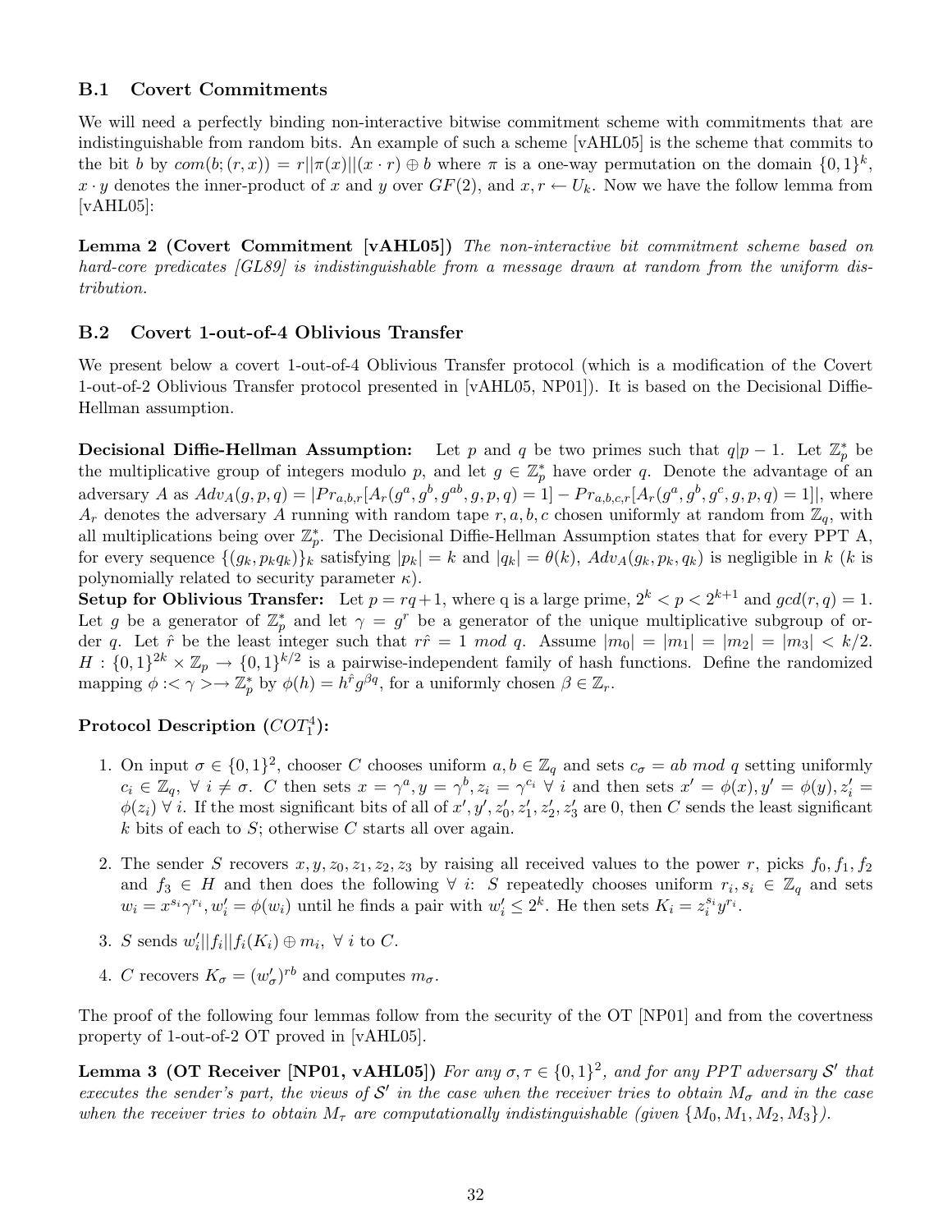### B.1 Covert Commitments

We will need a perfectly binding non-interactive bitwise commitment scheme with commitments that are indistinguishable from random bits. An example of such a scheme [vAHL05] is the scheme that commits to the bit $b$ by $com(b; (r, x)) = r||\pi(x)||(x \cdot r) \oplus b$ where $\pi$ is a one-way permutation on the domain $\{0,1\}^k$, $x \cdot y$ denotes the inner-product of $x$ and $y$ over $GF(2)$, and $x, r \leftarrow U_k$. Now we have the follow lemma from [vAHL05]:

**Lemma 2 (Covert Commitment [vAHL05])** *The non-interactive bit commitment scheme based on hard-core predicates [GL89] is indistinguishable from a message drawn at random from the uniform distribution.*

### B.2 Covert 1-out-of-4 Oblivious Transfer

We present below a covert 1-out-of-4 Oblivious Transfer protocol (which is a modification of the Covert 1-out-of-2 Oblivious Transfer protocol presented in [vAHL05, NP01]). It is based on the Decisional Diffie-Hellman assumption.

**Decisional Diffie-Hellman Assumption:** Let $p$ and $q$ be two primes such that $q|p-1$. Let $\mathbb{Z}_p^*$ be the multiplicative group of integers modulo $p$, and let $g \in \mathbb{Z}_p^*$ have order $q$. Denote the advantage of an adversary $A$ as $Adv_A(g, p, q) = |Pr_{a,b,r}[A_r(g^a, g^b, g^{ab}, g, p, q) = 1] - Pr_{a,b,c,r}[A_r(g^a, g^b, g^c, g, p, q) = 1]|$, where $A_r$ denotes the adversary $A$ running with random tape $r, a, b, c$ chosen uniformly at random from $\mathbb{Z}_q$, with all multiplications being over $\mathbb{Z}_p^*$. The Decisional Diffie-Hellman Assumption states that for every PPT A, for every sequence $\{(g_k, p_k q_k)\}_k$ satisfying $|p_k| = k$ and $|q_k| = \theta(k)$, $Adv_A(g_k, p_k, q_k)$ is negligible in $k$ ($k$ is polynomially related to security parameter $\kappa$).

**Setup for Oblivious Transfer:** Let $p = rq + 1$, where q is a large prime, $2^k < p < 2^{k+1}$ and $gcd(r, q) = 1$. Let $g$ be a generator of $\mathbb{Z}_p^*$ and let $\gamma = g^r$ be a generator of the unique multiplicative subgroup of order $q$. Let $\hat{r}$ be the least integer such that $r\hat{r} = 1 \ mod \ q$. Assume $|m_0| = |m_1| = |m_2| = |m_3| < k/2$. $H : \{0,1\}^{2k} \times \mathbb{Z}_p \rightarrow \{0,1\}^{k/2}$ is a pairwise-independent family of hash functions. Define the randomized mapping $\phi : <\gamma> \rightarrow \mathbb{Z}_p^*$ by $\phi(h) = h^{\hat{r}} g^{\beta q}$, for a uniformly chosen $\beta \in \mathbb{Z}_r$.

**Protocol Description ($COT_1^4$):**

1. On input $\sigma \in \{0,1\}^2$, chooser $C$ chooses uniform $a, b \in \mathbb{Z}_q$ and sets $c_\sigma = ab \ mod \ q$ setting uniformly $c_i \in \mathbb{Z}_q, \ \forall \ i \neq \sigma$. $C$ then sets $x = \gamma^a, y = \gamma^b, z_i = \gamma^{c_i} \ \forall \ i$ and then sets $x' = \phi(x), y' = \phi(y), z'_i = \phi(z_i) \ \forall \ i$. If the most significant bits of all of $x', y', z'_0, z'_1, z'_2, z'_3$ are 0, then $C$ sends the least significant $k$ bits of each to $S$; otherwise $C$ starts all over again.
2. The sender $S$ recovers $x, y, z_0, z_1, z_2, z_3$ by raising all received values to the power $r$, picks $f_0, f_1, f_2$ and $f_3 \in H$ and then does the following $\forall \ i$: $S$ repeatedly chooses uniform $r_i, s_i \in \mathbb{Z}_q$ and sets $w_i = x^{s_i}\gamma^{r_i}, w'_i = \phi(w_i)$ until he finds a pair with $w'_i \leq 2^k$. He then sets $K_i = z_i^{s_i} y^{r_i}$.
3. $S$ sends $w'_i||f_i||f_i(K_i) \oplus m_i, \ \forall \ i$ to $C$.
4. $C$ recovers $K_\sigma = (w'_\sigma)^{rb}$ and computes $m_\sigma$.

The proof of the following four lemmas follow from the security of the OT [NP01] and from the covertness property of 1-out-of-2 OT proved in [vAHL05].

**Lemma 3 (OT Receiver [NP01, vAHL05])** *For any $\sigma, \tau \in \{0,1\}^2$, and for any PPT adversary $\mathcal{S}'$ that executes the sender's part, the views of $\mathcal{S}'$ in the case when the receiver tries to obtain $M_\sigma$ and in the case when the receiver tries to obtain $M_\tau$ are computationally indistinguishable (given $\{M_0, M_1, M_2, M_3\}$).*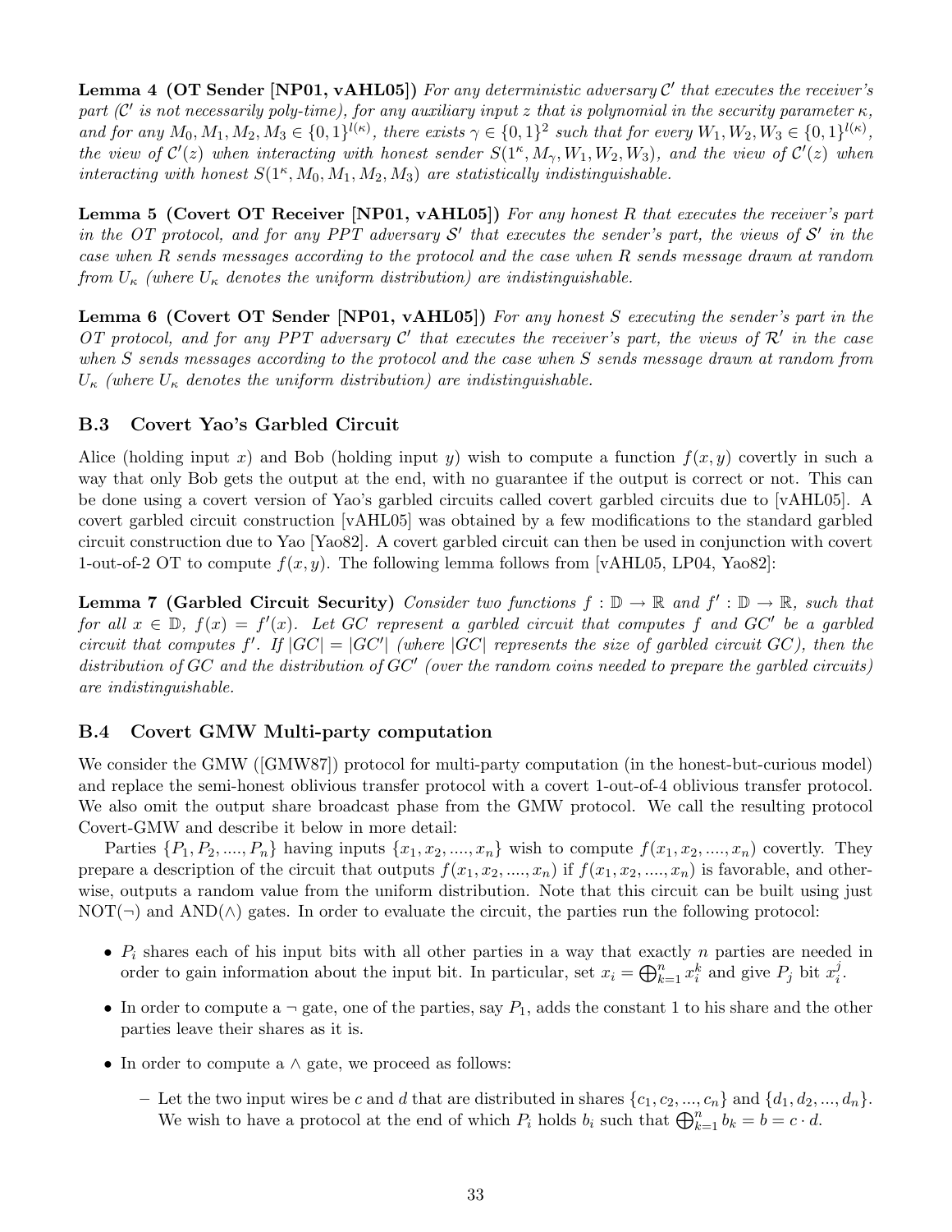**Lemma 4 (OT Sender [NP01, vAHL05])** *For any deterministic adversary $\mathcal{C}'$ that executes the receiver's part ($\mathcal{C}'$ is not necessarily poly-time), for any auxiliary input $z$ that is polynomial in the security parameter $\kappa$, and for any $M_0, M_1, M_2, M_3 \in \{0,1\}^{l(\kappa)}$, there exists $\gamma \in \{0,1\}^2$ such that for every $W_1, W_2, W_3 \in \{0,1\}^{l(\kappa)}$, the view of $\mathcal{C}'(z)$ when interacting with honest sender $S(1^\kappa, M_\gamma, W_1, W_2, W_3)$, and the view of $\mathcal{C}'(z)$ when interacting with honest $S(1^\kappa, M_0, M_1, M_2, M_3)$ are statistically indistinguishable.*

**Lemma 5 (Covert OT Receiver [NP01, vAHL05])** *For any honest $R$ that executes the receiver's part in the OT protocol, and for any PPT adversary $\mathcal{S}'$ that executes the sender's part, the views of $\mathcal{S}'$ in the case when $R$ sends messages according to the protocol and the case when $R$ sends message drawn at random from $U_\kappa$ (where $U_\kappa$ denotes the uniform distribution) are indistinguishable.*

**Lemma 6 (Covert OT Sender [NP01, vAHL05])** *For any honest $S$ executing the sender's part in the OT protocol, and for any PPT adversary $\mathcal{C}'$ that executes the receiver's part, the views of $\mathcal{R}'$ in the case when $S$ sends messages according to the protocol and the case when $S$ sends message drawn at random from $U_\kappa$ (where $U_\kappa$ denotes the uniform distribution) are indistinguishable.*

### B.3 Covert Yao's Garbled Circuit

Alice (holding input $x$) and Bob (holding input $y$) wish to compute a function $f(x, y)$ covertly in such a way that only Bob gets the output at the end, with no guarantee if the output is correct or not. This can be done using a covert version of Yao's garbled circuits called covert garbled circuits due to [vAHL05]. A covert garbled circuit construction [vAHL05] was obtained by a few modifications to the standard garbled circuit construction due to Yao [Yao82]. A covert garbled circuit can then be used in conjunction with covert 1-out-of-2 OT to compute $f(x, y)$. The following lemma follows from [vAHL05, LP04, Yao82]:

**Lemma 7 (Garbled Circuit Security)** *Consider two functions $f : \mathbb{D} \to \mathbb{R}$ and $f' : \mathbb{D} \to \mathbb{R}$, such that for all $x \in \mathbb{D}$, $f(x) = f'(x)$. Let $GC$ represent a garbled circuit that computes $f$ and $GC'$ be a garbled circuit that computes $f'$. If $|GC| = |GC'|$ (where $|GC|$ represents the size of garbled circuit $GC$), then the distribution of $GC$ and the distribution of $GC'$ (over the random coins needed to prepare the garbled circuits) are indistinguishable.*

### B.4 Covert GMW Multi-party computation

We consider the GMW ([GMW87]) protocol for multi-party computation (in the honest-but-curious model) and replace the semi-honest oblivious transfer protocol with a covert 1-out-of-4 oblivious transfer protocol. We also omit the output share broadcast phase from the GMW protocol. We call the resulting protocol Covert-GMW and describe it below in more detail:

Parties $\{P_1, P_2, ...., P_n\}$ having inputs $\{x_1, x_2, ...., x_n\}$ wish to compute $f(x_1, x_2, ...., x_n)$ covertly. They prepare a description of the circuit that outputs $f(x_1, x_2, ...., x_n)$ if $f(x_1, x_2, ...., x_n)$ is favorable, and otherwise, outputs a random value from the uniform distribution. Note that this circuit can be built using just NOT($\neg$) and AND($\wedge$) gates. In order to evaluate the circuit, the parties run the following protocol:

- $P_i$ shares each of his input bits with all other parties in a way that exactly $n$ parties are needed in order to gain information about the input bit. In particular, set $x_i = \bigoplus_{k=1}^{n} x_i^k$ and give $P_j$ bit $x_i^j$.
- In order to compute a $\neg$ gate, one of the parties, say $P_1$, adds the constant 1 to his share and the other parties leave their shares as it is.
- In order to compute a $\wedge$ gate, we proceed as follows:
  - Let the two input wires be $c$ and $d$ that are distributed in shares $\{c_1, c_2, ..., c_n\}$ and $\{d_1, d_2, ..., d_n\}$. We wish to have a protocol at the end of which $P_i$ holds $b_i$ such that $\bigoplus_{k=1}^{n} b_k = b = c \cdot d$.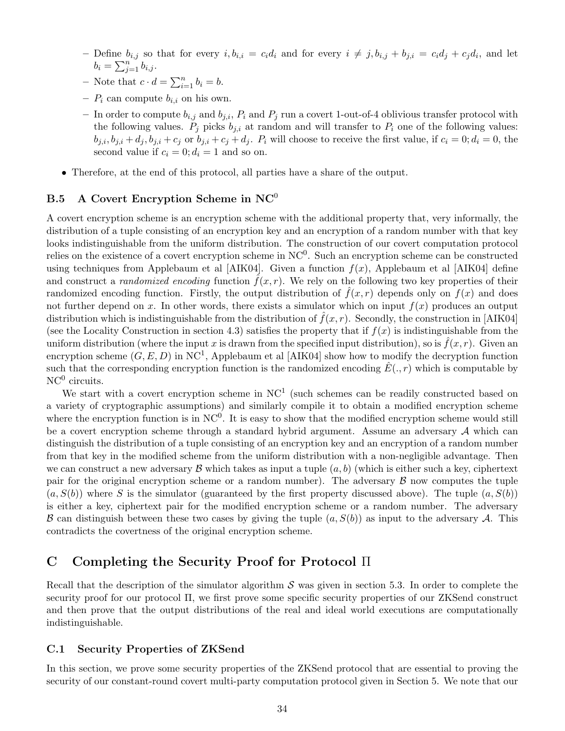- Define $b_{i,j}$ so that for every $i, b_{i,i} = c_i d_i$ and for every $i \neq j, b_{i,j} + b_{j,i} = c_i d_j + c_j d_i$, and let $b_i = \sum_{j=1}^{n} b_{i,j}$.
  - Note that $c \cdot d = \sum_{i=1}^{n} b_i = b$.
  - $P_i$ can compute $b_{i,i}$ on his own.
  - In order to compute $b_{i,j}$ and $b_{j,i}$, $P_i$ and $P_j$ run a covert 1-out-of-4 oblivious transfer protocol with the following values. $P_j$ picks $b_{j,i}$ at random and will transfer to $P_i$ one of the following values: $b_{j,i}, b_{j,i} + d_j, b_{j,i} + c_j$ or $b_{j,i} + c_j + d_j$. $P_i$ will choose to receive the first value, if $c_i = 0; d_i = 0$, the second value if $c_i = 0; d_i = 1$ and so on.

- Therefore, at the end of this protocol, all parties have a share of the output.

### B.5 A Covert Encryption Scheme in NC$^0$

A covert encryption scheme is an encryption scheme with the additional property that, very informally, the distribution of a tuple consisting of an encryption key and an encryption of a random number with that key looks indistinguishable from the uniform distribution. The construction of our covert computation protocol relies on the existence of a covert encryption scheme in NC$^0$. Such an encryption scheme can be constructed using techniques from Applebaum et al [AIK04]. Given a function $f(x)$, Applebaum et al [AIK04] define and construct a *randomized encoding* function $\hat{f}(x,r)$. We rely on the following two key properties of their randomized encoding function. Firstly, the output distribution of $\hat{f}(x,r)$ depends only on $f(x)$ and does not further depend on $x$. In other words, there exists a simulator which on input $f(x)$ produces an output distribution which is indistinguishable from the distribution of $\hat{f}(x,r)$. Secondly, the construction in [AIK04] (see the Locality Construction in section 4.3) satisfies the property that if $f(x)$ is indistinguishable from the uniform distribution (where the input $x$ is drawn from the specified input distribution), so is $\hat{f}(x,r)$. Given an encryption scheme $(G, E, D)$ in NC$^1$, Applebaum et al [AIK04] show how to modify the decryption function such that the corresponding encryption function is the randomized encoding $\hat{E}(.,r)$ which is computable by NC$^0$ circuits.

We start with a covert encryption scheme in NC$^1$ (such schemes can be readily constructed based on a variety of cryptographic assumptions) and similarly compile it to obtain a modified encryption scheme where the encryption function is in NC$^0$. It is easy to show that the modified encryption scheme would still be a covert encryption scheme through a standard hybrid argument. Assume an adversary $\mathcal{A}$ which can distinguish the distribution of a tuple consisting of an encryption key and an encryption of a random number from that key in the modified scheme from the uniform distribution with a non-negligible advantage. Then we can construct a new adversary $\mathcal{B}$ which takes as input a tuple $(a,b)$ (which is either such a key, ciphertext pair for the original encryption scheme or a random number). The adversary $\mathcal{B}$ now computes the tuple $(a, S(b))$ where $S$ is the simulator (guaranteed by the first property discussed above). The tuple $(a, S(b))$ is either a key, ciphertext pair for the modified encryption scheme or a random number. The adversary $\mathcal{B}$ can distinguish between these two cases by giving the tuple $(a, S(b))$ as input to the adversary $\mathcal{A}$. This contradicts the covertness of the original encryption scheme.

## C Completing the Security Proof for Protocol $\Pi$

Recall that the description of the simulator algorithm $\mathcal{S}$ was given in section 5.3. In order to complete the security proof for our protocol $\Pi$, we first prove some specific security properties of our ZKSend construct and then prove that the output distributions of the real and ideal world executions are computationally indistinguishable.

### C.1 Security Properties of ZKSend

In this section, we prove some security properties of the ZKSend protocol that are essential to proving the security of our constant-round covert multi-party computation protocol given in Section 5. We note that our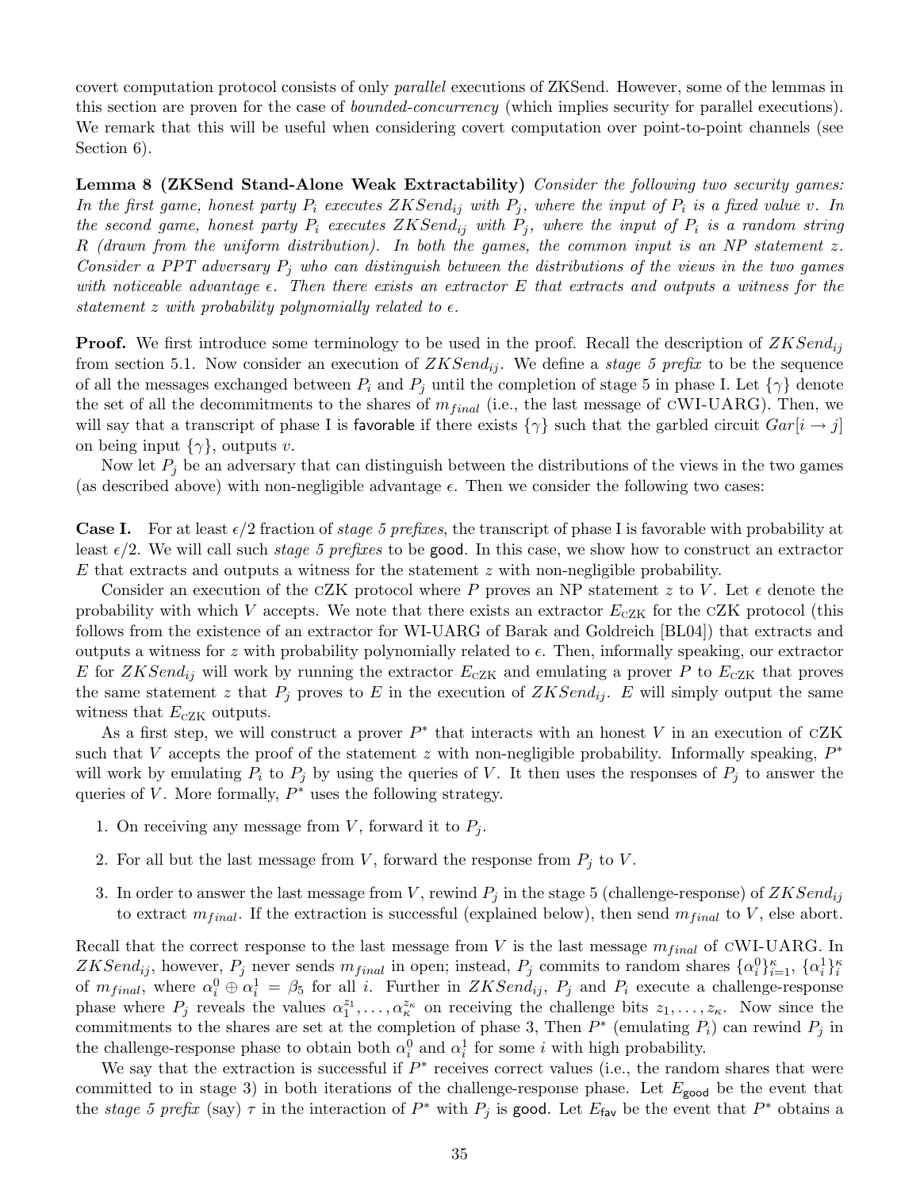covert computation protocol consists of only *parallel* executions of ZKSend. However, some of the lemmas in this section are proven for the case of *bounded-concurrency* (which implies security for parallel executions). We remark that this will be useful when considering covert computation over point-to-point channels (see Section 6).

**Lemma 8 (ZKSend Stand-Alone Weak Extractability)** *Consider the following two security games: In the first game, honest party $P_i$ executes $ZKSend_{ij}$ with $P_j$, where the input of $P_i$ is a fixed value $v$. In the second game, honest party $P_i$ executes $ZKSend_{ij}$ with $P_j$, where the input of $P_i$ is a random string $R$ (drawn from the uniform distribution). In both the games, the common input is an NP statement $z$. Consider a PPT adversary $P_j$ who can distinguish between the distributions of the views in the two games with noticeable advantage $\epsilon$. Then there exists an extractor $E$ that extracts and outputs a witness for the statement $z$ with probability polynomially related to $\epsilon$.*

**Proof.** We first introduce some terminology to be used in the proof. Recall the description of $ZKSend_{ij}$ from section 5.1. Now consider an execution of $ZKSend_{ij}$. We define a *stage 5 prefix* to be the sequence of all the messages exchanged between $P_i$ and $P_j$ until the completion of stage 5 in phase I. Let $\{\gamma\}$ denote the set of all the decommitments to the shares of $m_{final}$ (i.e., the last message of cWI-UARG). Then, we will say that a transcript of phase I is favorable if there exists $\{\gamma\}$ such that the garbled circuit $Gar[i \rightarrow j]$ on being input $\{\gamma\}$, outputs $v$.

Now let $P_j$ be an adversary that can distinguish between the distributions of the views in the two games (as described above) with non-negligible advantage $\epsilon$. Then we consider the following two cases:

**Case I.** For at least $\epsilon/2$ fraction of *stage 5 prefixes*, the transcript of phase I is favorable with probability at least $\epsilon/2$. We will call such *stage 5 prefixes* to be good. In this case, we show how to construct an extractor $E$ that extracts and outputs a witness for the statement $z$ with non-negligible probability.

Consider an execution of the cZK protocol where $P$ proves an NP statement $z$ to $V$. Let $\epsilon$ denote the probability with which $V$ accepts. We note that there exists an extractor $E_{\text{cZK}}$ for the cZK protocol (this follows from the existence of an extractor for WI-UARG of Barak and Goldreich [BL04]) that extracts and outputs a witness for $z$ with probability polynomially related to $\epsilon$. Then, informally speaking, our extractor $E$ for $ZKSend_{ij}$ will work by running the extractor $E_{\text{cZK}}$ and emulating a prover $P$ to $E_{\text{cZK}}$ that proves the same statement $z$ that $P_j$ proves to $E$ in the execution of $ZKSend_{ij}$. $E$ will simply output the same witness that $E_{\text{cZK}}$ outputs.

As a first step, we will construct a prover $P^*$ that interacts with an honest $V$ in an execution of cZK such that $V$ accepts the proof of the statement $z$ with non-negligible probability. Informally speaking, $P^*$ will work by emulating $P_i$ to $P_j$ by using the queries of $V$. It then uses the responses of $P_j$ to answer the queries of $V$. More formally, $P^*$ uses the following strategy.

1. On receiving any message from $V$, forward it to $P_j$.
2. For all but the last message from $V$, forward the response from $P_j$ to $V$.
3. In order to answer the last message from $V$, rewind $P_j$ in the stage 5 (challenge-response) of $ZKSend_{ij}$ to extract $m_{final}$. If the extraction is successful (explained below), then send $m_{final}$ to $V$, else abort.

Recall that the correct response to the last message from $V$ is the last message $m_{final}$ of cWI-UARG. In $ZKSend_{ij}$, however, $P_j$ never sends $m_{final}$ in open; instead, $P_j$ commits to random shares $\{\alpha_i^0\}_{i=1}^{\kappa}$, $\{\alpha_i^1\}_i^{\kappa}$ of $m_{final}$, where $\alpha_i^0 \oplus \alpha_i^1 = \beta_5$ for all $i$. Further in $ZKSend_{ij}$, $P_j$ and $P_i$ execute a challenge-response phase where $P_j$ reveals the values $\alpha_1^{z_1}, \ldots, \alpha_\kappa^{z_\kappa}$ on receiving the challenge bits $z_1, \ldots, z_\kappa$. Now since the commitments to the shares are set at the completion of phase 3, Then $P^*$ (emulating $P_i$) can rewind $P_j$ in the challenge-response phase to obtain both $\alpha_i^0$ and $\alpha_i^1$ for some $i$ with high probability.

We say that the extraction is successful if $P^*$ receives correct values (i.e., the random shares that were committed to in stage 3) in both iterations of the challenge-response phase. Let $E_{\mathsf{good}}$ be the event that the *stage 5 prefix* (say) $\tau$ in the interaction of $P^*$ with $P_j$ is good. Let $E_{\mathsf{fav}}$ be the event that $P^*$ obtains a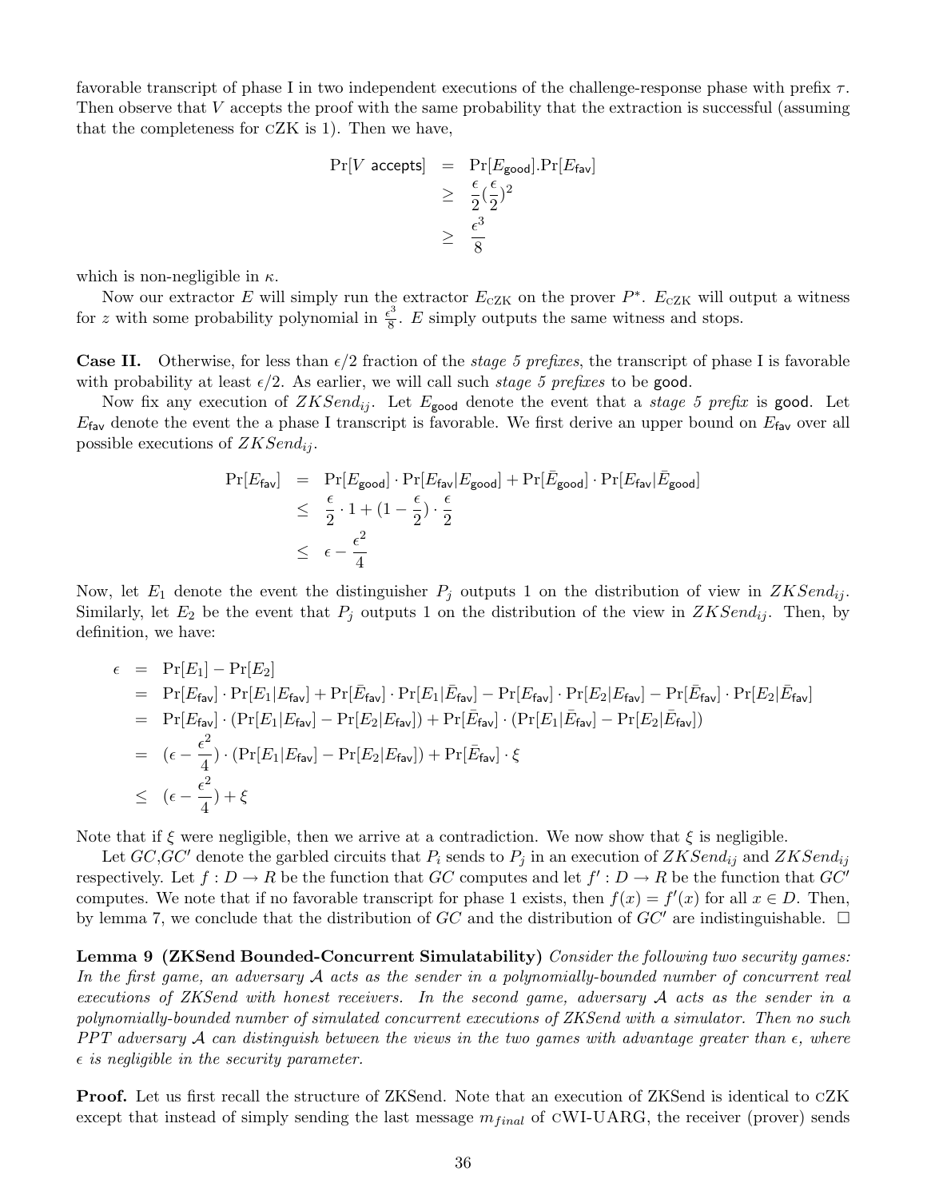favorable transcript of phase I in two independent executions of the challenge-response phase with prefix $\tau$. Then observe that $V$ accepts the proof with the same probability that the extraction is successful (assuming that the completeness for cZK is 1). Then we have,

$$
\begin{aligned}
\Pr[V \text{ accepts}] &= \Pr[E_{\mathsf{good}}].\Pr[E_{\mathsf{fav}}] \\
&\geq \frac{\epsilon}{2}(\frac{\epsilon}{2})^2 \\
&\geq \frac{\epsilon^3}{8}
\end{aligned}
$$

which is non-negligible in $\kappa$.

Now our extractor $E$ will simply run the extractor $E_{\text{cZK}}$ on the prover $P^*$. $E_{\text{cZK}}$ will output a witness for $z$ with some probability polynomial in $\frac{\epsilon^3}{8}$. $E$ simply outputs the same witness and stops.

**Case II.** Otherwise, for less than $\epsilon/2$ fraction of the *stage 5 prefixes*, the transcript of phase I is favorable with probability at least $\epsilon/2$. As earlier, we will call such *stage 5 prefixes* to be $\mathsf{good}$.

Now fix any execution of $ZKSend_{ij}$. Let $E_{\mathsf{good}}$ denote the event that a *stage 5 prefix* is $\mathsf{good}$. Let $E_{\mathsf{fav}}$ denote the event the a phase I transcript is favorable. We first derive an upper bound on $E_{\mathsf{fav}}$ over all possible executions of $ZKSend_{ij}$.

$$
\begin{aligned}
\Pr[E_{\mathsf{fav}}] &= \Pr[E_{\mathsf{good}}] \cdot \Pr[E_{\mathsf{fav}}|E_{\mathsf{good}}] + \Pr[\bar{E}_{\mathsf{good}}] \cdot \Pr[E_{\mathsf{fav}}|\bar{E}_{\mathsf{good}}] \\
&\leq \frac{\epsilon}{2} \cdot 1 + (1 - \frac{\epsilon}{2}) \cdot \frac{\epsilon}{2} \\
&\leq \epsilon - \frac{\epsilon^2}{4}
\end{aligned}
$$

Now, let $E_1$ denote the event the distinguisher $P_j$ outputs 1 on the distribution of view in $ZKSend_{ij}$. Similarly, let $E_2$ be the event that $P_j$ outputs 1 on the distribution of the view in $ZKSend_{ij}$. Then, by definition, we have:

$$
\begin{aligned}
\epsilon &= \Pr[E_1] - \Pr[E_2] \\
&= \Pr[E_{\mathsf{fav}}] \cdot \Pr[E_1|E_{\mathsf{fav}}] + \Pr[\bar{E}_{\mathsf{fav}}] \cdot \Pr[E_1|\bar{E}_{\mathsf{fav}}] - \Pr[E_{\mathsf{fav}}] \cdot \Pr[E_2|E_{\mathsf{fav}}] - \Pr[\bar{E}_{\mathsf{fav}}] \cdot \Pr[E_2|\bar{E}_{\mathsf{fav}}] \\
&= \Pr[E_{\mathsf{fav}}] \cdot (\Pr[E_1|E_{\mathsf{fav}}] - \Pr[E_2|E_{\mathsf{fav}}]) + \Pr[\bar{E}_{\mathsf{fav}}] \cdot (\Pr[E_1|\bar{E}_{\mathsf{fav}}] - \Pr[E_2|\bar{E}_{\mathsf{fav}}]) \\
&= (\epsilon - \frac{\epsilon^2}{4}) \cdot (\Pr[E_1|E_{\mathsf{fav}}] - \Pr[E_2|E_{\mathsf{fav}}]) + \Pr[\bar{E}_{\mathsf{fav}}] \cdot \xi \\
&\leq (\epsilon - \frac{\epsilon^2}{4}) + \xi
\end{aligned}
$$

Note that if $\xi$ were negligible, then we arrive at a contradiction. We now show that $\xi$ is negligible.

Let $GC$,$GC'$ denote the garbled circuits that $P_i$ sends to $P_j$ in an execution of $ZKSend_{ij}$ and $ZKSend_{ij}$ respectively. Let $f : D \rightarrow R$ be the function that $GC$ computes and let $f' : D \rightarrow R$ be the function that $GC'$ computes. We note that if no favorable transcript for phase 1 exists, then $f(x) = f'(x)$ for all $x \in D$. Then, by lemma 7, we conclude that the distribution of $GC$ and the distribution of $GC'$ are indistinguishable. $\square$

**Lemma 9 (ZKSend Bounded-Concurrent Simulatability)** *Consider the following two security games: In the first game, an adversary $\mathcal{A}$ acts as the sender in a polynomially-bounded number of concurrent real executions of ZKSend with honest receivers. In the second game, adversary $\mathcal{A}$ acts as the sender in a polynomially-bounded number of simulated concurrent executions of ZKSend with a simulator. Then no such PPT adversary $\mathcal{A}$ can distinguish between the views in the two games with advantage greater than $\epsilon$, where $\epsilon$ is negligible in the security parameter.*

**Proof.** Let us first recall the structure of ZKSend. Note that an execution of ZKSend is identical to cZK except that instead of simply sending the last message $m_{final}$ of cWI-UARG, the receiver (prover) sends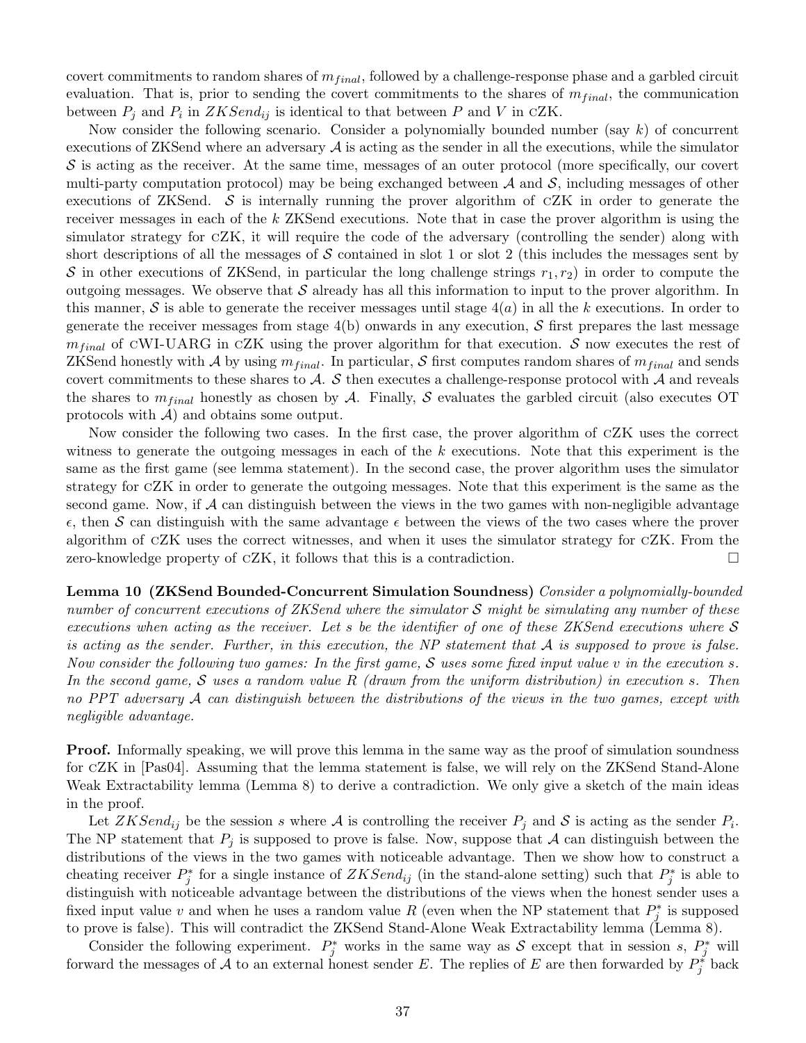covert commitments to random shares of $m_{final}$, followed by a challenge-response phase and a garbled circuit evaluation. That is, prior to sending the covert commitments to the shares of $m_{final}$, the communication between $P_j$ and $P_i$ in $ZKSend_{ij}$ is identical to that between $P$ and $V$ in cZK.

Now consider the following scenario. Consider a polynomially bounded number (say $k$) of concurrent executions of ZKSend where an adversary $\mathcal{A}$ is acting as the sender in all the executions, while the simulator $\mathcal{S}$ is acting as the receiver. At the same time, messages of an outer protocol (more specifically, our covert multi-party computation protocol) may be being exchanged between $\mathcal{A}$ and $\mathcal{S}$, including messages of other executions of ZKSend. $\mathcal{S}$ is internally running the prover algorithm of cZK in order to generate the receiver messages in each of the $k$ ZKSend executions. Note that in case the prover algorithm is using the simulator strategy for cZK, it will require the code of the adversary (controlling the sender) along with short descriptions of all the messages of $\mathcal{S}$ contained in slot 1 or slot 2 (this includes the messages sent by $\mathcal{S}$ in other executions of ZKSend, in particular the long challenge strings $r_1, r_2$) in order to compute the outgoing messages. We observe that $\mathcal{S}$ already has all this information to input to the prover algorithm. In this manner, $\mathcal{S}$ is able to generate the receiver messages until stage $4(a)$ in all the $k$ executions. In order to generate the receiver messages from stage 4(b) onwards in any execution, $\mathcal{S}$ first prepares the last message $m_{final}$ of cWI-UARG in cZK using the prover algorithm for that execution. $\mathcal{S}$ now executes the rest of ZKSend honestly with $\mathcal{A}$ by using $m_{final}$. In particular, $\mathcal{S}$ first computes random shares of $m_{final}$ and sends covert commitments to these shares to $\mathcal{A}$. $\mathcal{S}$ then executes a challenge-response protocol with $\mathcal{A}$ and reveals the shares to $m_{final}$ honestly as chosen by $\mathcal{A}$. Finally, $\mathcal{S}$ evaluates the garbled circuit (also executes OT protocols with $\mathcal{A}$) and obtains some output.

Now consider the following two cases. In the first case, the prover algorithm of cZK uses the correct witness to generate the outgoing messages in each of the $k$ executions. Note that this experiment is the same as the first game (see lemma statement). In the second case, the prover algorithm uses the simulator strategy for cZK in order to generate the outgoing messages. Note that this experiment is the same as the second game. Now, if $\mathcal{A}$ can distinguish between the views in the two games with non-negligible advantage $\epsilon$, then $\mathcal{S}$ can distinguish with the same advantage $\epsilon$ between the views of the two cases where the prover algorithm of cZK uses the correct witnesses, and when it uses the simulator strategy for cZK. From the zero-knowledge property of cZK, it follows that this is a contradiction. □

**Lemma 10 (ZKSend Bounded-Concurrent Simulation Soundness)** *Consider a polynomially-bounded number of concurrent executions of ZKSend where the simulator $\mathcal{S}$ might be simulating any number of these executions when acting as the receiver. Let $s$ be the identifier of one of these ZKSend executions where $\mathcal{S}$ is acting as the sender. Further, in this execution, the NP statement that $\mathcal{A}$ is supposed to prove is false. Now consider the following two games: In the first game, $\mathcal{S}$ uses some fixed input value $v$ in the execution $s$. In the second game, $\mathcal{S}$ uses a random value $R$ (drawn from the uniform distribution) in execution $s$. Then no PPT adversary $\mathcal{A}$ can distinguish between the distributions of the views in the two games, except with negligible advantage.*

**Proof.** Informally speaking, we will prove this lemma in the same way as the proof of simulation soundness for cZK in [Pas04]. Assuming that the lemma statement is false, we will rely on the ZKSend Stand-Alone Weak Extractability lemma (Lemma 8) to derive a contradiction. We only give a sketch of the main ideas in the proof.

Let $ZKSend_{ij}$ be the session $s$ where $\mathcal{A}$ is controlling the receiver $P_j$ and $\mathcal{S}$ is acting as the sender $P_i$. The NP statement that $P_j$ is supposed to prove is false. Now, suppose that $\mathcal{A}$ can distinguish between the distributions of the views in the two games with noticeable advantage. Then we show how to construct a cheating receiver $P_j^*$ for a single instance of $ZKSend_{ij}$ (in the stand-alone setting) such that $P_j^*$ is able to distinguish with noticeable advantage between the distributions of the views when the honest sender uses a fixed input value $v$ and when he uses a random value $R$ (even when the NP statement that $P_j^*$ is supposed to prove is false). This will contradict the ZKSend Stand-Alone Weak Extractability lemma (Lemma 8).

Consider the following experiment. $P_j^*$ works in the same way as $\mathcal{S}$ except that in session $s$, $P_j^*$ will forward the messages of $\mathcal{A}$ to an external honest sender $E$. The replies of $E$ are then forwarded by $P_j^*$ back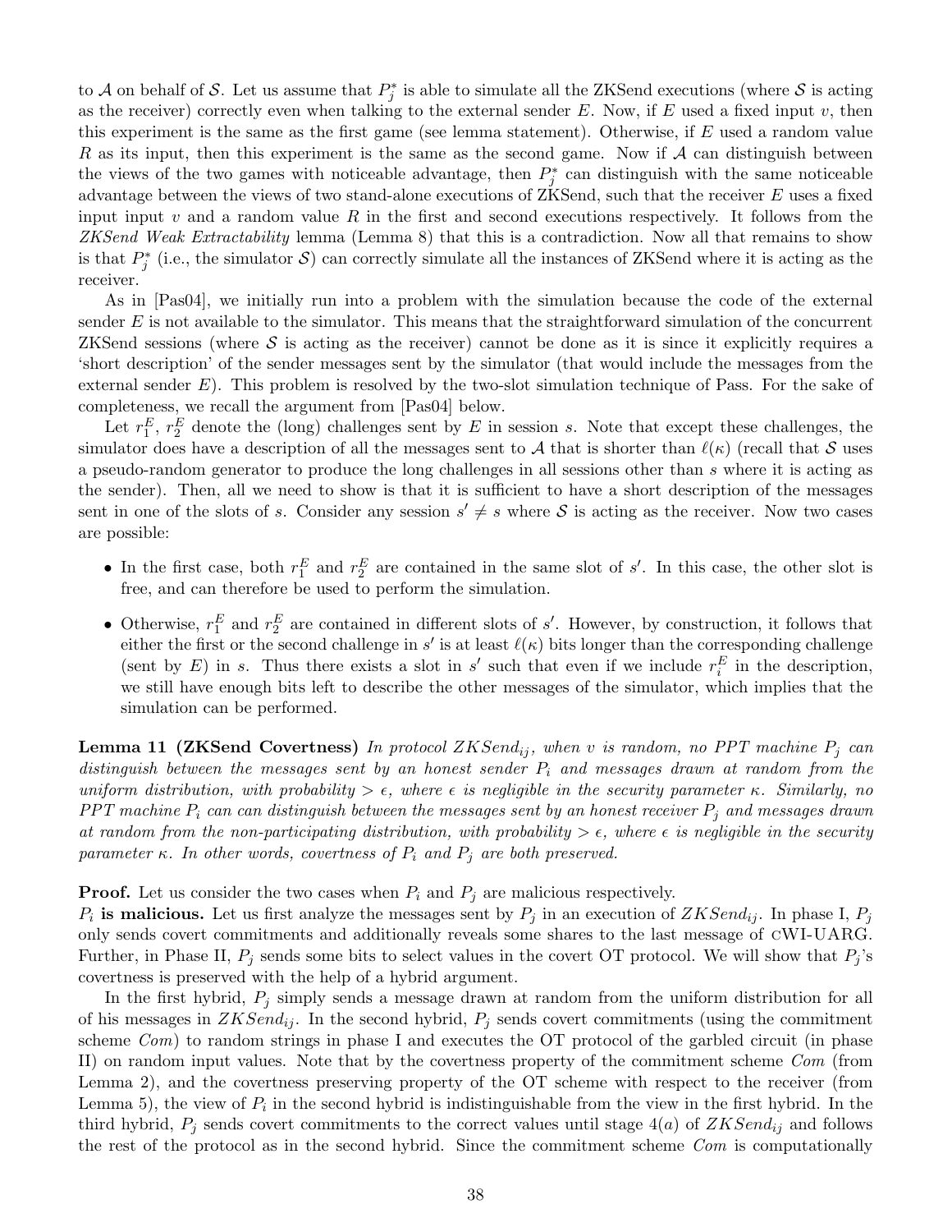to $\mathcal{A}$ on behalf of $\mathcal{S}$. Let us assume that $P_j^*$ is able to simulate all the ZKSend executions (where $\mathcal{S}$ is acting as the receiver) correctly even when talking to the external sender $E$. Now, if $E$ used a fixed input $v$, then this experiment is the same as the first game (see lemma statement). Otherwise, if $E$ used a random value $R$ as its input, then this experiment is the same as the second game. Now if $\mathcal{A}$ can distinguish between the views of the two games with noticeable advantage, then $P_j^*$ can distinguish with the same noticeable advantage between the views of two stand-alone executions of ZKSend, such that the receiver $E$ uses a fixed input input $v$ and a random value $R$ in the first and second executions respectively. It follows from the *ZKSend Weak Extractability* lemma (Lemma 8) that this is a contradiction. Now all that remains to show is that $P_j^*$ (i.e., the simulator $\mathcal{S}$) can correctly simulate all the instances of ZKSend where it is acting as the receiver.

As in [Pas04], we initially run into a problem with the simulation because the code of the external sender $E$ is not available to the simulator. This means that the straightforward simulation of the concurrent ZKSend sessions (where $\mathcal{S}$ is acting as the receiver) cannot be done as it is since it explicitly requires a 'short description' of the sender messages sent by the simulator (that would include the messages from the external sender $E$). This problem is resolved by the two-slot simulation technique of Pass. For the sake of completeness, we recall the argument from [Pas04] below.

Let $r_1^E$, $r_2^E$ denote the (long) challenges sent by $E$ in session $s$. Note that except these challenges, the simulator does have a description of all the messages sent to $\mathcal{A}$ that is shorter than $\ell(\kappa)$ (recall that $\mathcal{S}$ uses a pseudo-random generator to produce the long challenges in all sessions other than $s$ where it is acting as the sender). Then, all we need to show is that it is sufficient to have a short description of the messages sent in one of the slots of $s$. Consider any session $s' \neq s$ where $\mathcal{S}$ is acting as the receiver. Now two cases are possible:

- In the first case, both $r_1^E$ and $r_2^E$ are contained in the same slot of $s'$. In this case, the other slot is free, and can therefore be used to perform the simulation.
- Otherwise, $r_1^E$ and $r_2^E$ are contained in different slots of $s'$. However, by construction, it follows that either the first or the second challenge in $s'$ is at least $\ell(\kappa)$ bits longer than the corresponding challenge (sent by $E$) in $s$. Thus there exists a slot in $s'$ such that even if we include $r_i^E$ in the description, we still have enough bits left to describe the other messages of the simulator, which implies that the simulation can be performed.

**Lemma 11 (ZKSend Covertness)** *In protocol $ZKSend_{ij}$, when $v$ is random, no PPT machine $P_j$ can distinguish between the messages sent by an honest sender $P_i$ and messages drawn at random from the uniform distribution, with probability $> \epsilon$, where $\epsilon$ is negligible in the security parameter $\kappa$. Similarly, no PPT machine $P_i$ can can distinguish between the messages sent by an honest receiver $P_j$ and messages drawn at random from the non-participating distribution, with probability $> \epsilon$, where $\epsilon$ is negligible in the security parameter $\kappa$. In other words, covertness of $P_i$ and $P_j$ are both preserved.*

**Proof.** Let us consider the two cases when $P_i$ and $P_j$ are malicious respectively.
**$P_i$ is malicious.** Let us first analyze the messages sent by $P_j$ in an execution of $ZKSend_{ij}$. In phase I, $P_j$ only sends covert commitments and additionally reveals some shares to the last message of cWI-UARG. Further, in Phase II, $P_j$ sends some bits to select values in the covert OT protocol. We will show that $P_j$'s covertness is preserved with the help of a hybrid argument.

In the first hybrid, $P_j$ simply sends a message drawn at random from the uniform distribution for all of his messages in $ZKSend_{ij}$. In the second hybrid, $P_j$ sends covert commitments (using the commitment scheme $Com$) to random strings in phase I and executes the OT protocol of the garbled circuit (in phase II) on random input values. Note that by the covertness property of the commitment scheme $Com$ (from Lemma 2), and the covertness preserving property of the OT scheme with respect to the receiver (from Lemma 5), the view of $P_i$ in the second hybrid is indistinguishable from the view in the first hybrid. In the third hybrid, $P_j$ sends covert commitments to the correct values until stage 4(*a*) of $ZKSend_{ij}$ and follows the rest of the protocol as in the second hybrid. Since the commitment scheme $Com$ is computationally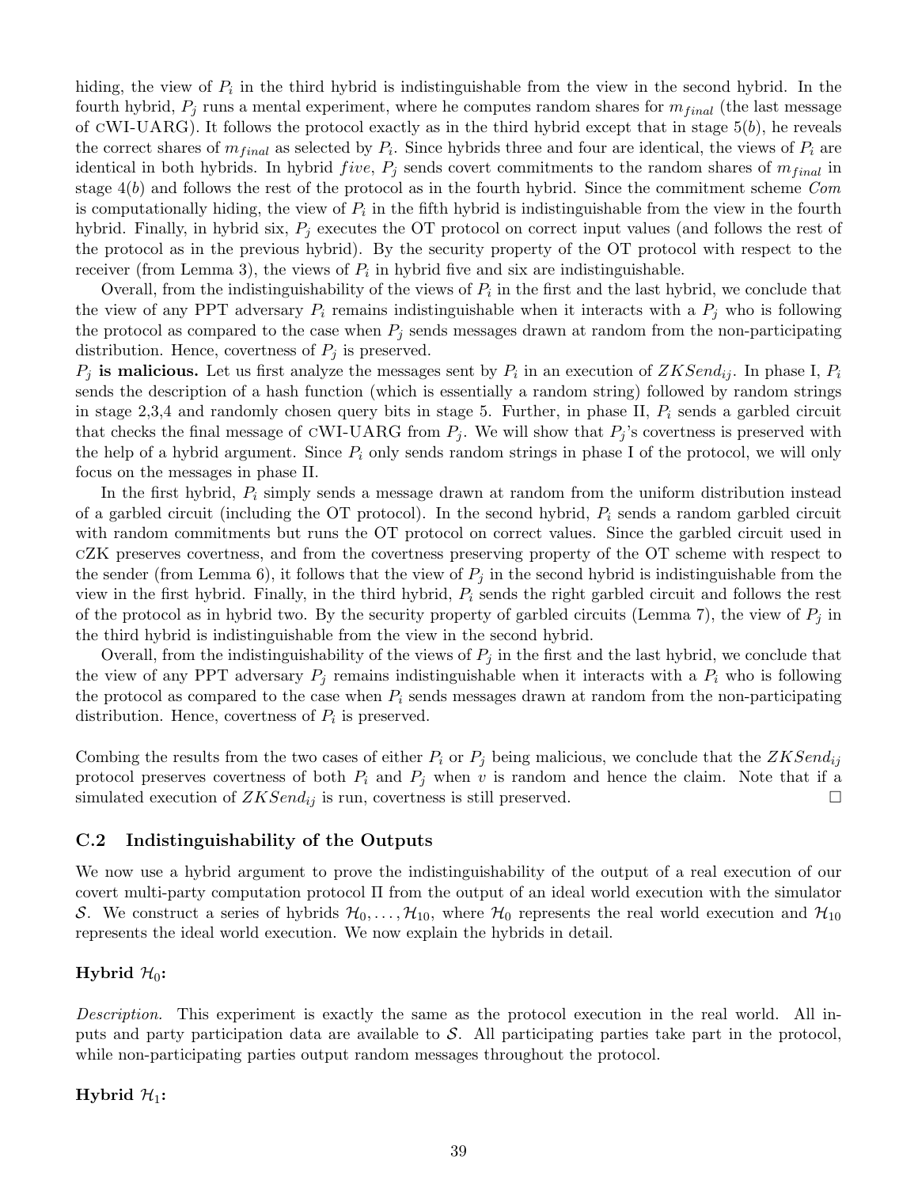hiding, the view of $P_i$ in the third hybrid is indistinguishable from the view in the second hybrid. In the fourth hybrid, $P_j$ runs a mental experiment, where he computes random shares for $m_{final}$ (the last message of cWI-UARG). It follows the protocol exactly as in the third hybrid except that in stage $5(b)$, he reveals the correct shares of $m_{final}$ as selected by $P_i$. Since hybrids three and four are identical, the views of $P_i$ are identical in both hybrids. In hybrid *five*, $P_j$ sends covert commitments to the random shares of $m_{final}$ in stage $4(b)$ and follows the rest of the protocol as in the fourth hybrid. Since the commitment scheme *Com* is computationally hiding, the view of $P_i$ in the fifth hybrid is indistinguishable from the view in the fourth hybrid. Finally, in hybrid six, $P_j$ executes the OT protocol on correct input values (and follows the rest of the protocol as in the previous hybrid). By the security property of the OT protocol with respect to the receiver (from Lemma 3), the views of $P_i$ in hybrid five and six are indistinguishable.

Overall, from the indistinguishability of the views of $P_i$ in the first and the last hybrid, we conclude that the view of any PPT adversary $P_i$ remains indistinguishable when it interacts with a $P_j$ who is following the protocol as compared to the case when $P_j$ sends messages drawn at random from the non-participating distribution. Hence, covertness of $P_j$ is preserved.

**$P_j$ is malicious.** Let us first analyze the messages sent by $P_i$ in an execution of $ZKSend_{ij}$. In phase I, $P_i$ sends the description of a hash function (which is essentially a random string) followed by random strings in stage 2,3,4 and randomly chosen query bits in stage 5. Further, in phase II, $P_i$ sends a garbled circuit that checks the final message of cWI-UARG from $P_j$. We will show that $P_j$'s covertness is preserved with the help of a hybrid argument. Since $P_i$ only sends random strings in phase I of the protocol, we will only focus on the messages in phase II.

In the first hybrid, $P_i$ simply sends a message drawn at random from the uniform distribution instead of a garbled circuit (including the OT protocol). In the second hybrid, $P_i$ sends a random garbled circuit with random commitments but runs the OT protocol on correct values. Since the garbled circuit used in cZK preserves covertness, and from the covertness preserving property of the OT scheme with respect to the sender (from Lemma 6), it follows that the view of $P_j$ in the second hybrid is indistinguishable from the view in the first hybrid. Finally, in the third hybrid, $P_i$ sends the right garbled circuit and follows the rest of the protocol as in hybrid two. By the security property of garbled circuits (Lemma 7), the view of $P_j$ in the third hybrid is indistinguishable from the view in the second hybrid.

Overall, from the indistinguishability of the views of $P_j$ in the first and the last hybrid, we conclude that the view of any PPT adversary $P_j$ remains indistinguishable when it interacts with a $P_i$ who is following the protocol as compared to the case when $P_i$ sends messages drawn at random from the non-participating distribution. Hence, covertness of $P_i$ is preserved.

Combing the results from the two cases of either $P_i$ or $P_j$ being malicious, we conclude that the $ZKSend_{ij}$ protocol preserves covertness of both $P_i$ and $P_j$ when $v$ is random and hence the claim. Note that if a simulated execution of $ZKSend_{ij}$ is run, covertness is still preserved. □

### C.2 Indistinguishability of the Outputs

We now use a hybrid argument to prove the indistinguishability of the output of a real execution of our covert multi-party computation protocol $\Pi$ from the output of an ideal world execution with the simulator $\mathcal{S}$. We construct a series of hybrids $\mathcal{H}_0, \ldots, \mathcal{H}_{10}$, where $\mathcal{H}_0$ represents the real world execution and $\mathcal{H}_{10}$ represents the ideal world execution. We now explain the hybrids in detail.

**Hybrid $\mathcal{H}_0$:**

*Description.* This experiment is exactly the same as the protocol execution in the real world. All inputs and party participation data are available to $\mathcal{S}$. All participating parties take part in the protocol, while non-participating parties output random messages throughout the protocol.

**Hybrid $\mathcal{H}_1$:**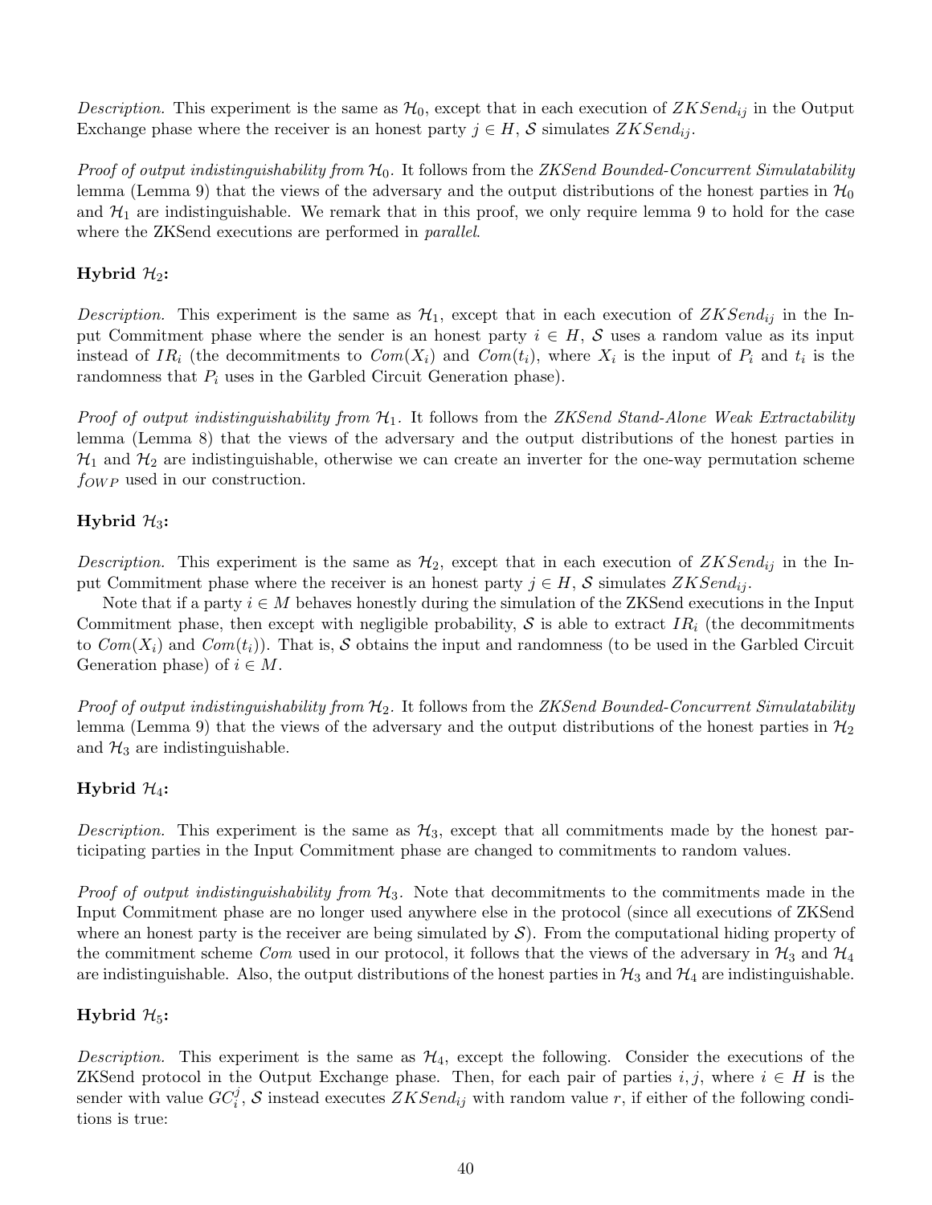*Description.* This experiment is the same as $\mathcal{H}_0$, except that in each execution of $ZKSend_{ij}$ in the Output Exchange phase where the receiver is an honest party $j \in H$, $\mathcal{S}$ simulates $ZKSend_{ij}$.

*Proof of output indistinguishability from* $\mathcal{H}_0$. It follows from the *ZKSend Bounded-Concurrent Simulatability* lemma (Lemma 9) that the views of the adversary and the output distributions of the honest parties in $\mathcal{H}_0$ and $\mathcal{H}_1$ are indistinguishable. We remark that in this proof, we only require lemma 9 to hold for the case where the ZKSend executions are performed in *parallel*.

**Hybrid $\mathcal{H}_2$:**

*Description.* This experiment is the same as $\mathcal{H}_1$, except that in each execution of $ZKSend_{ij}$ in the Input Commitment phase where the sender is an honest party $i \in H$, $\mathcal{S}$ uses a random value as its input instead of $IR_i$ (the decommitments to $Com(X_i)$ and $Com(t_i)$, where $X_i$ is the input of $P_i$ and $t_i$ is the randomness that $P_i$ uses in the Garbled Circuit Generation phase).

*Proof of output indistinguishability from* $\mathcal{H}_1$. It follows from the *ZKSend Stand-Alone Weak Extractability* lemma (Lemma 8) that the views of the adversary and the output distributions of the honest parties in $\mathcal{H}_1$ and $\mathcal{H}_2$ are indistinguishable, otherwise we can create an inverter for the one-way permutation scheme $f_{OWP}$ used in our construction.

**Hybrid $\mathcal{H}_3$:**

*Description.* This experiment is the same as $\mathcal{H}_2$, except that in each execution of $ZKSend_{ij}$ in the Input Commitment phase where the receiver is an honest party $j \in H$, $\mathcal{S}$ simulates $ZKSend_{ij}$.

Note that if a party $i \in M$ behaves honestly during the simulation of the ZKSend executions in the Input Commitment phase, then except with negligible probability, $\mathcal{S}$ is able to extract $IR_i$ (the decommitments to $Com(X_i)$ and $Com(t_i)$). That is, $\mathcal{S}$ obtains the input and randomness (to be used in the Garbled Circuit Generation phase) of $i \in M$.

*Proof of output indistinguishability from* $\mathcal{H}_2$. It follows from the *ZKSend Bounded-Concurrent Simulatability* lemma (Lemma 9) that the views of the adversary and the output distributions of the honest parties in $\mathcal{H}_2$ and $\mathcal{H}_3$ are indistinguishable.

**Hybrid $\mathcal{H}_4$:**

*Description.* This experiment is the same as $\mathcal{H}_3$, except that all commitments made by the honest participating parties in the Input Commitment phase are changed to commitments to random values.

*Proof of output indistinguishability from* $\mathcal{H}_3$. Note that decommitments to the commitments made in the Input Commitment phase are no longer used anywhere else in the protocol (since all executions of ZKSend where an honest party is the receiver are being simulated by $\mathcal{S}$). From the computational hiding property of the commitment scheme $Com$ used in our protocol, it follows that the views of the adversary in $\mathcal{H}_3$ and $\mathcal{H}_4$ are indistinguishable. Also, the output distributions of the honest parties in $\mathcal{H}_3$ and $\mathcal{H}_4$ are indistinguishable.

**Hybrid $\mathcal{H}_5$:**

*Description.* This experiment is the same as $\mathcal{H}_4$, except the following. Consider the executions of the ZKSend protocol in the Output Exchange phase. Then, for each pair of parties $i, j$, where $i \in H$ is the sender with value $GC_i^j$, $\mathcal{S}$ instead executes $ZKSend_{ij}$ with random value $r$, if either of the following conditions is true: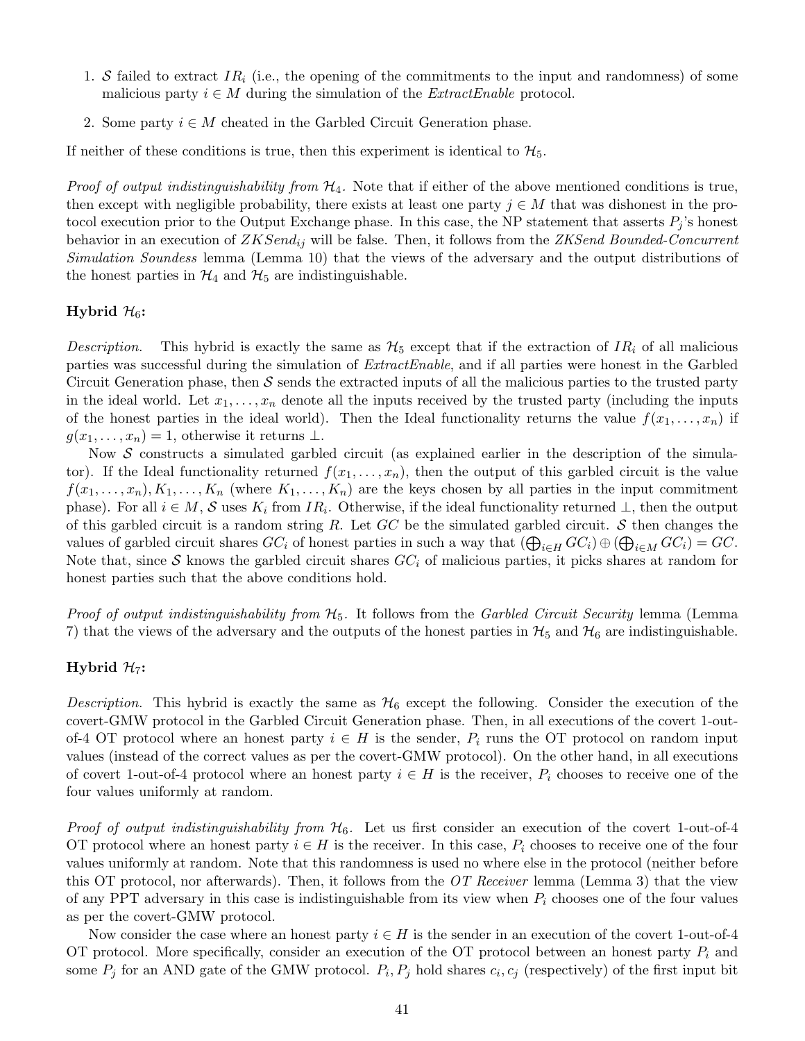1. $\mathcal{S}$ failed to extract $IR_i$ (i.e., the opening of the commitments to the input and randomness) of some malicious party $i \in M$ during the simulation of the *ExtractEnable* protocol.

2. Some party $i \in M$ cheated in the Garbled Circuit Generation phase.

If neither of these conditions is true, then this experiment is identical to $\mathcal{H}_5$.

*Proof of output indistinguishability from $\mathcal{H}_4$.* Note that if either of the above mentioned conditions is true, then except with negligible probability, there exists at least one party $j \in M$ that was dishonest in the protocol execution prior to the Output Exchange phase. In this case, the NP statement that asserts $P_j$'s honest behavior in an execution of $ZKSend_{ij}$ will be false. Then, it follows from the *ZKSend Bounded-Concurrent Simulation Soundess* lemma (Lemma 10) that the views of the adversary and the output distributions of the honest parties in $\mathcal{H}_4$ and $\mathcal{H}_5$ are indistinguishable.

**Hybrid $\mathcal{H}_6$:**

*Description.* This hybrid is exactly the same as $\mathcal{H}_5$ except that if the extraction of $IR_i$ of all malicious parties was successful during the simulation of *ExtractEnable*, and if all parties were honest in the Garbled Circuit Generation phase, then $\mathcal{S}$ sends the extracted inputs of all the malicious parties to the trusted party in the ideal world. Let $x_1, \ldots, x_n$ denote all the inputs received by the trusted party (including the inputs of the honest parties in the ideal world). Then the Ideal functionality returns the value $f(x_1, \ldots, x_n)$ if $g(x_1, \ldots, x_n) = 1$, otherwise it returns $\perp$.

Now $\mathcal{S}$ constructs a simulated garbled circuit (as explained earlier in the description of the simulator). If the Ideal functionality returned $f(x_1, \ldots, x_n)$, then the output of this garbled circuit is the value $f(x_1, \ldots, x_n), K_1, \ldots, K_n$ (where $K_1, \ldots, K_n$) are the keys chosen by all parties in the input commitment phase). For all $i \in M$, $\mathcal{S}$ uses $K_i$ from $IR_i$. Otherwise, if the ideal functionality returned $\perp$, then the output of this garbled circuit is a random string $R$. Let $GC$ be the simulated garbled circuit. $\mathcal{S}$ then changes the values of garbled circuit shares $GC_i$ of honest parties in such a way that $(\bigoplus_{i \in H} GC_i) \oplus (\bigoplus_{i \in M} GC_i) = GC$. Note that, since $\mathcal{S}$ knows the garbled circuit shares $GC_i$ of malicious parties, it picks shares at random for honest parties such that the above conditions hold.

*Proof of output indistinguishability from $\mathcal{H}_5$.* It follows from the *Garbled Circuit Security* lemma (Lemma 7) that the views of the adversary and the outputs of the honest parties in $\mathcal{H}_5$ and $\mathcal{H}_6$ are indistinguishable.

**Hybrid $\mathcal{H}_7$:**

*Description.* This hybrid is exactly the same as $\mathcal{H}_6$ except the following. Consider the execution of the covert-GMW protocol in the Garbled Circuit Generation phase. Then, in all executions of the covert 1-out-of-4 OT protocol where an honest party $i \in H$ is the sender, $P_i$ runs the OT protocol on random input values (instead of the correct values as per the covert-GMW protocol). On the other hand, in all executions of covert 1-out-of-4 protocol where an honest party $i \in H$ is the receiver, $P_i$ chooses to receive one of the four values uniformly at random.

*Proof of output indistinguishability from $\mathcal{H}_6$.* Let us first consider an execution of the covert 1-out-of-4 OT protocol where an honest party $i \in H$ is the receiver. In this case, $P_i$ chooses to receive one of the four values uniformly at random. Note that this randomness is used no where else in the protocol (neither before this OT protocol, nor afterwards). Then, it follows from the *OT Receiver* lemma (Lemma 3) that the view of any PPT adversary in this case is indistinguishable from its view when $P_i$ chooses one of the four values as per the covert-GMW protocol.

Now consider the case where an honest party $i \in H$ is the sender in an execution of the covert 1-out-of-4 OT protocol. More specifically, consider an execution of the OT protocol between an honest party $P_i$ and some $P_j$ for an AND gate of the GMW protocol. $P_i, P_j$ hold shares $c_i, c_j$ (respectively) of the first input bit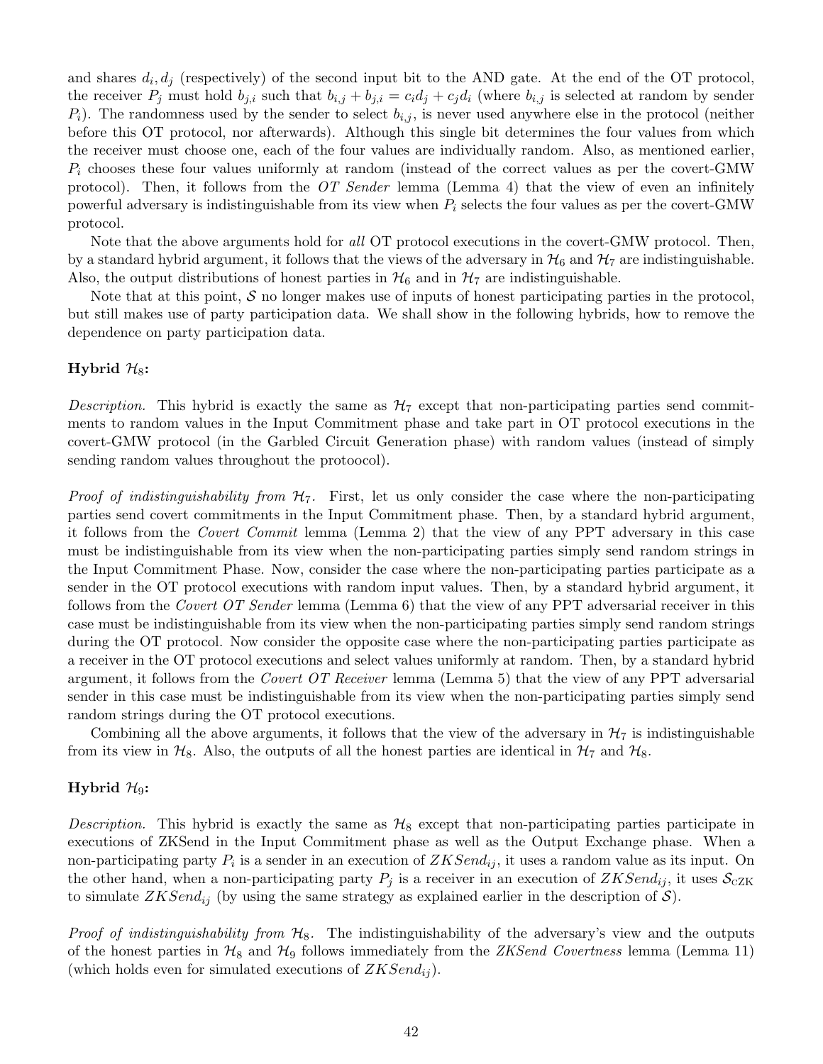and shares $d_i, d_j$ (respectively) of the second input bit to the AND gate. At the end of the OT protocol, the receiver $P_j$ must hold $b_{j,i}$ such that $b_{i,j} + b_{j,i} = c_i d_j + c_j d_i$ (where $b_{i,j}$ is selected at random by sender $P_i$). The randomness used by the sender to select $b_{i,j}$, is never used anywhere else in the protocol (neither before this OT protocol, nor afterwards). Although this single bit determines the four values from which the receiver must choose one, each of the four values are individually random. Also, as mentioned earlier, $P_i$ chooses these four values uniformly at random (instead of the correct values as per the covert-GMW protocol). Then, it follows from the *OT Sender* lemma (Lemma 4) that the view of even an infinitely powerful adversary is indistinguishable from its view when $P_i$ selects the four values as per the covert-GMW protocol.

Note that the above arguments hold for *all* OT protocol executions in the covert-GMW protocol. Then, by a standard hybrid argument, it follows that the views of the adversary in $\mathcal{H}_6$ and $\mathcal{H}_7$ are indistinguishable. Also, the output distributions of honest parties in $\mathcal{H}_6$ and in $\mathcal{H}_7$ are indistinguishable.

Note that at this point, $\mathcal{S}$ no longer makes use of inputs of honest participating parties in the protocol, but still makes use of party participation data. We shall show in the following hybrids, how to remove the dependence on party participation data.

**Hybrid $\mathcal{H}_8$:**

*Description.* This hybrid is exactly the same as $\mathcal{H}_7$ except that non-participating parties send commitments to random values in the Input Commitment phase and take part in OT protocol executions in the covert-GMW protocol (in the Garbled Circuit Generation phase) with random values (instead of simply sending random values throughout the protoocol).

*Proof of indistinguishability from $\mathcal{H}_7$.* First, let us only consider the case where the non-participating parties send covert commitments in the Input Commitment phase. Then, by a standard hybrid argument, it follows from the *Covert Commit* lemma (Lemma 2) that the view of any PPT adversary in this case must be indistinguishable from its view when the non-participating parties simply send random strings in the Input Commitment Phase. Now, consider the case where the non-participating parties participate as a sender in the OT protocol executions with random input values. Then, by a standard hybrid argument, it follows from the *Covert OT Sender* lemma (Lemma 6) that the view of any PPT adversarial receiver in this case must be indistinguishable from its view when the non-participating parties simply send random strings during the OT protocol. Now consider the opposite case where the non-participating parties participate as a receiver in the OT protocol executions and select values uniformly at random. Then, by a standard hybrid argument, it follows from the *Covert OT Receiver* lemma (Lemma 5) that the view of any PPT adversarial sender in this case must be indistinguishable from its view when the non-participating parties simply send random strings during the OT protocol executions.

Combining all the above arguments, it follows that the view of the adversary in $\mathcal{H}_7$ is indistinguishable from its view in $\mathcal{H}_8$. Also, the outputs of all the honest parties are identical in $\mathcal{H}_7$ and $\mathcal{H}_8$.

**Hybrid $\mathcal{H}_9$:**

*Description.* This hybrid is exactly the same as $\mathcal{H}_8$ except that non-participating parties participate in executions of ZKSend in the Input Commitment phase as well as the Output Exchange phase. When a non-participating party $P_i$ is a sender in an execution of $ZKSend_{ij}$, it uses a random value as its input. On the other hand, when a non-participating party $P_j$ is a receiver in an execution of $ZKSend_{ij}$, it uses $\mathcal{S}_{\text{cZK}}$ to simulate $ZKSend_{ij}$ (by using the same strategy as explained earlier in the description of $\mathcal{S}$).

*Proof of indistinguishability from $\mathcal{H}_8$.* The indistinguishability of the adversary's view and the outputs of the honest parties in $\mathcal{H}_8$ and $\mathcal{H}_9$ follows immediately from the *ZKSend Covertness* lemma (Lemma 11) (which holds even for simulated executions of $ZKSend_{ij}$).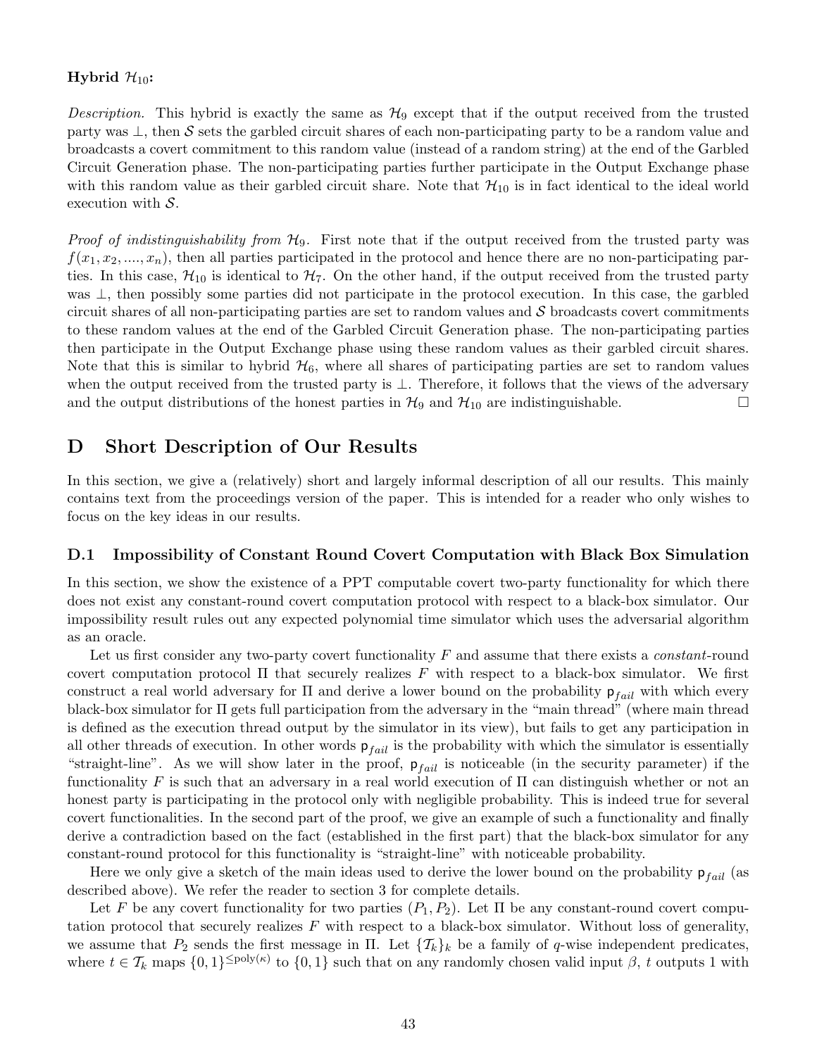**Hybrid $\mathcal{H}_{10}$:**

*Description.* This hybrid is exactly the same as $\mathcal{H}_9$ except that if the output received from the trusted party was $\perp$, then $\mathcal{S}$ sets the garbled circuit shares of each non-participating party to be a random value and broadcasts a covert commitment to this random value (instead of a random string) at the end of the Garbled Circuit Generation phase. The non-participating parties further participate in the Output Exchange phase with this random value as their garbled circuit share. Note that $\mathcal{H}_{10}$ is in fact identical to the ideal world execution with $\mathcal{S}$.

*Proof of indistinguishability from $\mathcal{H}_9$.* First note that if the output received from the trusted party was $f(x_1, x_2, ...., x_n)$, then all parties participated in the protocol and hence there are no non-participating parties. In this case, $\mathcal{H}_{10}$ is identical to $\mathcal{H}_7$. On the other hand, if the output received from the trusted party was $\perp$, then possibly some parties did not participate in the protocol execution. In this case, the garbled circuit shares of all non-participating parties are set to random values and $\mathcal{S}$ broadcasts covert commitments to these random values at the end of the Garbled Circuit Generation phase. The non-participating parties then participate in the Output Exchange phase using these random values as their garbled circuit shares. Note that this is similar to hybrid $\mathcal{H}_6$, where all shares of participating parties are set to random values when the output received from the trusted party is $\perp$. Therefore, it follows that the views of the adversary and the output distributions of the honest parties in $\mathcal{H}_9$ and $\mathcal{H}_{10}$ are indistinguishable. □

# D Short Description of Our Results

In this section, we give a (relatively) short and largely informal description of all our results. This mainly contains text from the proceedings version of the paper. This is intended for a reader who only wishes to focus on the key ideas in our results.

## D.1 Impossibility of Constant Round Covert Computation with Black Box Simulation

In this section, we show the existence of a PPT computable covert two-party functionality for which there does not exist any constant-round covert computation protocol with respect to a black-box simulator. Our impossibility result rules out any expected polynomial time simulator which uses the adversarial algorithm as an oracle.

Let us first consider any two-party covert functionality $F$ and assume that there exists a *constant*-round covert computation protocol $\Pi$ that securely realizes $F$ with respect to a black-box simulator. We first construct a real world adversary for $\Pi$ and derive a lower bound on the probability $\mathsf{p}_{fail}$ with which every black-box simulator for $\Pi$ gets full participation from the adversary in the "main thread" (where main thread is defined as the execution thread output by the simulator in its view), but fails to get any participation in all other threads of execution. In other words $\mathsf{p}_{fail}$ is the probability with which the simulator is essentially "straight-line". As we will show later in the proof, $\mathsf{p}_{fail}$ is noticeable (in the security parameter) if the functionality $F$ is such that an adversary in a real world execution of $\Pi$ can distinguish whether or not an honest party is participating in the protocol only with negligible probability. This is indeed true for several covert functionalities. In the second part of the proof, we give an example of such a functionality and finally derive a contradiction based on the fact (established in the first part) that the black-box simulator for any constant-round protocol for this functionality is "straight-line" with noticeable probability.

Here we only give a sketch of the main ideas used to derive the lower bound on the probability $\mathsf{p}_{fail}$ (as described above). We refer the reader to section 3 for complete details.

Let $F$ be any covert functionality for two parties $(P_1, P_2)$. Let $\Pi$ be any constant-round covert computation protocol that securely realizes $F$ with respect to a black-box simulator. Without loss of generality, we assume that $P_2$ sends the first message in $\Pi$. Let $\{\mathcal{T}_k\}_k$ be a family of $q$-wise independent predicates, where $t \in \mathcal{T}_k$ maps $\{0,1\}^{\leq \text{poly}(\kappa)}$ to $\{0,1\}$ such that on any randomly chosen valid input $\beta$, $t$ outputs 1 with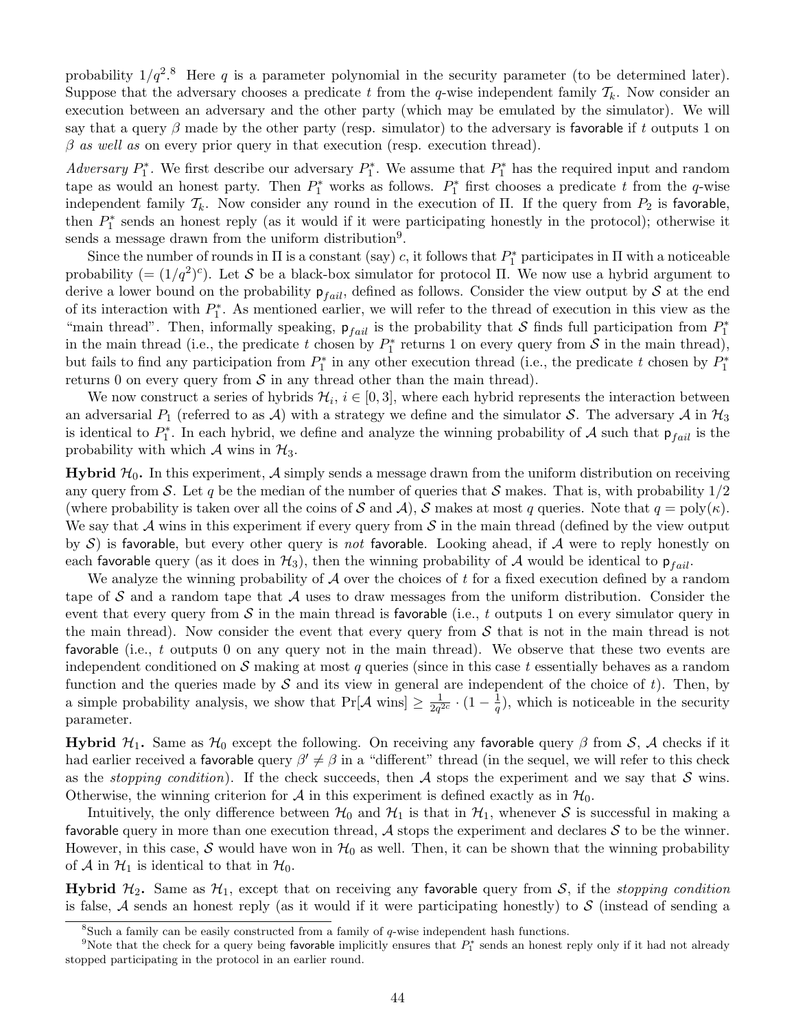probability $1/q^2$.[8] Here $q$ is a parameter polynomial in the security parameter (to be determined later). Suppose that the adversary chooses a predicate $t$ from the $q$-wise independent family $\mathcal{T}_k$. Now consider an execution between an adversary and the other party (which may be emulated by the simulator). We will say that a query $\beta$ made by the other party (resp. simulator) to the adversary is favorable if $t$ outputs 1 on $\beta$ *as well as* on every prior query in that execution (resp. execution thread).

*Adversary* $P_1^*$. We first describe our adversary $P_1^*$. We assume that $P_1^*$ has the required input and random tape as would an honest party. Then $P_1^*$ works as follows. $P_1^*$ first chooses a predicate $t$ from the $q$-wise independent family $\mathcal{T}_k$. Now consider any round in the execution of $\Pi$. If the query from $P_2$ is favorable, then $P_1^*$ sends an honest reply (as it would if it were participating honestly in the protocol); otherwise it sends a message drawn from the uniform distribution[9].

Since the number of rounds in $\Pi$ is a constant (say) $c$, it follows that $P_1^*$ participates in $\Pi$ with a noticeable probability ($= (1/q^2)^c$). Let $\mathcal{S}$ be a black-box simulator for protocol $\Pi$. We now use a hybrid argument to derive a lower bound on the probability $\mathsf{p}_{fail}$, defined as follows. Consider the view output by $\mathcal{S}$ at the end of its interaction with $P_1^*$. As mentioned earlier, we will refer to the thread of execution in this view as the "main thread". Then, informally speaking, $\mathsf{p}_{fail}$ is the probability that $\mathcal{S}$ finds full participation from $P_1^*$ in the main thread (i.e., the predicate $t$ chosen by $P_1^*$ returns 1 on every query from $\mathcal{S}$ in the main thread), but fails to find any participation from $P_1^*$ in any other execution thread (i.e., the predicate $t$ chosen by $P_1^*$ returns 0 on every query from $\mathcal{S}$ in any thread other than the main thread).

We now construct a series of hybrids $\mathcal{H}_i$, $i \in [0, 3]$, where each hybrid represents the interaction between an adversarial $P_1$ (referred to as $\mathcal{A}$) with a strategy we define and the simulator $\mathcal{S}$. The adversary $\mathcal{A}$ in $\mathcal{H}_3$ is identical to $P_1^*$. In each hybrid, we define and analyze the winning probability of $\mathcal{A}$ such that $\mathsf{p}_{fail}$ is the probability with which $\mathcal{A}$ wins in $\mathcal{H}_3$.

**Hybrid $\mathcal{H}_0$.** In this experiment, $\mathcal{A}$ simply sends a message drawn from the uniform distribution on receiving any query from $\mathcal{S}$. Let $q$ be the median of the number of queries that $\mathcal{S}$ makes. That is, with probability $1/2$ (where probability is taken over all the coins of $\mathcal{S}$ and $\mathcal{A}$), $\mathcal{S}$ makes at most $q$ queries. Note that $q = \mathrm{poly}(\kappa)$. We say that $\mathcal{A}$ wins in this experiment if every query from $\mathcal{S}$ in the main thread (defined by the view output by $\mathcal{S}$) is favorable, but every other query is *not* favorable. Looking ahead, if $\mathcal{A}$ were to reply honestly on each favorable query (as it does in $\mathcal{H}_3$), then the winning probability of $\mathcal{A}$ would be identical to $\mathsf{p}_{fail}$.

We analyze the winning probability of $\mathcal{A}$ over the choices of $t$ for a fixed execution defined by a random tape of $\mathcal{S}$ and a random tape that $\mathcal{A}$ uses to draw messages from the uniform distribution. Consider the event that every query from $\mathcal{S}$ in the main thread is favorable (i.e., $t$ outputs 1 on every simulator query in the main thread). Now consider the event that every query from $\mathcal{S}$ that is not in the main thread is not favorable (i.e., $t$ outputs 0 on any query not in the main thread). We observe that these two events are independent conditioned on $\mathcal{S}$ making at most $q$ queries (since in this case $t$ essentially behaves as a random function and the queries made by $\mathcal{S}$ and its view in general are independent of the choice of $t$). Then, by a simple probability analysis, we show that $\Pr[\mathcal{A} \text{ wins}] \geq \frac{1}{2q^{2c}} \cdot (1 - \frac{1}{q})$, which is noticeable in the security parameter.

**Hybrid $\mathcal{H}_1$.** Same as $\mathcal{H}_0$ except the following. On receiving any favorable query $\beta$ from $\mathcal{S}$, $\mathcal{A}$ checks if it had earlier received a favorable query $\beta' \neq \beta$ in a "different" thread (in the sequel, we will refer to this check as the *stopping condition*). If the check succeeds, then $\mathcal{A}$ stops the experiment and we say that $\mathcal{S}$ wins. Otherwise, the winning criterion for $\mathcal{A}$ in this experiment is defined exactly as in $\mathcal{H}_0$.

Intuitively, the only difference between $\mathcal{H}_0$ and $\mathcal{H}_1$ is that in $\mathcal{H}_1$, whenever $\mathcal{S}$ is successful in making a favorable query in more than one execution thread, $\mathcal{A}$ stops the experiment and declares $\mathcal{S}$ to be the winner. However, in this case, $\mathcal{S}$ would have won in $\mathcal{H}_0$ as well. Then, it can be shown that the winning probability of $\mathcal{A}$ in $\mathcal{H}_1$ is identical to that in $\mathcal{H}_0$.

**Hybrid $\mathcal{H}_2$.** Same as $\mathcal{H}_1$, except that on receiving any favorable query from $\mathcal{S}$, if the *stopping condition* is false, $\mathcal{A}$ sends an honest reply (as it would if it were participating honestly) to $\mathcal{S}$ (instead of sending a

[8] Such a family can be easily constructed from a family of $q$-wise independent hash functions.

[9] Note that the check for a query being favorable implicitly ensures that $P_1^*$ sends an honest reply only if it had not already stopped participating in the protocol in an earlier round.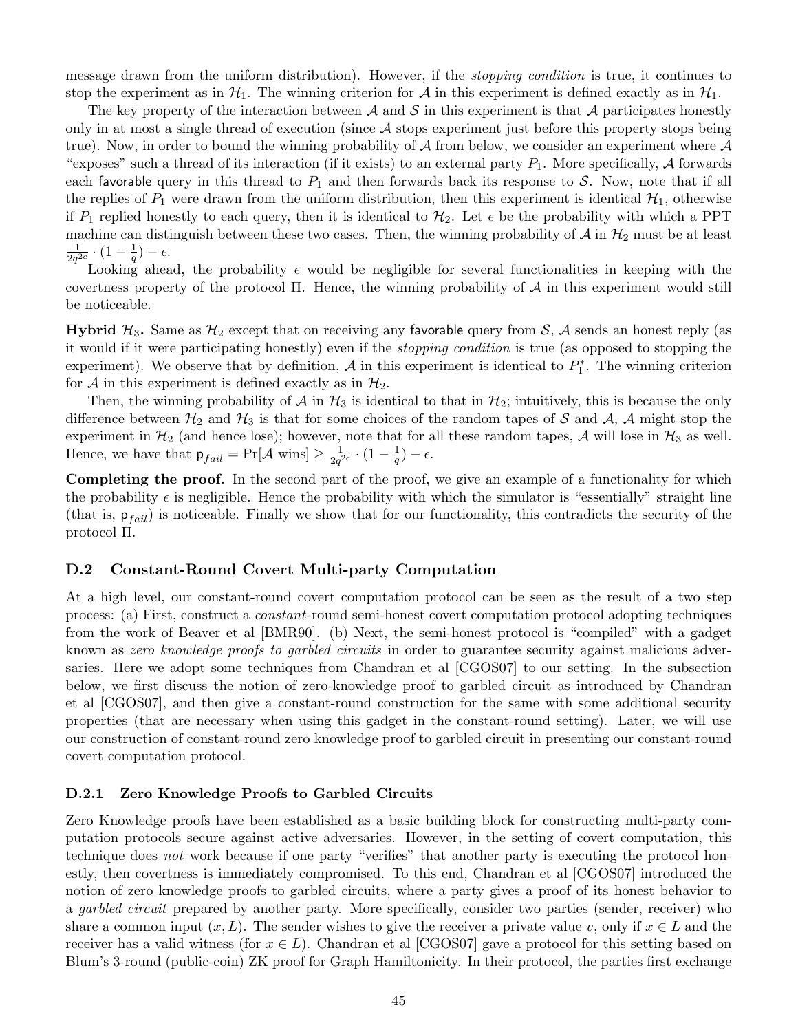message drawn from the uniform distribution). However, if the *stopping condition* is true, it continues to stop the experiment as in $\mathcal{H}_1$. The winning criterion for $\mathcal{A}$ in this experiment is defined exactly as in $\mathcal{H}_1$.

The key property of the interaction between $\mathcal{A}$ and $\mathcal{S}$ in this experiment is that $\mathcal{A}$ participates honestly only in at most a single thread of execution (since $\mathcal{A}$ stops experiment just before this property stops being true). Now, in order to bound the winning probability of $\mathcal{A}$ from below, we consider an experiment where $\mathcal{A}$ "exposes" such a thread of its interaction (if it exists) to an external party $P_1$. More specifically, $\mathcal{A}$ forwards each favorable query in this thread to $P_1$ and then forwards back its response to $\mathcal{S}$. Now, note that if all the replies of $P_1$ were drawn from the uniform distribution, then this experiment is identical $\mathcal{H}_1$, otherwise if $P_1$ replied honestly to each query, then it is identical to $\mathcal{H}_2$. Let $\epsilon$ be the probability with which a PPT machine can distinguish between these two cases. Then, the winning probability of $\mathcal{A}$ in $\mathcal{H}_2$ must be at least $\frac{1}{2q^{2c}} \cdot (1 - \frac{1}{q}) - \epsilon$.

Looking ahead, the probability $\epsilon$ would be negligible for several functionalities in keeping with the covertness property of the protocol $\Pi$. Hence, the winning probability of $\mathcal{A}$ in this experiment would still be noticeable.

**Hybrid $\mathcal{H}_3$.** Same as $\mathcal{H}_2$ except that on receiving any favorable query from $\mathcal{S}$, $\mathcal{A}$ sends an honest reply (as it would if it were participating honestly) even if the *stopping condition* is true (as opposed to stopping the experiment). We observe that by definition, $\mathcal{A}$ in this experiment is identical to $P_1^*$. The winning criterion for $\mathcal{A}$ in this experiment is defined exactly as in $\mathcal{H}_2$.

Then, the winning probability of $\mathcal{A}$ in $\mathcal{H}_3$ is identical to that in $\mathcal{H}_2$; intuitively, this is because the only difference between $\mathcal{H}_2$ and $\mathcal{H}_3$ is that for some choices of the random tapes of $\mathcal{S}$ and $\mathcal{A}$, $\mathcal{A}$ might stop the experiment in $\mathcal{H}_2$ (and hence lose); however, note that for all these random tapes, $\mathcal{A}$ will lose in $\mathcal{H}_3$ as well. Hence, we have that $\mathsf{p}_{fail} = \Pr[\mathcal{A} \text{ wins}] \geq \frac{1}{2q^{2c}} \cdot (1 - \frac{1}{q}) - \epsilon$.

**Completing the proof.** In the second part of the proof, we give an example of a functionality for which the probability $\epsilon$ is negligible. Hence the probability with which the simulator is "essentially" straight line (that is, $\mathsf{p}_{fail}$) is noticeable. Finally we show that for our functionality, this contradicts the security of the protocol $\Pi$.

## D.2 Constant-Round Covert Multi-party Computation

At a high level, our constant-round covert computation protocol can be seen as the result of a two step process: (a) First, construct a *constant*-round semi-honest covert computation protocol adopting techniques from the work of Beaver et al [BMR90]. (b) Next, the semi-honest protocol is "compiled" with a gadget known as *zero knowledge proofs to garbled circuits* in order to guarantee security against malicious adversaries. Here we adopt some techniques from Chandran et al [CGOS07] to our setting. In the subsection below, we first discuss the notion of zero-knowledge proof to garbled circuit as introduced by Chandran et al [CGOS07], and then give a constant-round construction for the same with some additional security properties (that are necessary when using this gadget in the constant-round setting). Later, we will use our construction of constant-round zero knowledge proof to garbled circuit in presenting our constant-round covert computation protocol.

### D.2.1 Zero Knowledge Proofs to Garbled Circuits

Zero Knowledge proofs have been established as a basic building block for constructing multi-party computation protocols secure against active adversaries. However, in the setting of covert computation, this technique does *not* work because if one party "verifies" that another party is executing the protocol honestly, then covertness is immediately compromised. To this end, Chandran et al [CGOS07] introduced the notion of zero knowledge proofs to garbled circuits, where a party gives a proof of its honest behavior to a *garbled circuit* prepared by another party. More specifically, consider two parties (sender, receiver) who share a common input $(x, L)$. The sender wishes to give the receiver a private value $v$, only if $x \in L$ and the receiver has a valid witness (for $x \in L$). Chandran et al [CGOS07] gave a protocol for this setting based on Blum's 3-round (public-coin) ZK proof for Graph Hamiltonicity. In their protocol, the parties first exchange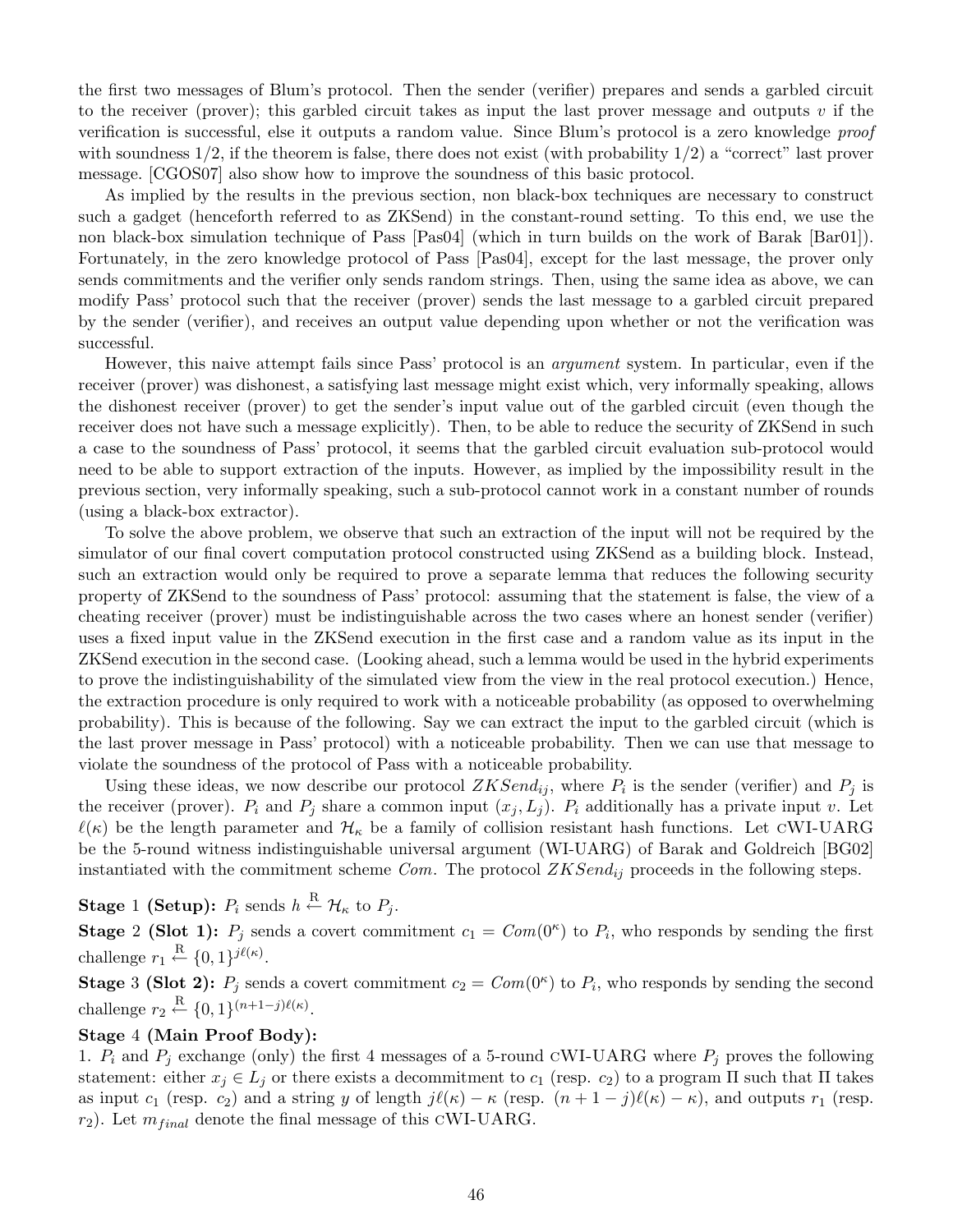the first two messages of Blum's protocol. Then the sender (verifier) prepares and sends a garbled circuit to the receiver (prover); this garbled circuit takes as input the last prover message and outputs $v$ if the verification is successful, else it outputs a random value. Since Blum's protocol is a zero knowledge *proof* with soundness $1/2$, if the theorem is false, there does not exist (with probability $1/2$) a "correct" last prover message. [CGOS07] also show how to improve the soundness of this basic protocol.

As implied by the results in the previous section, non black-box techniques are necessary to construct such a gadget (henceforth referred to as ZKSend) in the constant-round setting. To this end, we use the non black-box simulation technique of Pass [Pas04] (which in turn builds on the work of Barak [Bar01]). Fortunately, in the zero knowledge protocol of Pass [Pas04], except for the last message, the prover only sends commitments and the verifier only sends random strings. Then, using the same idea as above, we can modify Pass' protocol such that the receiver (prover) sends the last message to a garbled circuit prepared by the sender (verifier), and receives an output value depending upon whether or not the verification was successful.

However, this naive attempt fails since Pass' protocol is an *argument* system. In particular, even if the receiver (prover) was dishonest, a satisfying last message might exist which, very informally speaking, allows the dishonest receiver (prover) to get the sender's input value out of the garbled circuit (even though the receiver does not have such a message explicitly). Then, to be able to reduce the security of ZKSend in such a case to the soundness of Pass' protocol, it seems that the garbled circuit evaluation sub-protocol would need to be able to support extraction of the inputs. However, as implied by the impossibility result in the previous section, very informally speaking, such a sub-protocol cannot work in a constant number of rounds (using a black-box extractor).

To solve the above problem, we observe that such an extraction of the input will not be required by the simulator of our final covert computation protocol constructed using ZKSend as a building block. Instead, such an extraction would only be required to prove a separate lemma that reduces the following security property of ZKSend to the soundness of Pass' protocol: assuming that the statement is false, the view of a cheating receiver (prover) must be indistinguishable across the two cases where an honest sender (verifier) uses a fixed input value in the ZKSend execution in the first case and a random value as its input in the ZKSend execution in the second case. (Looking ahead, such a lemma would be used in the hybrid experiments to prove the indistinguishability of the simulated view from the view in the real protocol execution.) Hence, the extraction procedure is only required to work with a noticeable probability (as opposed to overwhelming probability). This is because of the following. Say we can extract the input to the garbled circuit (which is the last prover message in Pass' protocol) with a noticeable probability. Then we can use that message to violate the soundness of the protocol of Pass with a noticeable probability.

Using these ideas, we now describe our protocol $ZKSend_{ij}$, where $P_i$ is the sender (verifier) and $P_j$ is the receiver (prover). $P_i$ and $P_j$ share a common input $(x_j, L_j)$. $P_i$ additionally has a private input $v$. Let $\ell(\kappa)$ be the length parameter and $\mathcal{H}_\kappa$ be a family of collision resistant hash functions. Let cWI-UARG be the 5-round witness indistinguishable universal argument (WI-UARG) of Barak and Goldreich [BG02] instantiated with the commitment scheme $Com$. The protocol $ZKSend_{ij}$ proceeds in the following steps.

**Stage** 1 **(Setup):** $P_i$ sends $h \xleftarrow{\text{R}} \mathcal{H}_\kappa$ to $P_j$.

**Stage** 2 **(Slot 1):** $P_j$ sends a covert commitment $c_1 = Com(0^\kappa)$ to $P_i$, who responds by sending the first challenge $r_1 \xleftarrow{\text{R}} \{0,1\}^{j\ell(\kappa)}$.

**Stage** 3 **(Slot 2):** $P_j$ sends a covert commitment $c_2 = Com(0^\kappa)$ to $P_i$, who responds by sending the second challenge $r_2 \xleftarrow{\text{R}} \{0,1\}^{(n+1-j)\ell(\kappa)}$.

**Stage** 4 **(Main Proof Body):**

1. $P_i$ and $P_j$ exchange (only) the first 4 messages of a 5-round cWI-UARG where $P_j$ proves the following statement: either $x_j \in L_j$ or there exists a decommitment to $c_1$ (resp. $c_2$) to a program $\Pi$ such that $\Pi$ takes as input $c_1$ (resp. $c_2$) and a string $y$ of length $j\ell(\kappa) - \kappa$ (resp. $(n+1-j)\ell(\kappa) - \kappa$), and outputs $r_1$ (resp. $r_2$). Let $m_{final}$ denote the final message of this cWI-UARG.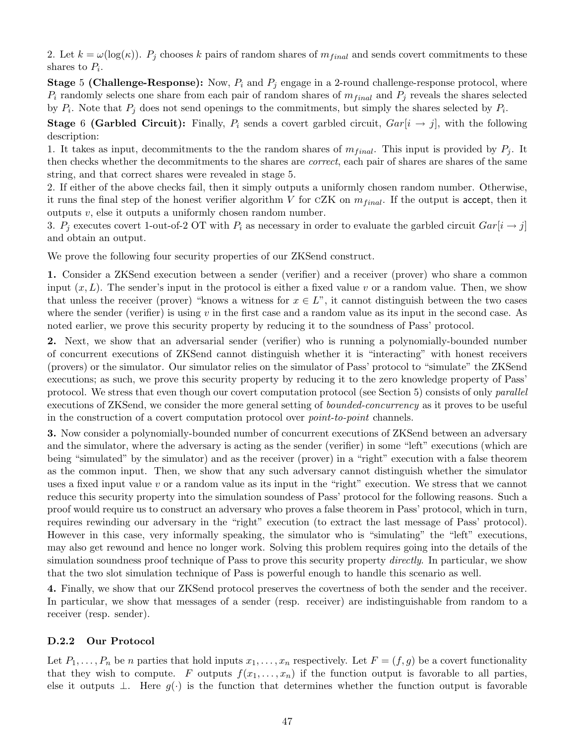2. Let $k = \omega(\log(\kappa))$. $P_j$ chooses $k$ pairs of random shares of $m_{final}$ and sends covert commitments to these shares to $P_i$.

**Stage 5 (Challenge-Response):** Now, $P_i$ and $P_j$ engage in a 2-round challenge-response protocol, where $P_i$ randomly selects one share from each pair of random shares of $m_{final}$ and $P_j$ reveals the shares selected by $P_i$. Note that $P_j$ does not send openings to the commitments, but simply the shares selected by $P_i$.

**Stage 6 (Garbled Circuit):** Finally, $P_i$ sends a covert garbled circuit, $Gar[i \to j]$, with the following description:

1. It takes as input, decommitments to the the random shares of $m_{final}$. This input is provided by $P_j$. It then checks whether the decommitments to the shares are *correct*, each pair of shares are shares of the same string, and that correct shares were revealed in stage 5.

2. If either of the above checks fail, then it simply outputs a uniformly chosen random number. Otherwise, it runs the final step of the honest verifier algorithm $V$ for cZK on $m_{final}$. If the output is accept, then it outputs $v$, else it outputs a uniformly chosen random number.

3. $P_j$ executes covert 1-out-of-2 OT with $P_i$ as necessary in order to evaluate the garbled circuit $Gar[i \to j]$ and obtain an output.

We prove the following four security properties of our ZKSend construct.

**1.** Consider a ZKSend execution between a sender (verifier) and a receiver (prover) who share a common input $(x, L)$. The sender's input in the protocol is either a fixed value $v$ or a random value. Then, we show that unless the receiver (prover) "knows a witness for $x \in L$", it cannot distinguish between the two cases where the sender (verifier) is using $v$ in the first case and a random value as its input in the second case. As noted earlier, we prove this security property by reducing it to the soundness of Pass' protocol.

**2.** Next, we show that an adversarial sender (verifier) who is running a polynomially-bounded number of concurrent executions of ZKSend cannot distinguish whether it is "interacting" with honest receivers (provers) or the simulator. Our simulator relies on the simulator of Pass' protocol to "simulate" the ZKSend executions; as such, we prove this security property by reducing it to the zero knowledge property of Pass' protocol. We stress that even though our covert computation protocol (see Section 5) consists of only *parallel* executions of ZKSend, we consider the more general setting of *bounded-concurrency* as it proves to be useful in the construction of a covert computation protocol over *point-to-point* channels.

**3.** Now consider a polynomially-bounded number of concurrent executions of ZKSend between an adversary and the simulator, where the adversary is acting as the sender (verifier) in some "left" executions (which are being "simulated" by the simulator) and as the receiver (prover) in a "right" execution with a false theorem as the common input. Then, we show that any such adversary cannot distinguish whether the simulator uses a fixed input value $v$ or a random value as its input in the "right" execution. We stress that we cannot reduce this security property into the simulation soundess of Pass' protocol for the following reasons. Such a proof would require us to construct an adversary who proves a false theorem in Pass' protocol, which in turn, requires rewinding our adversary in the "right" execution (to extract the last message of Pass' protocol). However in this case, very informally speaking, the simulator who is "simulating" the "left" executions, may also get rewound and hence no longer work. Solving this problem requires going into the details of the simulation soundness proof technique of Pass to prove this security property *directly*. In particular, we show that the two slot simulation technique of Pass is powerful enough to handle this scenario as well.

**4.** Finally, we show that our ZKSend protocol preserves the covertness of both the sender and the receiver. In particular, we show that messages of a sender (resp. receiver) are indistinguishable from random to a receiver (resp. sender).

### D.2.2 Our Protocol

Let $P_1, \ldots, P_n$ be $n$ parties that hold inputs $x_1, \ldots, x_n$ respectively. Let $F = (f, g)$ be a covert functionality that they wish to compute. $F$ outputs $f(x_1, \ldots, x_n)$ if the function output is favorable to all parties, else it outputs $\perp$. Here $g(\cdot)$ is the function that determines whether the function output is favorable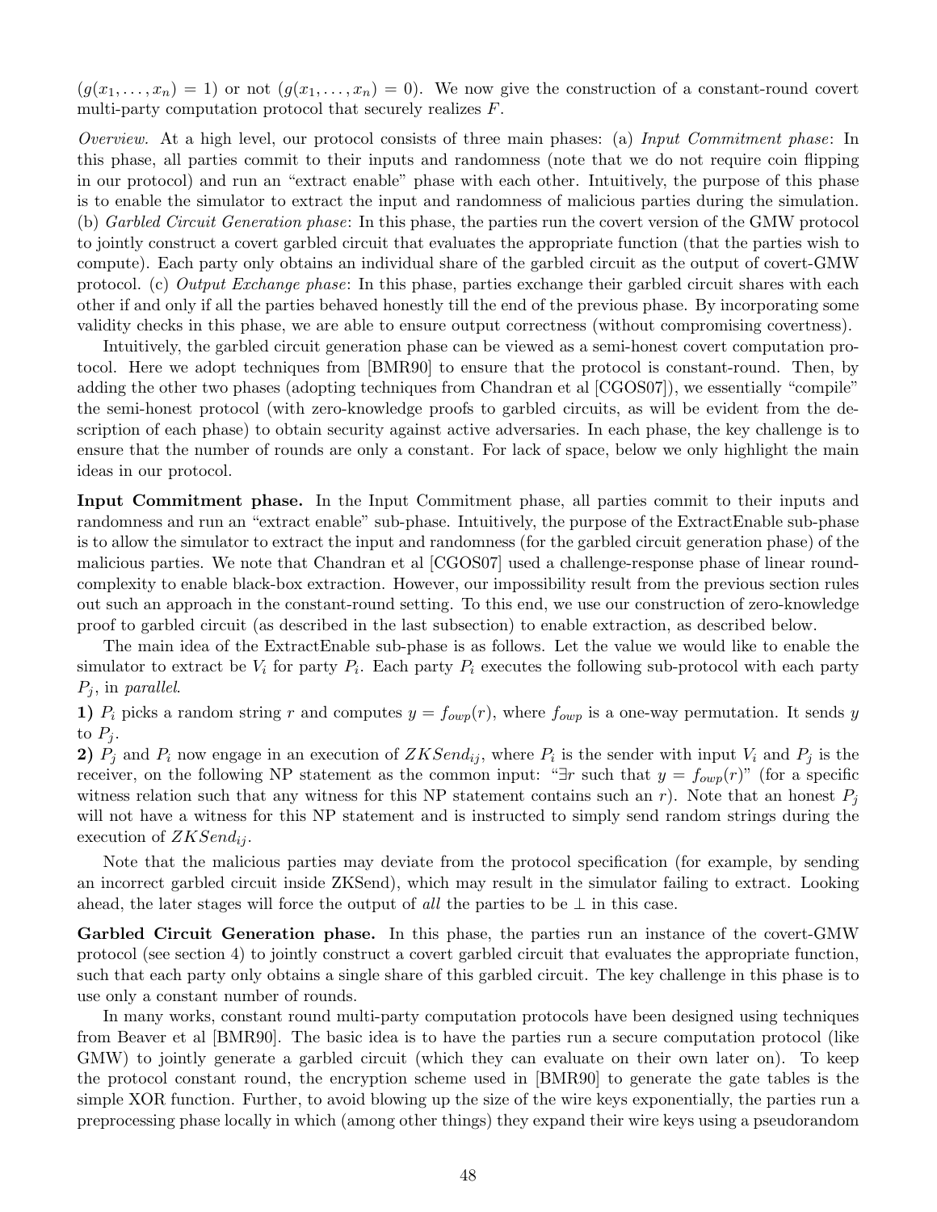($g(x_1, \ldots, x_n) = 1$) or not ($g(x_1, \ldots, x_n) = 0$). We now give the construction of a constant-round covert multi-party computation protocol that securely realizes $F$.

*Overview.* At a high level, our protocol consists of three main phases: (a) *Input Commitment phase*: In this phase, all parties commit to their inputs and randomness (note that we do not require coin flipping in our protocol) and run an "extract enable" phase with each other. Intuitively, the purpose of this phase is to enable the simulator to extract the input and randomness of malicious parties during the simulation. (b) *Garbled Circuit Generation phase*: In this phase, the parties run the covert version of the GMW protocol to jointly construct a covert garbled circuit that evaluates the appropriate function (that the parties wish to compute). Each party only obtains an individual share of the garbled circuit as the output of covert-GMW protocol. (c) *Output Exchange phase*: In this phase, parties exchange their garbled circuit shares with each other if and only if all the parties behaved honestly till the end of the previous phase. By incorporating some validity checks in this phase, we are able to ensure output correctness (without compromising covertness).

Intuitively, the garbled circuit generation phase can be viewed as a semi-honest covert computation protocol. Here we adopt techniques from [BMR90] to ensure that the protocol is constant-round. Then, by adding the other two phases (adopting techniques from Chandran et al [CGOS07]), we essentially "compile" the semi-honest protocol (with zero-knowledge proofs to garbled circuits, as will be evident from the description of each phase) to obtain security against active adversaries. In each phase, the key challenge is to ensure that the number of rounds are only a constant. For lack of space, below we only highlight the main ideas in our protocol.

**Input Commitment phase.** In the Input Commitment phase, all parties commit to their inputs and randomness and run an "extract enable" sub-phase. Intuitively, the purpose of the ExtractEnable sub-phase is to allow the simulator to extract the input and randomness (for the garbled circuit generation phase) of the malicious parties. We note that Chandran et al [CGOS07] used a challenge-response phase of linear round-complexity to enable black-box extraction. However, our impossibility result from the previous section rules out such an approach in the constant-round setting. To this end, we use our construction of zero-knowledge proof to garbled circuit (as described in the last subsection) to enable extraction, as described below.

The main idea of the ExtractEnable sub-phase is as follows. Let the value we would like to enable the simulator to extract be $V_i$ for party $P_i$. Each party $P_i$ executes the following sub-protocol with each party $P_j$, in *parallel*.

**1)** $P_i$ picks a random string $r$ and computes $y = f_{owp}(r)$, where $f_{owp}$ is a one-way permutation. It sends $y$ to $P_j$.

**2)** $P_j$ and $P_i$ now engage in an execution of $ZKSend_{ij}$, where $P_i$ is the sender with input $V_i$ and $P_j$ is the receiver, on the following NP statement as the common input: "$\exists r$ such that $y = f_{owp}(r)$" (for a specific witness relation such that any witness for this NP statement contains such an $r$). Note that an honest $P_j$ will not have a witness for this NP statement and is instructed to simply send random strings during the execution of $ZKSend_{ij}$.

Note that the malicious parties may deviate from the protocol specification (for example, by sending an incorrect garbled circuit inside ZKSend), which may result in the simulator failing to extract. Looking ahead, the later stages will force the output of *all* the parties to be $\perp$ in this case.

**Garbled Circuit Generation phase.** In this phase, the parties run an instance of the covert-GMW protocol (see section 4) to jointly construct a covert garbled circuit that evaluates the appropriate function, such that each party only obtains a single share of this garbled circuit. The key challenge in this phase is to use only a constant number of rounds.

In many works, constant round multi-party computation protocols have been designed using techniques from Beaver et al [BMR90]. The basic idea is to have the parties run a secure computation protocol (like GMW) to jointly generate a garbled circuit (which they can evaluate on their own later on). To keep the protocol constant round, the encryption scheme used in [BMR90] to generate the gate tables is the simple XOR function. Further, to avoid blowing up the size of the wire keys exponentially, the parties run a preprocessing phase locally in which (among other things) they expand their wire keys using a pseudorandom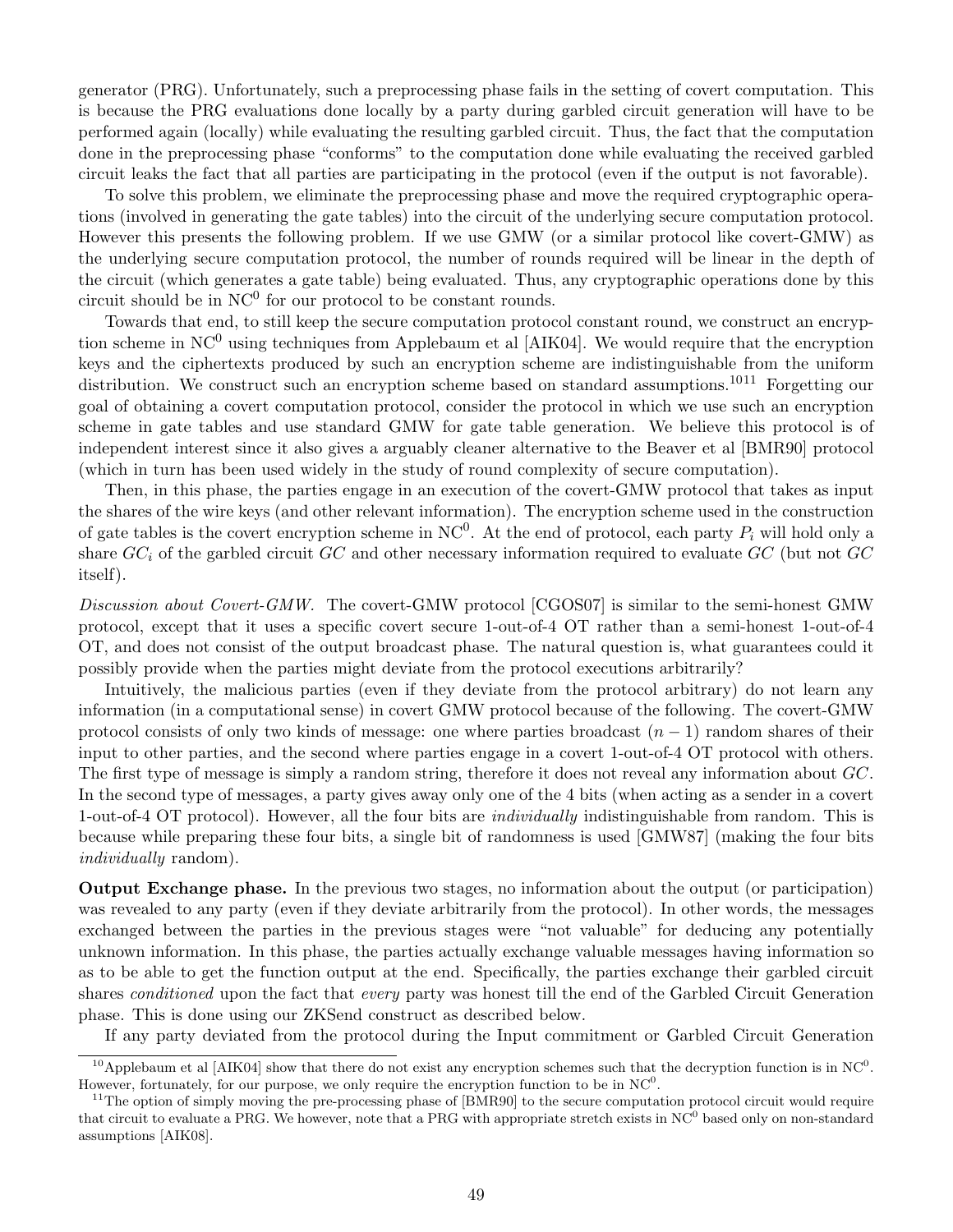generator (PRG). Unfortunately, such a preprocessing phase fails in the setting of covert computation. This is because the PRG evaluations done locally by a party during garbled circuit generation will have to be performed again (locally) while evaluating the resulting garbled circuit. Thus, the fact that the computation done in the preprocessing phase "conforms" to the computation done while evaluating the received garbled circuit leaks the fact that all parties are participating in the protocol (even if the output is not favorable).

To solve this problem, we eliminate the preprocessing phase and move the required cryptographic operations (involved in generating the gate tables) into the circuit of the underlying secure computation protocol. However this presents the following problem. If we use GMW (or a similar protocol like covert-GMW) as the underlying secure computation protocol, the number of rounds required will be linear in the depth of the circuit (which generates a gate table) being evaluated. Thus, any cryptographic operations done by this circuit should be in $\mathrm{NC}^0$ for our protocol to be constant rounds.

Towards that end, to still keep the secure computation protocol constant round, we construct an encryption scheme in $\mathrm{NC}^0$ using techniques from Applebaum et al [AIK04]. We would require that the encryption keys and the ciphertexts produced by such an encryption scheme are indistinguishable from the uniform distribution. We construct such an encryption scheme based on standard assumptions.[10][11] Forgetting our goal of obtaining a covert computation protocol, consider the protocol in which we use such an encryption scheme in gate tables and use standard GMW for gate table generation. We believe this protocol is of independent interest since it also gives a arguably cleaner alternative to the Beaver et al [BMR90] protocol (which in turn has been used widely in the study of round complexity of secure computation).

Then, in this phase, the parties engage in an execution of the covert-GMW protocol that takes as input the shares of the wire keys (and other relevant information). The encryption scheme used in the construction of gate tables is the covert encryption scheme in $\mathrm{NC}^0$. At the end of protocol, each party $P_i$ will hold only a share $GC_i$ of the garbled circuit $GC$ and other necessary information required to evaluate $GC$ (but not $GC$ itself).

*Discussion about Covert-GMW.* The covert-GMW protocol [CGOS07] is similar to the semi-honest GMW protocol, except that it uses a specific covert secure 1-out-of-4 OT rather than a semi-honest 1-out-of-4 OT, and does not consist of the output broadcast phase. The natural question is, what guarantees could it possibly provide when the parties might deviate from the protocol executions arbitrarily?

Intuitively, the malicious parties (even if they deviate from the protocol arbitrary) do not learn any information (in a computational sense) in covert GMW protocol because of the following. The covert-GMW protocol consists of only two kinds of message: one where parties broadcast $(n-1)$ random shares of their input to other parties, and the second where parties engage in a covert 1-out-of-4 OT protocol with others. The first type of message is simply a random string, therefore it does not reveal any information about $GC$. In the second type of messages, a party gives away only one of the 4 bits (when acting as a sender in a covert 1-out-of-4 OT protocol). However, all the four bits are *individually* indistinguishable from random. This is because while preparing these four bits, a single bit of randomness is used [GMW87] (making the four bits *individually* random).

**Output Exchange phase.** In the previous two stages, no information about the output (or participation) was revealed to any party (even if they deviate arbitrarily from the protocol). In other words, the messages exchanged between the parties in the previous stages were "not valuable" for deducing any potentially unknown information. In this phase, the parties actually exchange valuable messages having information so as to be able to get the function output at the end. Specifically, the parties exchange their garbled circuit shares *conditioned* upon the fact that *every* party was honest till the end of the Garbled Circuit Generation phase. This is done using our ZKSend construct as described below.

If any party deviated from the protocol during the Input commitment or Garbled Circuit Generation

[10] Applebaum et al [AIK04] show that there do not exist any encryption schemes such that the decryption function is in $\mathrm{NC}^0$. However, fortunately, for our purpose, we only require the encryption function to be in $\mathrm{NC}^0$.

[11] The option of simply moving the pre-processing phase of [BMR90] to the secure computation protocol circuit would require that circuit to evaluate a PRG. We however, note that a PRG with appropriate stretch exists in $\mathrm{NC}^0$ based only on non-standard assumptions [AIK08].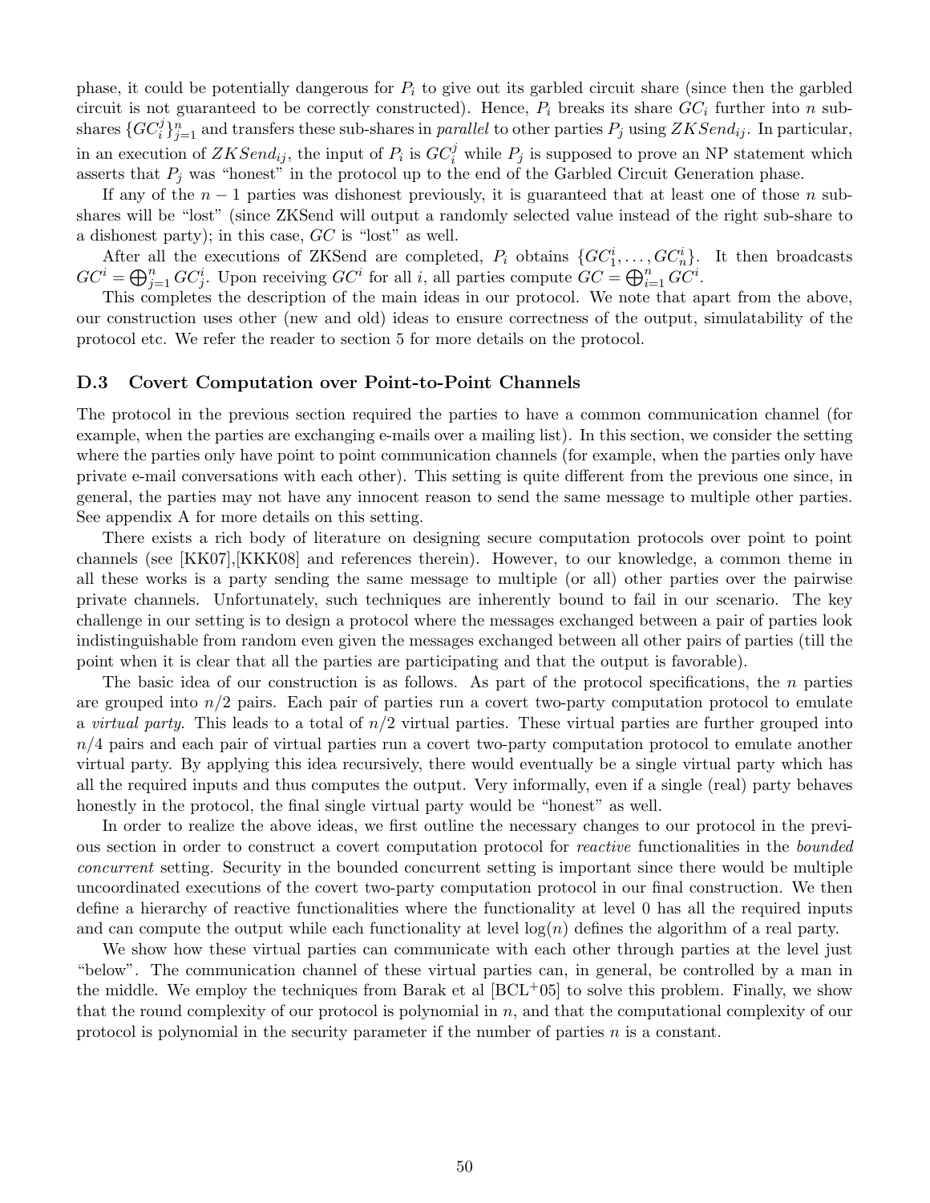phase, it could be potentially dangerous for $P_i$ to give out its garbled circuit share (since then the garbled circuit is not guaranteed to be correctly constructed). Hence, $P_i$ breaks its share $GC_i$ further into $n$ sub-shares $\{GC_i^j\}_{j=1}^n$ and transfers these sub-shares in *parallel* to other parties $P_j$ using $ZKSend_{ij}$. In particular, in an execution of $ZKSend_{ij}$, the input of $P_i$ is $GC_i^j$ while $P_j$ is supposed to prove an NP statement which asserts that $P_j$ was "honest" in the protocol up to the end of the Garbled Circuit Generation phase.

If any of the $n-1$ parties was dishonest previously, it is guaranteed that at least one of those $n$ sub-shares will be "lost" (since ZKSend will output a randomly selected value instead of the right sub-share to a dishonest party); in this case, $GC$ is "lost" as well.

After all the executions of ZKSend are completed, $P_i$ obtains $\{GC_1^i, \ldots, GC_n^i\}$. It then broadcasts $GC^i = \bigoplus_{j=1}^n GC_j^i$. Upon receiving $GC^i$ for all $i$, all parties compute $GC = \bigoplus_{i=1}^n GC^i$.

This completes the description of the main ideas in our protocol. We note that apart from the above, our construction uses other (new and old) ideas to ensure correctness of the output, simulatability of the protocol etc. We refer the reader to section 5 for more details on the protocol.

### D.3 Covert Computation over Point-to-Point Channels

The protocol in the previous section required the parties to have a common communication channel (for example, when the parties are exchanging e-mails over a mailing list). In this section, we consider the setting where the parties only have point to point communication channels (for example, when the parties only have private e-mail conversations with each other). This setting is quite different from the previous one since, in general, the parties may not have any innocent reason to send the same message to multiple other parties. See appendix A for more details on this setting.

There exists a rich body of literature on designing secure computation protocols over point to point channels (see [KK07],[KKK08] and references therein). However, to our knowledge, a common theme in all these works is a party sending the same message to multiple (or all) other parties over the pairwise private channels. Unfortunately, such techniques are inherently bound to fail in our scenario. The key challenge in our setting is to design a protocol where the messages exchanged between a pair of parties look indistinguishable from random even given the messages exchanged between all other pairs of parties (till the point when it is clear that all the parties are participating and that the output is favorable).

The basic idea of our construction is as follows. As part of the protocol specifications, the $n$ parties are grouped into $n/2$ pairs. Each pair of parties run a covert two-party computation protocol to emulate a *virtual party*. This leads to a total of $n/2$ virtual parties. These virtual parties are further grouped into $n/4$ pairs and each pair of virtual parties run a covert two-party computation protocol to emulate another virtual party. By applying this idea recursively, there would eventually be a single virtual party which has all the required inputs and thus computes the output. Very informally, even if a single (real) party behaves honestly in the protocol, the final single virtual party would be "honest" as well.

In order to realize the above ideas, we first outline the necessary changes to our protocol in the previous section in order to construct a covert computation protocol for *reactive* functionalities in the *bounded concurrent* setting. Security in the bounded concurrent setting is important since there would be multiple uncoordinated executions of the covert two-party computation protocol in our final construction. We then define a hierarchy of reactive functionalities where the functionality at level 0 has all the required inputs and can compute the output while each functionality at level $\log(n)$ defines the algorithm of a real party.

We show how these virtual parties can communicate with each other through parties at the level just "below". The communication channel of these virtual parties can, in general, be controlled by a man in the middle. We employ the techniques from Barak et al [BCL+05] to solve this problem. Finally, we show that the round complexity of our protocol is polynomial in $n$, and that the computational complexity of our protocol is polynomial in the security parameter if the number of parties $n$ is a constant.